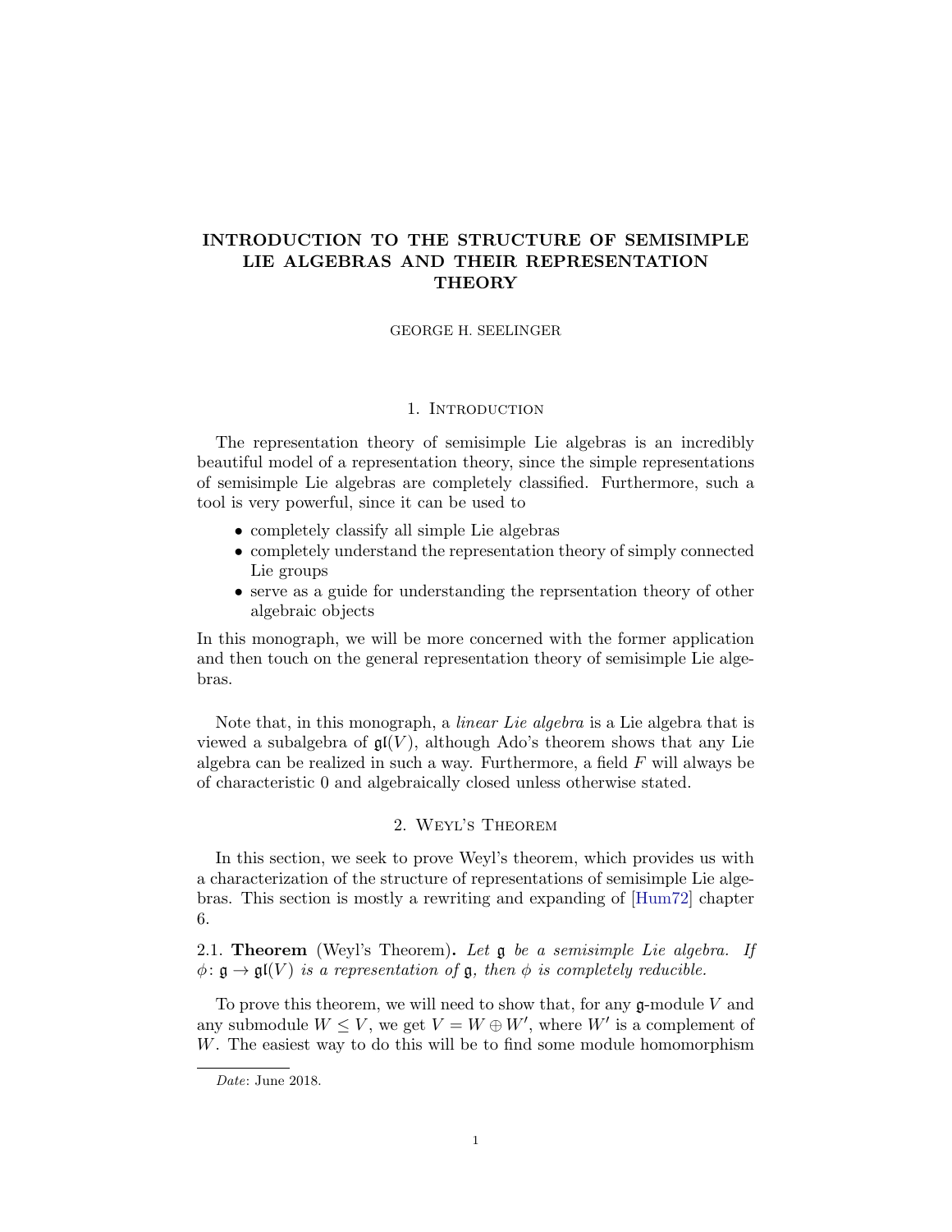# INTRODUCTION TO THE STRUCTURE OF SEMISIMPLE LIE ALGEBRAS AND THEIR REPRESENTATION THEORY

GEORGE H. SEELINGER

## 1. Introduction

The representation theory of semisimple Lie algebras is an incredibly beautiful model of a representation theory, since the simple representations of semisimple Lie algebras are completely classified. Furthermore, such a tool is very powerful, since it can be used to

- completely classify all simple Lie algebras
- completely understand the representation theory of simply connected Lie groups
- serve as a guide for understanding the reprsentation theory of other algebraic objects

In this monograph, we will be more concerned with the former application and then touch on the general representation theory of semisimple Lie algebras.

Note that, in this monograph, a *linear Lie algebra* is a Lie algebra that is viewed a subalgebra of $\mathfrak{gl}(V)$, although Ado's theorem shows that any Lie algebra can be realized in such a way. Furthermore, a field $F$ will always be of characteristic 0 and algebraically closed unless otherwise stated.

## 2. Weyl's Theorem

In this section, we seek to prove Weyl's theorem, which provides us with a characterization of the structure of representations of semisimple Lie algebras. This section is mostly a rewriting and expanding of [Hum72] chapter 6.

2.1. **Theorem** (Weyl's Theorem)**.** *Let $\mathfrak{g}$ be a semisimple Lie algebra. If $\phi\colon \mathfrak{g} \to \mathfrak{gl}(V)$ is a representation of $\mathfrak{g}$, then $\phi$ is completely reducible.*

To prove this theorem, we will need to show that, for any $\mathfrak{g}$-module $V$ and any submodule $W \leq V$, we get $V = W \oplus W'$, where $W'$ is a complement of $W$. The easiest way to do this will be to find some module homomorphism

*Date*: June 2018.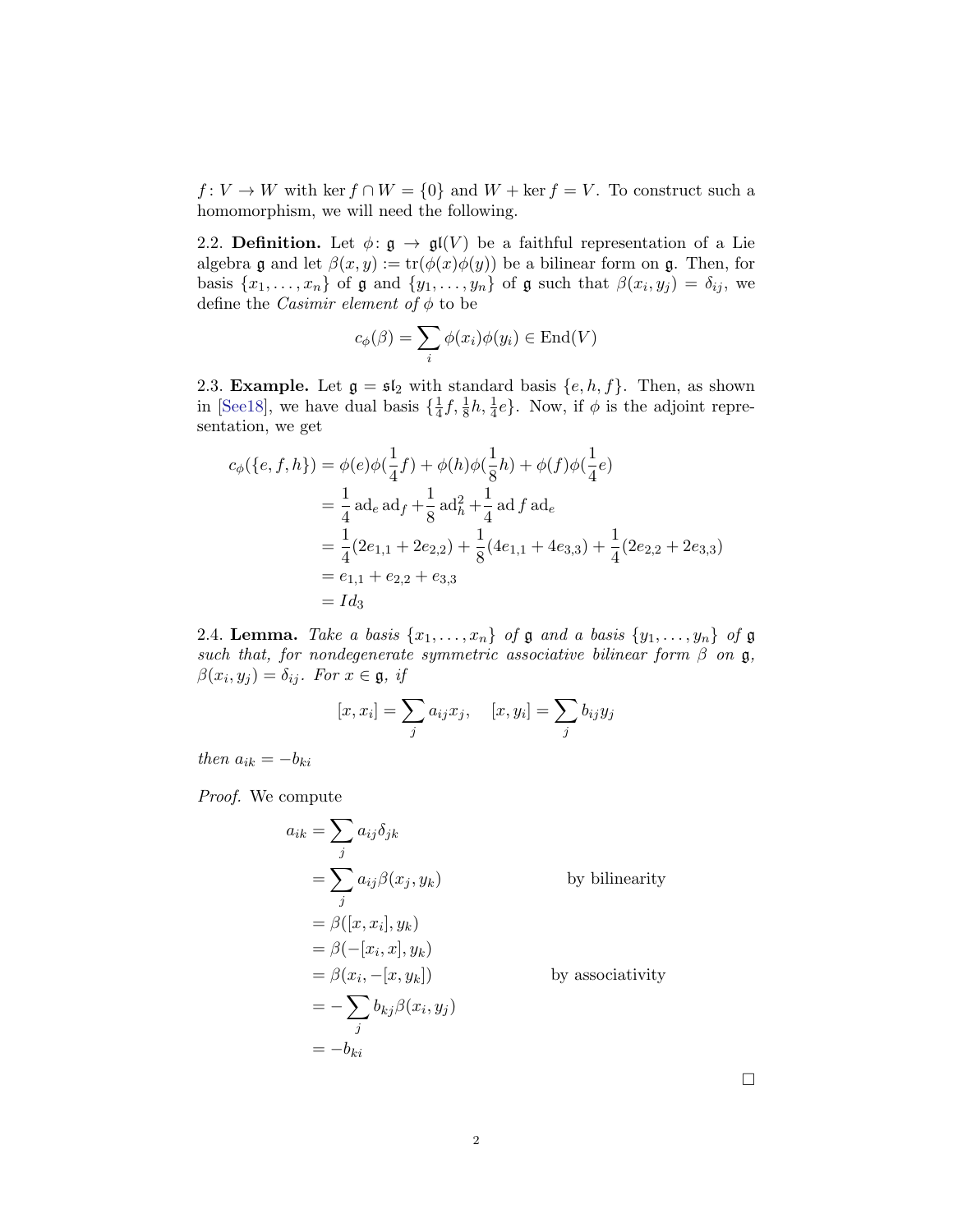$f\colon V \to W$ with $\ker f \cap W = \{0\}$ and $W + \ker f = V$. To construct such a homomorphism, we will need the following.

2.2. **Definition.** Let $\phi\colon \mathfrak{g} \to \mathfrak{gl}(V)$ be a faithful representation of a Lie algebra $\mathfrak{g}$ and let $\beta(x, y) := \operatorname{tr}(\phi(x)\phi(y))$ be a bilinear form on $\mathfrak{g}$. Then, for basis $\{x_1, \ldots, x_n\}$ of $\mathfrak{g}$ and $\{y_1, \ldots, y_n\}$ of $\mathfrak{g}$ such that $\beta(x_i, y_j) = \delta_{ij}$, we define the *Casimir element of* $\phi$ to be

$$c_\phi(\beta) = \sum_i \phi(x_i)\phi(y_i) \in \operatorname{End}(V)$$

2.3. **Example.** Let $\mathfrak{g} = \mathfrak{sl}_2$ with standard basis $\{e, h, f\}$. Then, as shown in [See18], we have dual basis $\{\frac{1}{4}f, \frac{1}{8}h, \frac{1}{4}e\}$. Now, if $\phi$ is the adjoint representation, we get

$$\begin{aligned}
c_\phi(\{e, f, h\}) &= \phi(e)\phi(\frac{1}{4}f) + \phi(h)\phi(\frac{1}{8}h) + \phi(f)\phi(\frac{1}{4}e) \\
&= \frac{1}{4}\operatorname{ad}_e \operatorname{ad}_f + \frac{1}{8}\operatorname{ad}_h^2 + \frac{1}{4}\operatorname{ad} f \operatorname{ad}_e \\
&= \frac{1}{4}(2e_{1,1} + 2e_{2,2}) + \frac{1}{8}(4e_{1,1} + 4e_{3,3}) + \frac{1}{4}(2e_{2,2} + 2e_{3,3}) \\
&= e_{1,1} + e_{2,2} + e_{3,3} \\
&= Id_3
\end{aligned}$$

2.4. **Lemma.** *Take a basis $\{x_1, \ldots, x_n\}$ of $\mathfrak{g}$ and a basis $\{y_1, \ldots, y_n\}$ of $\mathfrak{g}$ such that, for nondegenerate symmetric associative bilinear form $\beta$ on $\mathfrak{g}$, $\beta(x_i, y_j) = \delta_{ij}$. For $x \in \mathfrak{g}$, if*

$$[x, x_i] = \sum_j a_{ij} x_j, \quad [x, y_i] = \sum_j b_{ij} y_j$$

*then $a_{ik} = -b_{ki}$*

*Proof.* We compute

$$\begin{aligned}
a_{ik} &= \sum_j a_{ij}\delta_{jk} \\
&= \sum_j a_{ij}\beta(x_j, y_k) && \text{by bilinearity} \\
&= \beta([x, x_i], y_k) \\
&= \beta(-[x_i, x], y_k) \\
&= \beta(x_i, -[x, y_k]) && \text{by associativity} \\
&= -\sum_j b_{kj}\beta(x_i, y_j) \\
&= -b_{ki}
\end{aligned}$$

□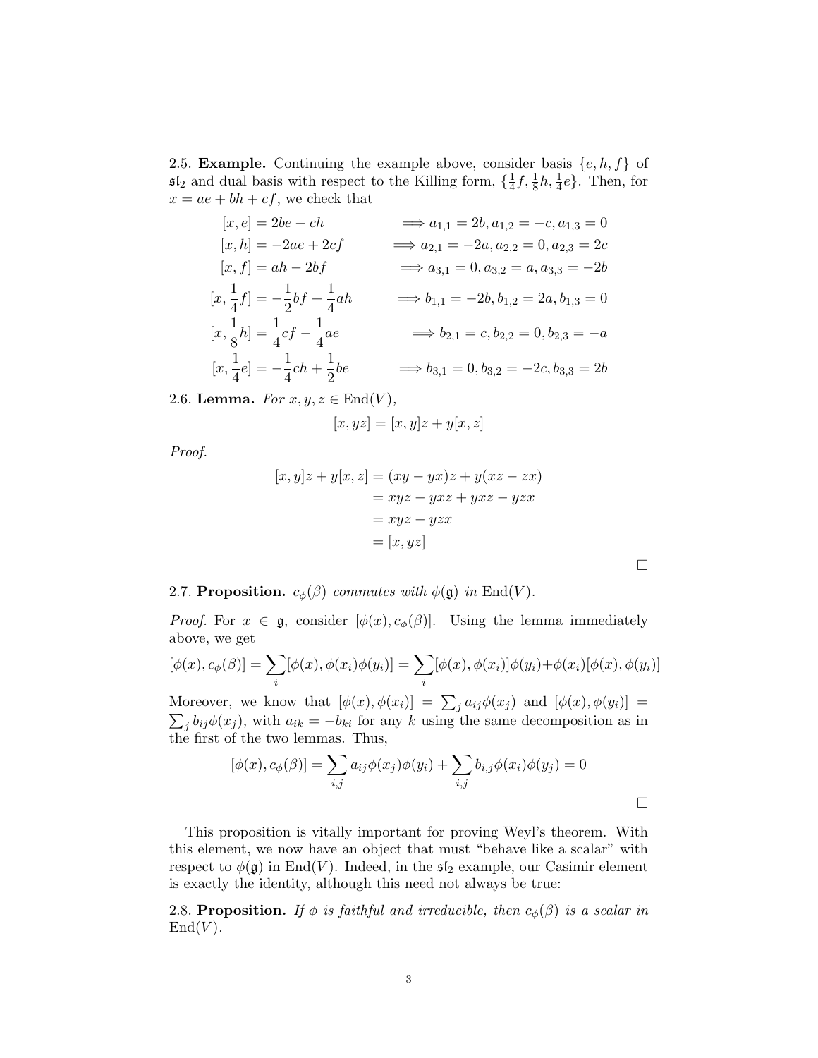2.5. **Example.** Continuing the example above, consider basis $\{e, h, f\}$ of $\mathfrak{sl}_2$ and dual basis with respect to the Killing form, $\{\frac{1}{4}f, \frac{1}{8}h, \frac{1}{4}e\}$. Then, for $x = ae + bh + cf$, we check that

$$
\begin{aligned}
[x, e] &= 2be - ch & &\implies a_{1,1} = 2b, a_{1,2} = -c, a_{1,3} = 0 \\
[x, h] &= -2ae + 2cf & &\implies a_{2,1} = -2a, a_{2,2} = 0, a_{2,3} = 2c \\
[x, f] &= ah - 2bf & &\implies a_{3,1} = 0, a_{3,2} = a, a_{3,3} = -2b \\
[x, \frac{1}{4}f] &= -\frac{1}{2}bf + \frac{1}{4}ah & &\implies b_{1,1} = -2b, b_{1,2} = 2a, b_{1,3} = 0 \\
[x, \frac{1}{8}h] &= \frac{1}{4}cf - \frac{1}{4}ae & &\implies b_{2,1} = c, b_{2,2} = 0, b_{2,3} = -a \\
[x, \frac{1}{4}e] &= -\frac{1}{4}ch + \frac{1}{2}be & &\implies b_{3,1} = 0, b_{3,2} = -2c, b_{3,3} = 2b
\end{aligned}
$$

2.6. **Lemma.** *For $x, y, z \in \operatorname{End}(V)$,*

$$[x, yz] = [x, y]z + y[x, z]$$

*Proof.*

$$
\begin{aligned}
[x, y]z + y[x, z] &= (xy - yx)z + y(xz - zx) \\
&= xyz - yxz + yxz - yzx \\
&= xyz - yzx \\
&= [x, yz]
\end{aligned}
$$

□

2.7. **Proposition.** *$c_\phi(\beta)$ commutes with $\phi(\mathfrak{g})$ in $\operatorname{End}(V)$.*

*Proof.* For $x \in \mathfrak{g}$, consider $[\phi(x), c_\phi(\beta)]$. Using the lemma immediately above, we get

$$[\phi(x), c_\phi(\beta)] = \sum_i [\phi(x), \phi(x_i)\phi(y_i)] = \sum_i [\phi(x), \phi(x_i)]\phi(y_i) + \phi(x_i)[\phi(x), \phi(y_i)]$$

Moreover, we know that $[\phi(x), \phi(x_i)] = \sum_j a_{ij}\phi(x_j)$ and $[\phi(x), \phi(y_i)] = \sum_j b_{ij}\phi(x_j)$, with $a_{ik} = -b_{ki}$ for any $k$ using the same decomposition as in the first of the two lemmas. Thus,

$$[\phi(x), c_\phi(\beta)] = \sum_{i,j} a_{ij}\phi(x_j)\phi(y_i) + \sum_{i,j} b_{i,j}\phi(x_i)\phi(y_j) = 0$$

□

This proposition is vitally important for proving Weyl's theorem. With this element, we now have an object that must "behave like a scalar" with respect to $\phi(\mathfrak{g})$ in $\operatorname{End}(V)$. Indeed, in the $\mathfrak{sl}_2$ example, our Casimir element is exactly the identity, although this need not always be true:

2.8. **Proposition.** *If $\phi$ is faithful and irreducible, then $c_\phi(\beta)$ is a scalar in $\operatorname{End}(V)$.*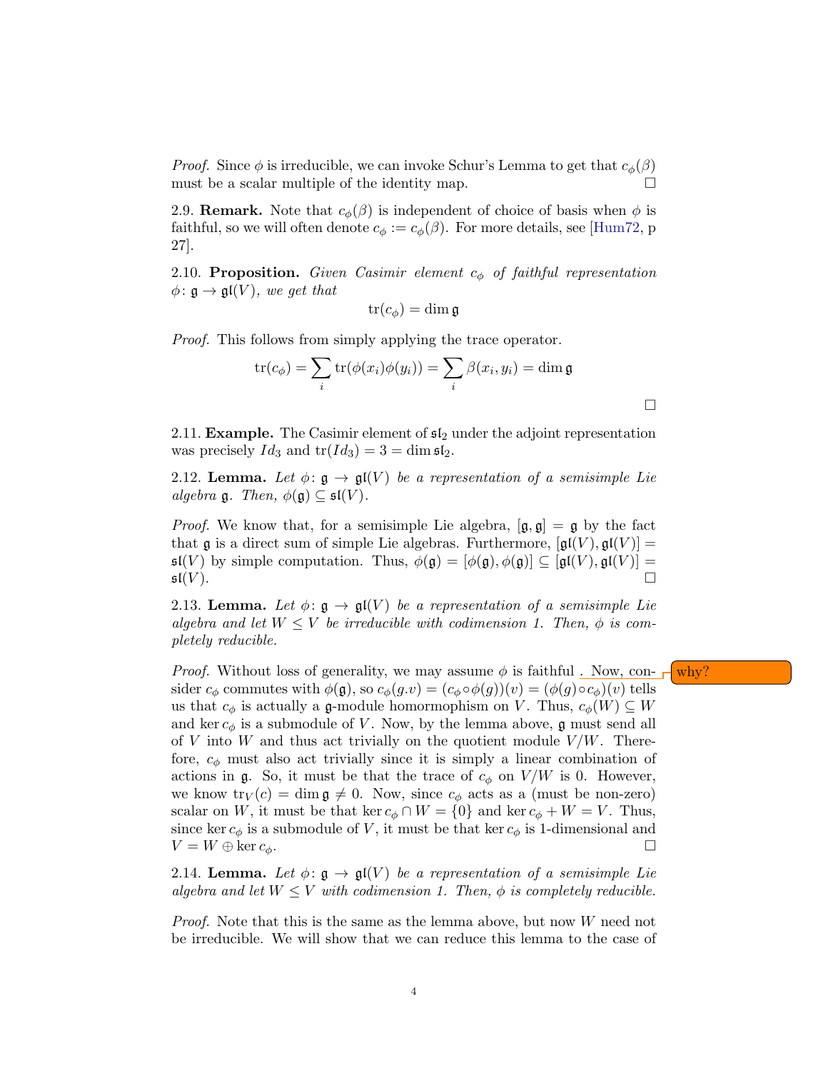*Proof.* Since $\phi$ is irreducible, we can invoke Schur's Lemma to get that $c_\phi(\beta)$ must be a scalar multiple of the identity map. $\square$

2.9. **Remark.** Note that $c_\phi(\beta)$ is independent of choice of basis when $\phi$ is faithful, so we will often denote $c_\phi := c_\phi(\beta)$. For more details, see [Hum72, p 27].

2.10. **Proposition.** *Given Casimir element $c_\phi$ of faithful representation $\phi\colon \mathfrak{g} \to \mathfrak{gl}(V)$, we get that*

$$\operatorname{tr}(c_\phi) = \dim \mathfrak{g}$$

*Proof.* This follows from simply applying the trace operator.

$$\operatorname{tr}(c_\phi) = \sum_i \operatorname{tr}(\phi(x_i)\phi(y_i)) = \sum_i \beta(x_i, y_i) = \dim \mathfrak{g}$$

$\square$

2.11. **Example.** The Casimir element of $\mathfrak{sl}_2$ under the adjoint representation was precisely $Id_3$ and $\operatorname{tr}(Id_3) = 3 = \dim \mathfrak{sl}_2$.

2.12. **Lemma.** *Let $\phi\colon \mathfrak{g} \to \mathfrak{gl}(V)$ be a representation of a semisimple Lie algebra $\mathfrak{g}$. Then, $\phi(\mathfrak{g}) \subseteq \mathfrak{sl}(V)$.*

*Proof.* We know that, for a semisimple Lie algebra, $[\mathfrak{g}, \mathfrak{g}] = \mathfrak{g}$ by the fact that $\mathfrak{g}$ is a direct sum of simple Lie algebras. Furthermore, $[\mathfrak{gl}(V), \mathfrak{gl}(V)] = \mathfrak{sl}(V)$ by simple computation. Thus, $\phi(\mathfrak{g}) = [\phi(\mathfrak{g}), \phi(\mathfrak{g})] \subseteq [\mathfrak{gl}(V), \mathfrak{gl}(V)] = \mathfrak{sl}(V)$. $\square$

2.13. **Lemma.** *Let $\phi\colon \mathfrak{g} \to \mathfrak{gl}(V)$ be a representation of a semisimple Lie algebra and let $W \leq V$ be irreducible with codimension 1. Then, $\phi$ is completely reducible.*

*Proof.* Without loss of generality, we may assume $\phi$ is faithful . Now, consider $c_\phi$ commutes with $\phi(\mathfrak{g})$, so $c_\phi(g.v) = (c_\phi \circ \phi(g))(v) = (\phi(g) \circ c_\phi)(v)$ tells us that $c_\phi$ is actually a $\mathfrak{g}$-module homormophism on $V$. Thus, $c_\phi(W) \subseteq W$ and $\ker c_\phi$ is a submodule of $V$. Now, by the lemma above, $\mathfrak{g}$ must send all of $V$ into $W$ and thus act trivially on the quotient module $V/W$. Therefore, $c_\phi$ must also act trivially since it is simply a linear combination of actions in $\mathfrak{g}$. So, it must be that the trace of $c_\phi$ on $V/W$ is 0. However, we know $\operatorname{tr}_V(c) = \dim \mathfrak{g} \neq 0$. Now, since $c_\phi$ acts as a (must be non-zero) scalar on $W$, it must be that $\ker c_\phi \cap W = \{0\}$ and $\ker c_\phi + W = V$. Thus, since $\ker c_\phi$ is a submodule of $V$, it must be that $\ker c_\phi$ is 1-dimensional and $V = W \oplus \ker c_\phi$. $\square$

why?

2.14. **Lemma.** *Let $\phi\colon \mathfrak{g} \to \mathfrak{gl}(V)$ be a representation of a semisimple Lie algebra and let $W \leq V$ with codimension 1. Then, $\phi$ is completely reducible.*

*Proof.* Note that this is the same as the lemma above, but now $W$ need not be irreducible. We will show that we can reduce this lemma to the case of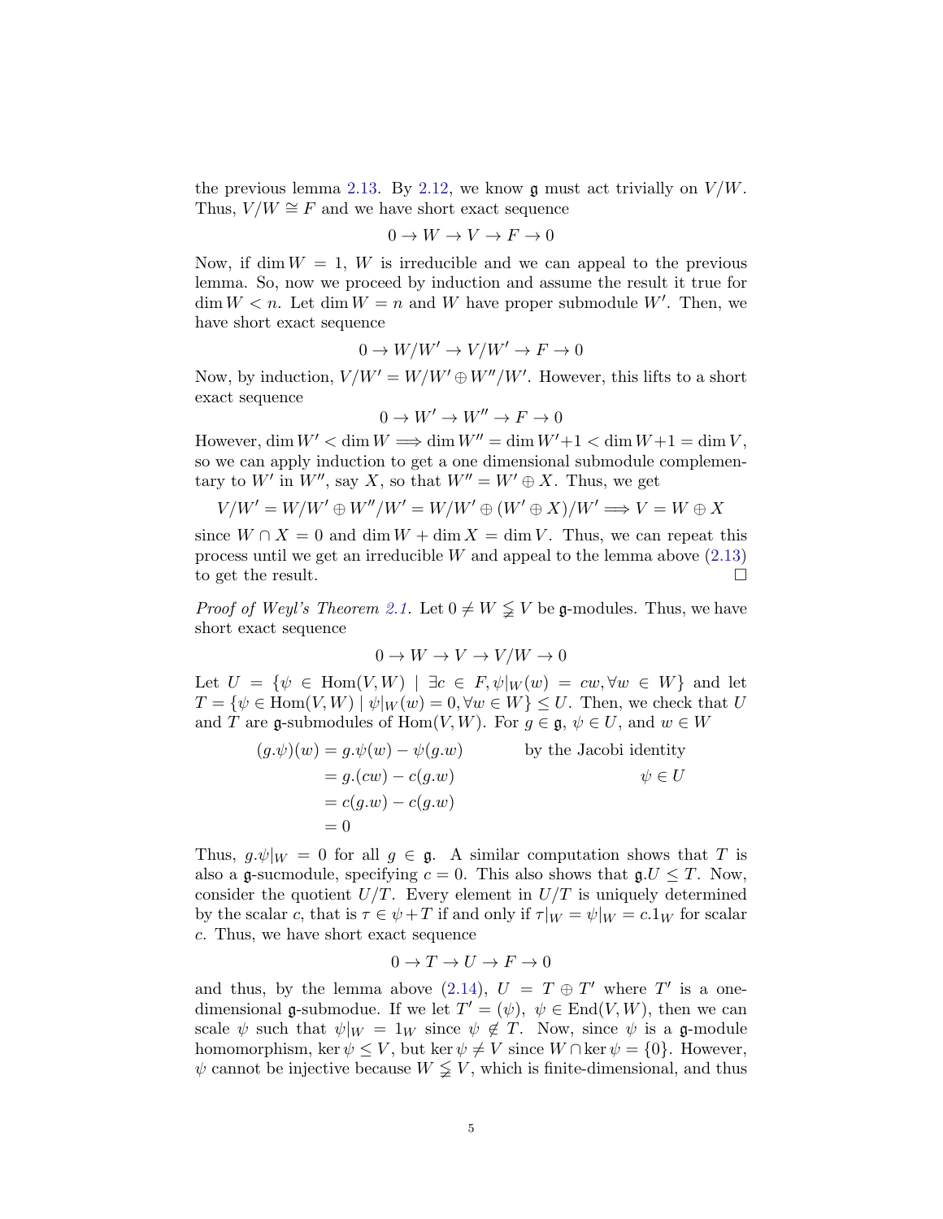the previous lemma 2.13. By 2.12, we know $\mathfrak{g}$ must act trivially on $V/W$. Thus, $V/W \cong F$ and we have short exact sequence

$$0 \to W \to V \to F \to 0$$

Now, if $\dim W = 1$, $W$ is irreducible and we can appeal to the previous lemma. So, now we proceed by induction and assume the result it true for $\dim W < n$. Let $\dim W = n$ and $W$ have proper submodule $W'$. Then, we have short exact sequence

$$0 \to W/W' \to V/W' \to F \to 0$$

Now, by induction, $V/W' = W/W' \oplus W''/W'$. However, this lifts to a short exact sequence

$$0 \to W' \to W'' \to F \to 0$$

However, $\dim W' < \dim W \implies \dim W'' = \dim W' + 1 < \dim W + 1 = \dim V$, so we can apply induction to get a one dimensional submodule complementary to $W'$ in $W''$, say $X$, so that $W'' = W' \oplus X$. Thus, we get

$$V/W' = W/W' \oplus W''/W' = W/W' \oplus (W' \oplus X)/W' \implies V = W \oplus X$$

since $W \cap X = 0$ and $\dim W + \dim X = \dim V$. Thus, we can repeat this process until we get an irreducible $W$ and appeal to the lemma above (2.13) to get the result. $\square$

*Proof of Weyl's Theorem 2.1.* Let $0 \neq W \subsetneq V$ be $\mathfrak{g}$-modules. Thus, we have short exact sequence

$$0 \to W \to V \to V/W \to 0$$

Let $U = \{\psi \in \operatorname{Hom}(V, W) \mid \exists c \in F, \psi|_W(w) = cw, \forall w \in W\}$ and let $T = \{\psi \in \operatorname{Hom}(V, W) \mid \psi|_W(w) = 0, \forall w \in W\} \leq U$. Then, we check that $U$ and $T$ are $\mathfrak{g}$-submodules of $\operatorname{Hom}(V, W)$. For $g \in \mathfrak{g}$, $\psi \in U$, and $w \in W$

$$\begin{aligned}
(g.\psi)(w) &= g.\psi(w) - \psi(g.w) && \text{by the Jacobi identity} \\
&= g.(cw) - c(g.w) && \psi \in U \\
&= c(g.w) - c(g.w) \\
&= 0
\end{aligned}$$

Thus, $g.\psi|_W = 0$ for all $g \in \mathfrak{g}$. A similar computation shows that $T$ is also a $\mathfrak{g}$-sucmodule, specifying $c = 0$. This also shows that $\mathfrak{g}.U \leq T$. Now, consider the quotient $U/T$. Every element in $U/T$ is uniquely determined by the scalar $c$, that is $\tau \in \psi + T$ if and only if $\tau|_W = \psi|_W = c.1_W$ for scalar $c$. Thus, we have short exact sequence

$$0 \to T \to U \to F \to 0$$

and thus, by the lemma above (2.14), $U = T \oplus T'$ where $T'$ is a one-dimensional $\mathfrak{g}$-submodue. If we let $T' = (\psi)$, $\psi \in \operatorname{End}(V, W)$, then we can scale $\psi$ such that $\psi|_W = 1_W$ since $\psi \notin T$. Now, since $\psi$ is a $\mathfrak{g}$-module homomorphism, $\ker \psi \leq V$, but $\ker \psi \neq V$ since $W \cap \ker \psi = \{0\}$. However, $\psi$ cannot be injective because $W \subsetneq V$, which is finite-dimensional, and thus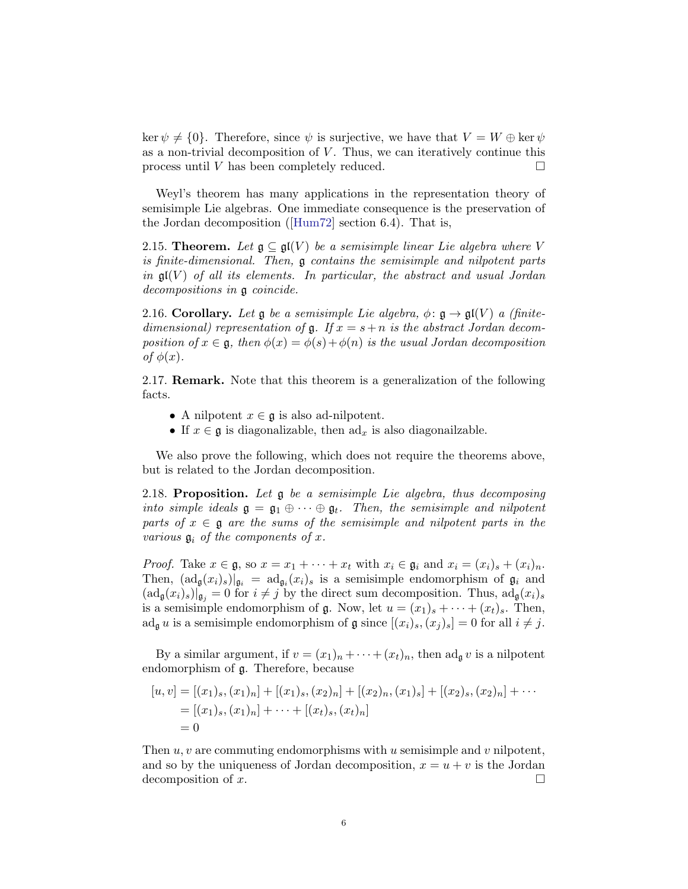$\ker\psi \neq \{0\}$. Therefore, since $\psi$ is surjective, we have that $V = W \oplus \ker\psi$ as a non-trivial decomposition of $V$. Thus, we can iteratively continue this process until $V$ has been completely reduced. □

Weyl's theorem has many applications in the representation theory of semisimple Lie algebras. One immediate consequence is the preservation of the Jordan decomposition ([Hum72] section 6.4). That is,

2.15. **Theorem.** *Let $\mathfrak{g} \subseteq \mathfrak{gl}(V)$ be a semisimple linear Lie algebra where $V$ is finite-dimensional. Then, $\mathfrak{g}$ contains the semisimple and nilpotent parts in $\mathfrak{gl}(V)$ of all its elements. In particular, the abstract and usual Jordan decompositions in $\mathfrak{g}$ coincide.*

2.16. **Corollary.** *Let $\mathfrak{g}$ be a semisimple Lie algebra, $\phi\colon \mathfrak{g} \to \mathfrak{gl}(V)$ a (finite-dimensional) representation of $\mathfrak{g}$. If $x = s+n$ is the abstract Jordan decomposition of $x \in \mathfrak{g}$, then $\phi(x) = \phi(s)+\phi(n)$ is the usual Jordan decomposition of $\phi(x)$.*

2.17. **Remark.** Note that this theorem is a generalization of the following facts.

- A nilpotent $x \in \mathfrak{g}$ is also ad-nilpotent.
- If $x \in \mathfrak{g}$ is diagonalizable, then $\mathrm{ad}_x$ is also diagonailzable.

We also prove the following, which does not require the theorems above, but is related to the Jordan decomposition.

2.18. **Proposition.** *Let $\mathfrak{g}$ be a semisimple Lie algebra, thus decomposing into simple ideals $\mathfrak{g} = \mathfrak{g}_1 \oplus \cdots \oplus \mathfrak{g}_t$. Then, the semisimple and nilpotent parts of $x \in \mathfrak{g}$ are the sums of the semisimple and nilpotent parts in the various $\mathfrak{g}_i$ of the components of $x$.*

*Proof.* Take $x \in \mathfrak{g}$, so $x = x_1 + \cdots + x_t$ with $x_i \in \mathfrak{g}_i$ and $x_i = (x_i)_s + (x_i)_n$. Then, $(\mathrm{ad}_{\mathfrak{g}}(x_i)_s)|_{\mathfrak{g}_i} = \mathrm{ad}_{\mathfrak{g}_i}(x_i)_s$ is a semisimple endomorphism of $\mathfrak{g}_i$ and $(\mathrm{ad}_{\mathfrak{g}}(x_i)_s)|_{\mathfrak{g}_j} = 0$ for $i \neq j$ by the direct sum decomposition. Thus, $\mathrm{ad}_{\mathfrak{g}}(x_i)_s$ is a semisimple endomorphism of $\mathfrak{g}$. Now, let $u = (x_1)_s + \cdots + (x_t)_s$. Then, $\mathrm{ad}_{\mathfrak{g}}\, u$ is a semisimple endomorphism of $\mathfrak{g}$ since $[(x_i)_s, (x_j)_s] = 0$ for all $i \neq j$.

By a similar argument, if $v = (x_1)_n + \cdots + (x_t)_n$, then $\mathrm{ad}_{\mathfrak{g}}\, v$ is a nilpotent endomorphism of $\mathfrak{g}$. Therefore, because

$$
\begin{aligned}
[u, v] &= [(x_1)_s, (x_1)_n] + [(x_1)_s, (x_2)_n] + [(x_2)_n, (x_1)_s] + [(x_2)_s, (x_2)_n] + \cdots \\
&= [(x_1)_s, (x_1)_n] + \cdots + [(x_t)_s, (x_t)_n] \\
&= 0
\end{aligned}
$$

Then $u, v$ are commuting endomorphisms with $u$ semisimple and $v$ nilpotent, and so by the uniqueness of Jordan decomposition, $x = u + v$ is the Jordan decomposition of $x$. □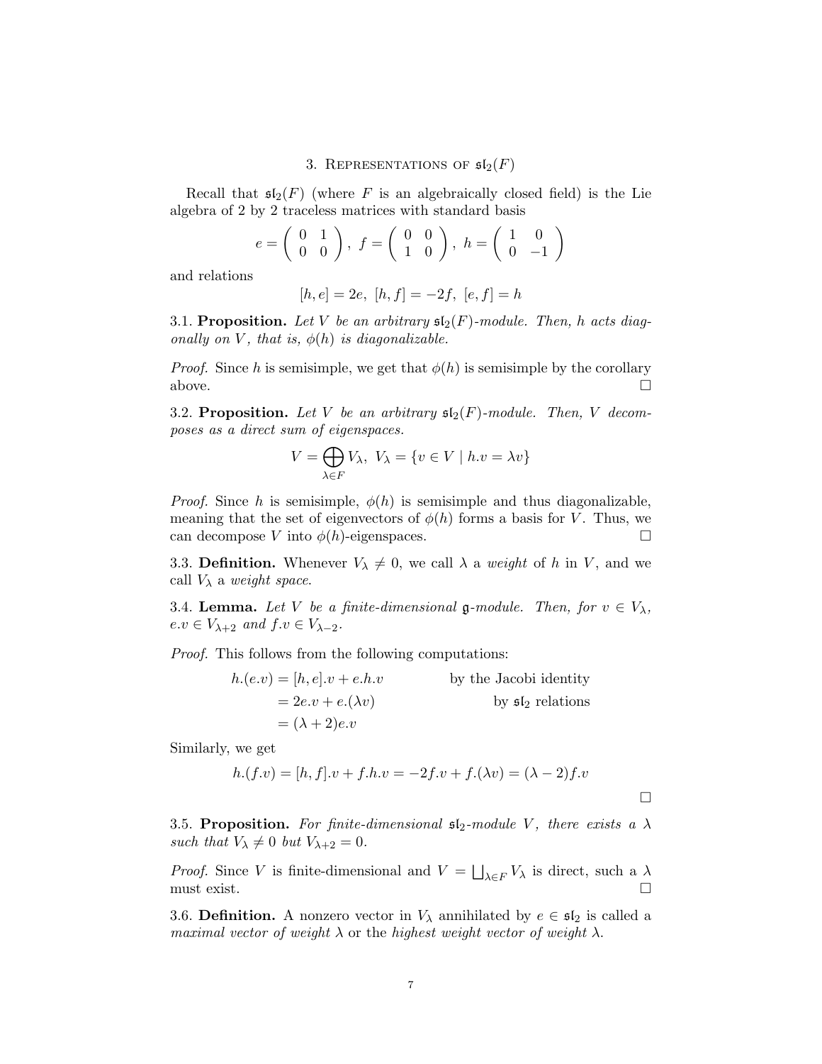## 3. Representations of $\mathfrak{sl}_2(F)$

Recall that $\mathfrak{sl}_2(F)$ (where $F$ is an algebraically closed field) is the Lie algebra of 2 by 2 traceless matrices with standard basis

$$e = \begin{pmatrix} 0 & 1 \\ 0 & 0 \end{pmatrix},\ f = \begin{pmatrix} 0 & 0 \\ 1 & 0 \end{pmatrix},\ h = \begin{pmatrix} 1 & 0 \\ 0 & -1 \end{pmatrix}$$

and relations

$$[h, e] = 2e,\ [h, f] = -2f,\ [e, f] = h$$

3.1. **Proposition.** *Let $V$ be an arbitrary $\mathfrak{sl}_2(F)$-module. Then, $h$ acts diagonally on $V$, that is, $\phi(h)$ is diagonalizable.*

*Proof.* Since $h$ is semisimple, we get that $\phi(h)$ is semisimple by the corollary above. □

3.2. **Proposition.** *Let $V$ be an arbitrary $\mathfrak{sl}_2(F)$-module. Then, $V$ decomposes as a direct sum of eigenspaces.*

$$V = \bigoplus_{\lambda \in F} V_\lambda,\ V_\lambda = \{v \in V \mid h.v = \lambda v\}$$

*Proof.* Since $h$ is semisimple, $\phi(h)$ is semisimple and thus diagonalizable, meaning that the set of eigenvectors of $\phi(h)$ forms a basis for $V$. Thus, we can decompose $V$ into $\phi(h)$-eigenspaces. □

3.3. **Definition.** Whenever $V_\lambda \neq 0$, we call $\lambda$ a *weight* of $h$ in $V$, and we call $V_\lambda$ a *weight space*.

3.4. **Lemma.** *Let $V$ be a finite-dimensional $\mathfrak{g}$-module. Then, for $v \in V_\lambda$, $e.v \in V_{\lambda+2}$ and $f.v \in V_{\lambda-2}$.*

*Proof.* This follows from the following computations:

$$\begin{aligned} h.(e.v) &= [h, e].v + e.h.v && \text{by the Jacobi identity} \\ &= 2e.v + e.(\lambda v) && \text{by } \mathfrak{sl}_2 \text{ relations} \\ &= (\lambda + 2)e.v \end{aligned}$$

Similarly, we get

$$h.(f.v) = [h, f].v + f.h.v = -2f.v + f.(\lambda v) = (\lambda - 2)f.v$$

□

3.5. **Proposition.** *For finite-dimensional $\mathfrak{sl}_2$-module $V$, there exists a $\lambda$ such that $V_\lambda \neq 0$ but $V_{\lambda+2} = 0$.*

*Proof.* Since $V$ is finite-dimensional and $V = \bigsqcup_{\lambda \in F} V_\lambda$ is direct, such a $\lambda$ must exist. □

3.6. **Definition.** A nonzero vector in $V_\lambda$ annihilated by $e \in \mathfrak{sl}_2$ is called a *maximal vector of weight $\lambda$* or the *highest weight vector of weight $\lambda$*.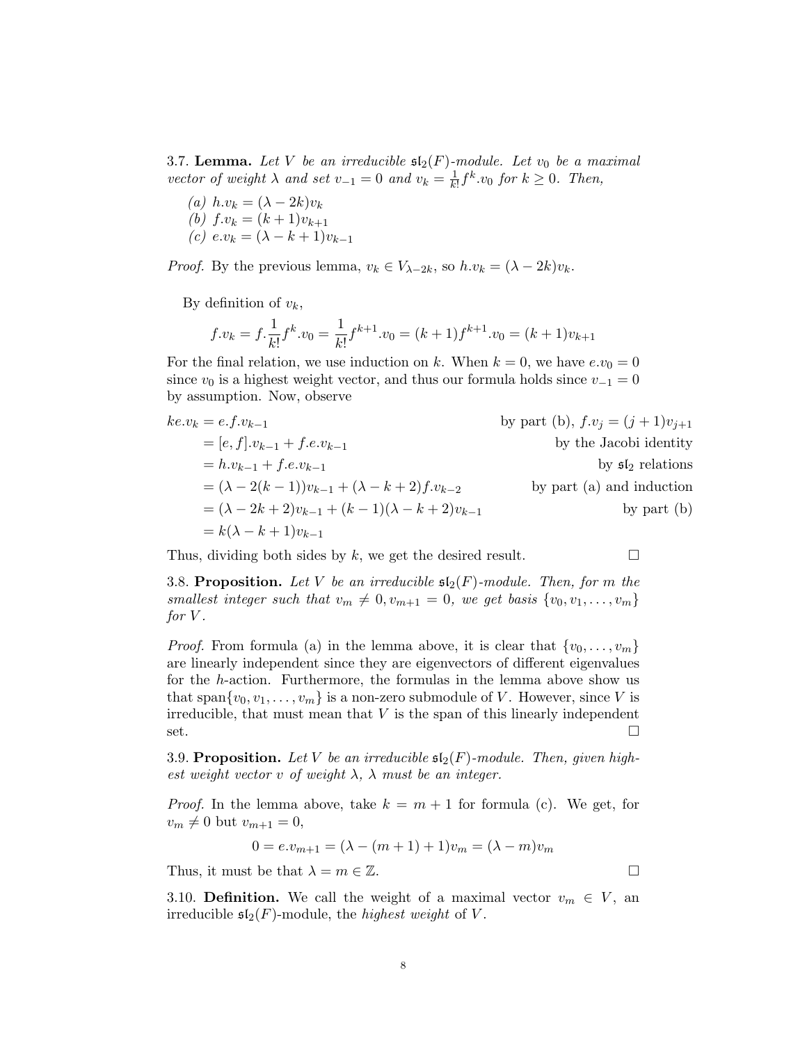3.7. **Lemma.** *Let $V$ be an irreducible $\mathfrak{sl}_2(F)$-module. Let $v_0$ be a maximal vector of weight $\lambda$ and set $v_{-1} = 0$ and $v_k = \frac{1}{k!}f^k.v_0$ for $k \geq 0$. Then,*

*(a) $h.v_k = (\lambda - 2k)v_k$*
*(b) $f.v_k = (k+1)v_{k+1}$*
*(c) $e.v_k = (\lambda - k + 1)v_{k-1}$*

*Proof.* By the previous lemma, $v_k \in V_{\lambda - 2k}$, so $h.v_k = (\lambda - 2k)v_k$.

By definition of $v_k$,

$$f.v_k = f.\frac{1}{k!}f^k.v_0 = \frac{1}{k!}f^{k+1}.v_0 = (k+1)f^{k+1}.v_0 = (k+1)v_{k+1}$$

For the final relation, we use induction on $k$. When $k = 0$, we have $e.v_0 = 0$ since $v_0$ is a highest weight vector, and thus our formula holds since $v_{-1} = 0$ by assumption. Now, observe

$$\begin{aligned}
ke.v_k &= e.f.v_{k-1} && \text{by part (b), } f.v_j = (j+1)v_{j+1} \\
&= [e,f].v_{k-1} + f.e.v_{k-1} && \text{by the Jacobi identity} \\
&= h.v_{k-1} + f.e.v_{k-1} && \text{by } \mathfrak{sl}_2 \text{ relations} \\
&= (\lambda - 2(k-1))v_{k-1} + (\lambda - k + 2)f.v_{k-2} && \text{by part (a) and induction} \\
&= (\lambda - 2k + 2)v_{k-1} + (k-1)(\lambda - k + 2)v_{k-1} && \text{by part (b)} \\
&= k(\lambda - k + 1)v_{k-1}
\end{aligned}$$

Thus, dividing both sides by $k$, we get the desired result. □

3.8. **Proposition.** *Let $V$ be an irreducible $\mathfrak{sl}_2(F)$-module. Then, for $m$ the smallest integer such that $v_m \neq 0, v_{m+1} = 0$, we get basis $\{v_0, v_1, \ldots, v_m\}$ for $V$.*

*Proof.* From formula (a) in the lemma above, it is clear that $\{v_0, \ldots, v_m\}$ are linearly independent since they are eigenvectors of different eigenvalues for the $h$-action. Furthermore, the formulas in the lemma above show us that $\text{span}\{v_0, v_1, \ldots, v_m\}$ is a non-zero submodule of $V$. However, since $V$ is irreducible, that must mean that $V$ is the span of this linearly independent set. □

3.9. **Proposition.** *Let $V$ be an irreducible $\mathfrak{sl}_2(F)$-module. Then, given highest weight vector $v$ of weight $\lambda$, $\lambda$ must be an integer.*

*Proof.* In the lemma above, take $k = m + 1$ for formula (c). We get, for $v_m \neq 0$ but $v_{m+1} = 0$,

$$0 = e.v_{m+1} = (\lambda - (m+1) + 1)v_m = (\lambda - m)v_m$$

Thus, it must be that $\lambda = m \in \mathbb{Z}$. □

3.10. **Definition.** We call the weight of a maximal vector $v_m \in V$, an irreducible $\mathfrak{sl}_2(F)$-module, the *highest weight* of $V$.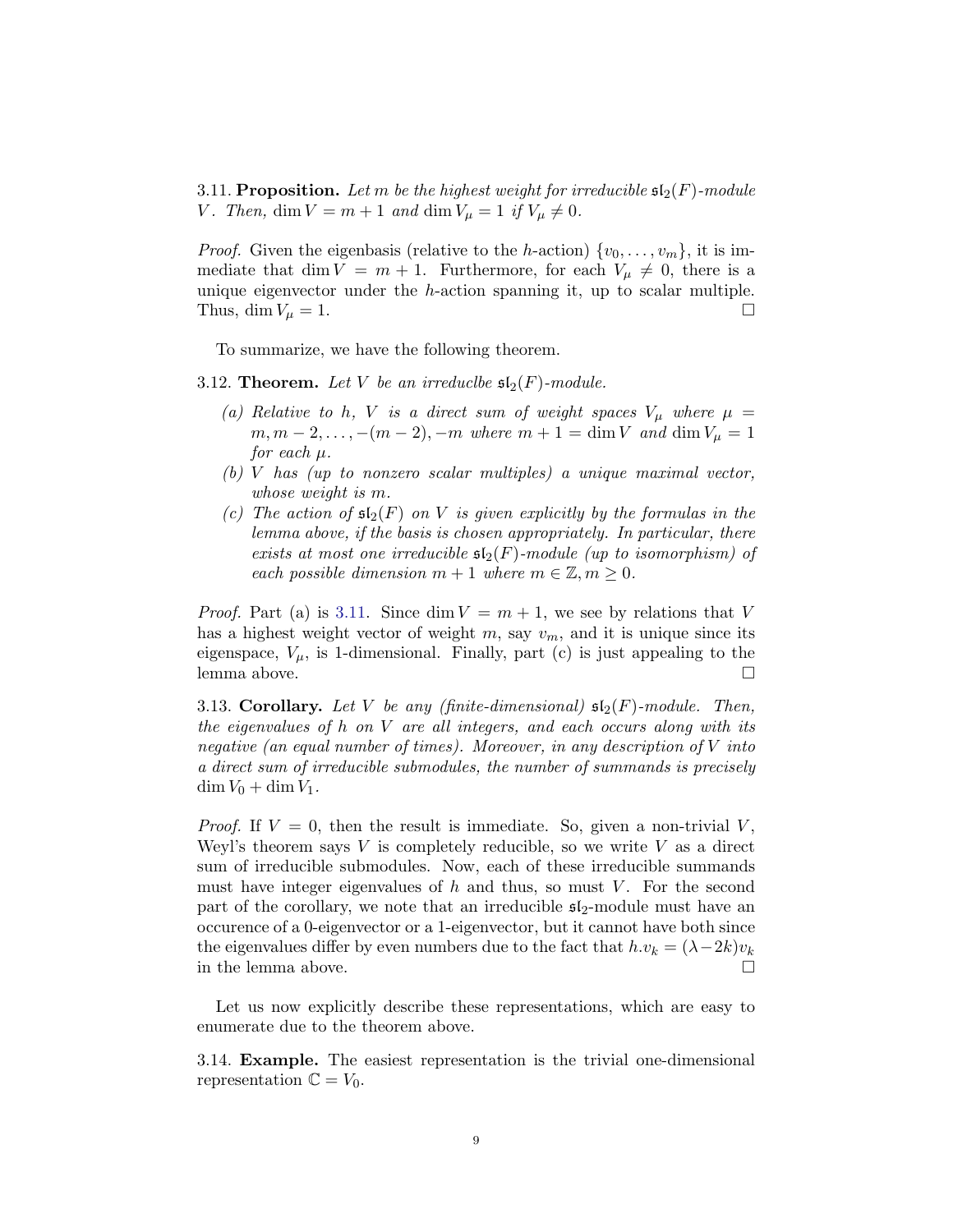3.11. **Proposition.** *Let $m$ be the highest weight for irreducible $\mathfrak{sl}_2(F)$-module $V$. Then, $\dim V = m+1$ and $\dim V_\mu = 1$ if $V_\mu \neq 0$.*

*Proof.* Given the eigenbasis (relative to the $h$-action) $\{v_0, \ldots, v_m\}$, it is immediate that $\dim V = m+1$. Furthermore, for each $V_\mu \neq 0$, there is a unique eigenvector under the $h$-action spanning it, up to scalar multiple. Thus, $\dim V_\mu = 1$. □

To summarize, we have the following theorem.

3.12. **Theorem.** *Let $V$ be an irreduclbe $\mathfrak{sl}_2(F)$-module.*

- *(a) Relative to $h$, $V$ is a direct sum of weight spaces $V_\mu$ where $\mu = m, m-2, \ldots, -(m-2), -m$ where $m+1 = \dim V$ and $\dim V_\mu = 1$ for each $\mu$.*
- *(b) $V$ has (up to nonzero scalar multiples) a unique maximal vector, whose weight is $m$.*
- *(c) The action of $\mathfrak{sl}_2(F)$ on $V$ is given explicitly by the formulas in the lemma above, if the basis is chosen appropriately. In particular, there exists at most one irreducible $\mathfrak{sl}_2(F)$-module (up to isomorphism) of each possible dimension $m+1$ where $m \in \mathbb{Z}, m \geq 0$.*

*Proof.* Part (a) is 3.11. Since $\dim V = m+1$, we see by relations that $V$ has a highest weight vector of weight $m$, say $v_m$, and it is unique since its eigenspace, $V_\mu$, is 1-dimensional. Finally, part (c) is just appealing to the lemma above. □

3.13. **Corollary.** *Let $V$ be any (finite-dimensional) $\mathfrak{sl}_2(F)$-module. Then, the eigenvalues of $h$ on $V$ are all integers, and each occurs along with its negative (an equal number of times). Moreover, in any description of $V$ into a direct sum of irreducible submodules, the number of summands is precisely $\dim V_0 + \dim V_1$.*

*Proof.* If $V = 0$, then the result is immediate. So, given a non-trivial $V$, Weyl's theorem says $V$ is completely reducible, so we write $V$ as a direct sum of irreducible submodules. Now, each of these irreducible summands must have integer eigenvalues of $h$ and thus, so must $V$. For the second part of the corollary, we note that an irreducible $\mathfrak{sl}_2$-module must have an occurence of a 0-eigenvector or a 1-eigenvector, but it cannot have both since the eigenvalues differ by even numbers due to the fact that $h.v_k = (\lambda - 2k)v_k$ in the lemma above. □

Let us now explicitly describe these representations, which are easy to enumerate due to the theorem above.

3.14. **Example.** The easiest representation is the trivial one-dimensional representation $\mathbb{C} = V_0$.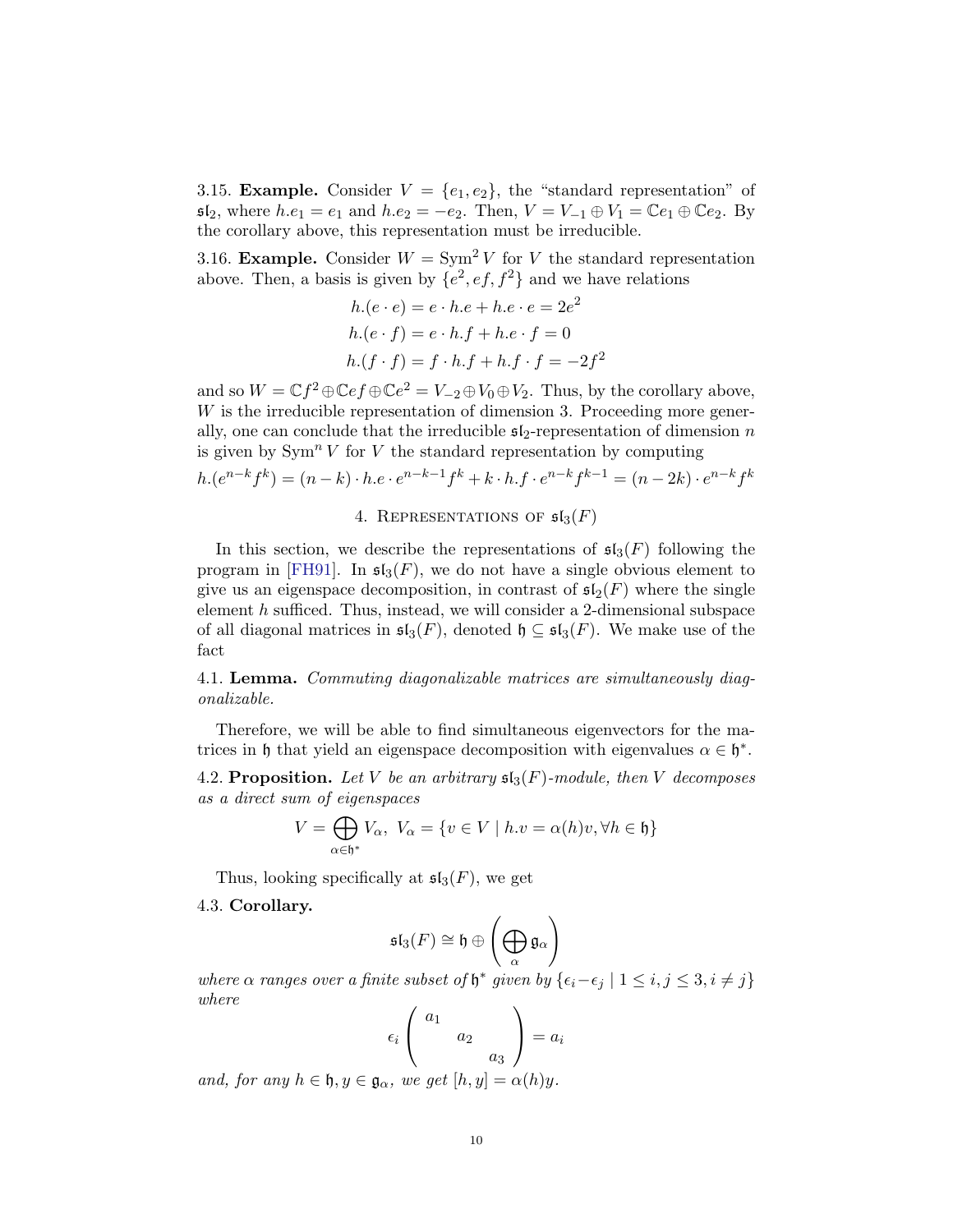3.15. **Example.** Consider $V = \{e_1, e_2\}$, the "standard representation" of $\mathfrak{sl}_2$, where $h.e_1 = e_1$ and $h.e_2 = -e_2$. Then, $V = V_{-1} \oplus V_1 = \mathbb{C}e_1 \oplus \mathbb{C}e_2$. By the corollary above, this representation must be irreducible.

3.16. **Example.** Consider $W = \operatorname{Sym}^2 V$ for $V$ the standard representation above. Then, a basis is given by $\{e^2, ef, f^2\}$ and we have relations

$$\begin{aligned} h.(e \cdot e) &= e \cdot h.e + h.e \cdot e = 2e^2 \\ h.(e \cdot f) &= e \cdot h.f + h.e \cdot f = 0 \\ h.(f \cdot f) &= f \cdot h.f + h.f \cdot f = -2f^2 \end{aligned}$$

and so $W = \mathbb{C}f^2 \oplus \mathbb{C}ef \oplus \mathbb{C}e^2 = V_{-2} \oplus V_0 \oplus V_2$. Thus, by the corollary above, $W$ is the irreducible representation of dimension 3. Proceeding more generally, one can conclude that the irreducible $\mathfrak{sl}_2$-representation of dimension $n$ is given by $\operatorname{Sym}^n V$ for $V$ the standard representation by computing

$$h.(e^{n-k} f^k) = (n-k) \cdot h.e \cdot e^{n-k-1} f^k + k \cdot h.f \cdot e^{n-k} f^{k-1} = (n-2k) \cdot e^{n-k} f^k$$

## 4. Representations of $\mathfrak{sl}_3(F)$

In this section, we describe the representations of $\mathfrak{sl}_3(F)$ following the program in [FH91]. In $\mathfrak{sl}_3(F)$, we do not have a single obvious element to give us an eigenspace decomposition, in contrast of $\mathfrak{sl}_2(F)$ where the single element $h$ sufficed. Thus, instead, we will consider a 2-dimensional subspace of all diagonal matrices in $\mathfrak{sl}_3(F)$, denoted $\mathfrak{h} \subseteq \mathfrak{sl}_3(F)$. We make use of the fact

4.1. **Lemma.** *Commuting diagonalizable matrices are simultaneously diagonalizable.*

Therefore, we will be able to find simultaneous eigenvectors for the matrices in $\mathfrak{h}$ that yield an eigenspace decomposition with eigenvalues $\alpha \in \mathfrak{h}^*$.

4.2. **Proposition.** *Let $V$ be an arbitrary $\mathfrak{sl}_3(F)$-module, then $V$ decomposes as a direct sum of eigenspaces*

$$V = \bigoplus_{\alpha \in \mathfrak{h}^*} V_\alpha, \; V_\alpha = \{v \in V \mid h.v = \alpha(h)v, \forall h \in \mathfrak{h}\}$$

Thus, looking specifically at $\mathfrak{sl}_3(F)$, we get

4.3. **Corollary.**

$$\mathfrak{sl}_3(F) \cong \mathfrak{h} \oplus \left( \bigoplus_{\alpha} \mathfrak{g}_\alpha \right)$$

*where $\alpha$ ranges over a finite subset of $\mathfrak{h}^*$ given by $\{\epsilon_i - \epsilon_j \mid 1 \leq i, j \leq 3, i \neq j\}$ where*

$$\epsilon_i \begin{pmatrix} a_1 & & \\ & a_2 & \\ & & a_3 \end{pmatrix} = a_i$$

*and, for any $h \in \mathfrak{h}, y \in \mathfrak{g}_\alpha$, we get $[h, y] = \alpha(h)y$.*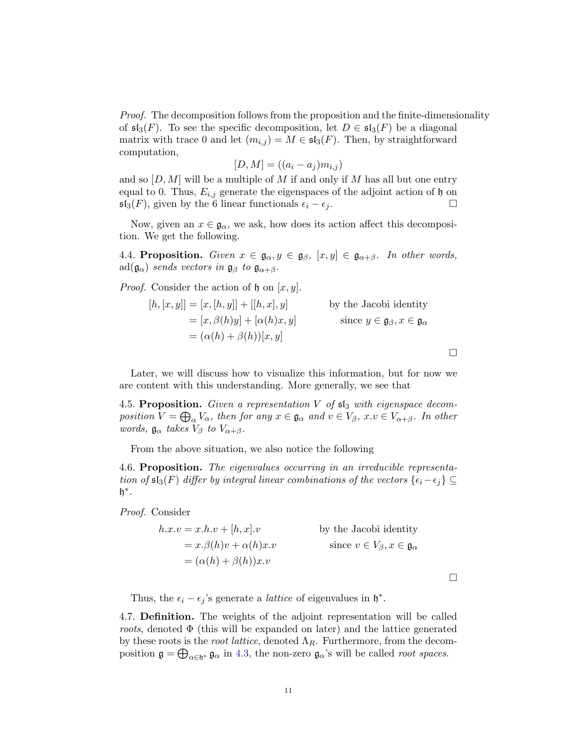*Proof.* The decomposition follows from the proposition and the finite-dimensionality of $\mathfrak{sl}_3(F)$. To see the specific decomposition, let $D \in \mathfrak{sl}_3(F)$ be a diagonal matrix with trace 0 and let $(m_{i,j}) = M \in \mathfrak{sl}_3(F)$. Then, by straightforward computation,

$$[D, M] = ((a_i - a_j)m_{i,j})$$

and so $[D, M]$ will be a multiple of $M$ if and only if $M$ has all but one entry equal to 0. Thus, $E_{i,j}$ generate the eigenspaces of the adjoint action of $\mathfrak{h}$ on $\mathfrak{sl}_3(F)$, given by the 6 linear functionals $\epsilon_i - \epsilon_j$. □

Now, given an $x \in \mathfrak{g}_\alpha$, we ask, how does its action affect this decomposition. We get the following.

4.4. **Proposition.** *Given $x \in \mathfrak{g}_\alpha, y \in \mathfrak{g}_\beta$, $[x, y] \in \mathfrak{g}_{\alpha+\beta}$. In other words, $\mathrm{ad}(\mathfrak{g}_\alpha)$ sends vectors in $\mathfrak{g}_\beta$ to $\mathfrak{g}_{\alpha+\beta}$.*

*Proof.* Consider the action of $\mathfrak{h}$ on $[x, y]$.

$$\begin{aligned}
[h, [x, y]] &= [x, [h, y]] + [[h, x], y] && \text{by the Jacobi identity} \\
&= [x, \beta(h)y] + [\alpha(h)x, y] && \text{since } y \in \mathfrak{g}_\beta, x \in \mathfrak{g}_\alpha \\
&= (\alpha(h) + \beta(h))[x, y]
\end{aligned}$$

□

Later, we will discuss how to visualize this information, but for now we are content with this understanding. More generally, we see that

4.5. **Proposition.** *Given a representation $V$ of $\mathfrak{sl}_3$ with eigenspace decomposition $V = \bigoplus_\alpha V_\alpha$, then for any $x \in \mathfrak{g}_\alpha$ and $v \in V_\beta$, $x.v \in V_{\alpha+\beta}$. In other words, $\mathfrak{g}_\alpha$ takes $V_\beta$ to $V_{\alpha+\beta}$.*

From the above situation, we also notice the following

4.6. **Proposition.** *The eigenvalues occurring in an irreducible representation of $\mathfrak{sl}_3(F)$ differ by integral linear combinations of the vectors $\{\epsilon_i - \epsilon_j\} \subseteq \mathfrak{h}^*$.*

*Proof.* Consider

$$\begin{aligned}
h.x.v &= x.h.v + [h, x].v && \text{by the Jacobi identity} \\
&= x.\beta(h)v + \alpha(h)x.v && \text{since } v \in V_\beta, x \in \mathfrak{g}_\alpha \\
&= (\alpha(h) + \beta(h))x.v
\end{aligned}$$

□

Thus, the $\epsilon_i - \epsilon_j$'s generate a *lattice* of eigenvalues in $\mathfrak{h}^*$.

4.7. **Definition.** The weights of the adjoint representation will be called *roots*, denoted $\Phi$ (this will be expanded on later) and the lattice generated by these roots is the *root lattice*, denoted $\Lambda_R$. Furthermore, from the decomposition $\mathfrak{g} = \bigoplus_{\alpha \in \mathfrak{h}^*} \mathfrak{g}_\alpha$ in 4.3, the non-zero $\mathfrak{g}_\alpha$'s will be called *root spaces*.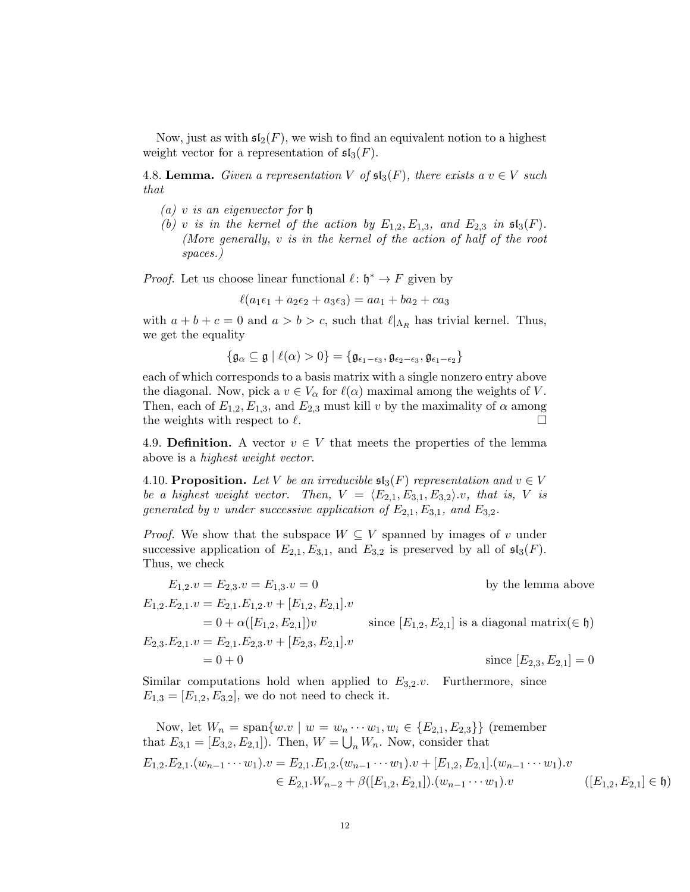Now, just as with $\mathfrak{sl}_2(F)$, we wish to find an equivalent notion to a highest weight vector for a representation of $\mathfrak{sl}_3(F)$.

4.8. **Lemma.** *Given a representation $V$ of $\mathfrak{sl}_3(F)$, there exists a $v \in V$ such that*

*(a) $v$ is an eigenvector for $\mathfrak{h}$*

*(b) $v$ is in the kernel of the action by $E_{1,2}, E_{1,3}$, and $E_{2,3}$ in $\mathfrak{sl}_3(F)$. (More generally, $v$ is in the kernel of the action of half of the root spaces.)*

*Proof.* Let us choose linear functional $\ell\colon \mathfrak{h}^* \to F$ given by

$$\ell(a_1\epsilon_1 + a_2\epsilon_2 + a_3\epsilon_3) = aa_1 + ba_2 + ca_3$$

with $a + b + c = 0$ and $a > b > c$, such that $\ell|_{\Lambda_R}$ has trivial kernel. Thus, we get the equality

$$\{\mathfrak{g}_\alpha \subseteq \mathfrak{g} \mid \ell(\alpha) > 0\} = \{\mathfrak{g}_{\epsilon_1-\epsilon_3}, \mathfrak{g}_{\epsilon_2-\epsilon_3}, \mathfrak{g}_{\epsilon_1-\epsilon_2}\}$$

each of which corresponds to a basis matrix with a single nonzero entry above the diagonal. Now, pick a $v \in V_\alpha$ for $\ell(\alpha)$ maximal among the weights of $V$. Then, each of $E_{1,2}, E_{1,3}$, and $E_{2,3}$ must kill $v$ by the maximality of $\alpha$ among the weights with respect to $\ell$. $\square$

4.9. **Definition.** A vector $v \in V$ that meets the properties of the lemma above is a *highest weight vector*.

4.10. **Proposition.** *Let $V$ be an irreducible $\mathfrak{sl}_3(F)$ representation and $v \in V$ be a highest weight vector. Then, $V = \langle E_{2,1}, E_{3,1}, E_{3,2}\rangle.v$, that is, $V$ is generated by $v$ under successive application of $E_{2,1}, E_{3,1}$, and $E_{3,2}$.*

*Proof.* We show that the subspace $W \subseteq V$ spanned by images of $v$ under successive application of $E_{2,1}, E_{3,1}$, and $E_{3,2}$ is preserved by all of $\mathfrak{sl}_3(F)$. Thus, we check

$$\begin{aligned}
E_{1,2}.v = E_{2,3}.v = E_{1,3}.v &= 0 && \text{by the lemma above}\\
E_{1,2}.E_{2,1}.v &= E_{2,1}.E_{1,2}.v + [E_{1,2}, E_{2,1}].v\\
&= 0 + \alpha([E_{1,2}, E_{2,1}])v && \text{since } [E_{1,2}, E_{2,1}] \text{ is a diagonal matrix} (\in \mathfrak{h})\\
E_{2,3}.E_{2,1}.v &= E_{2,1}.E_{2,3}.v + [E_{2,3}, E_{2,1}].v\\
&= 0 + 0 && \text{since } [E_{2,3}, E_{2,1}] = 0
\end{aligned}$$

Similar computations hold when applied to $E_{3,2}.v$. Furthermore, since $E_{1,3} = [E_{1,2}, E_{3,2}]$, we do not need to check it.

Now, let $W_n = \operatorname{span}\{w.v \mid w = w_n \cdots w_1, w_i \in \{E_{2,1}, E_{2,3}\}\}$ (remember that $E_{3,1} = [E_{3,2}, E_{2,1}]$). Then, $W = \bigcup_n W_n$. Now, consider that

$$\begin{aligned}
E_{1,2}.E_{2,1}.(w_{n-1}\cdots w_1).v &= E_{2,1}.E_{1,2}.(w_{n-1}\cdots w_1).v + [E_{1,2}, E_{2,1}].(w_{n-1}\cdots w_1).v\\
&\in E_{2,1}.W_{n-2} + \beta([E_{1,2}, E_{2,1}]).(w_{n-1}\cdots w_1).v \qquad ([E_{1,2}, E_{2,1}] \in \mathfrak{h})
\end{aligned}$$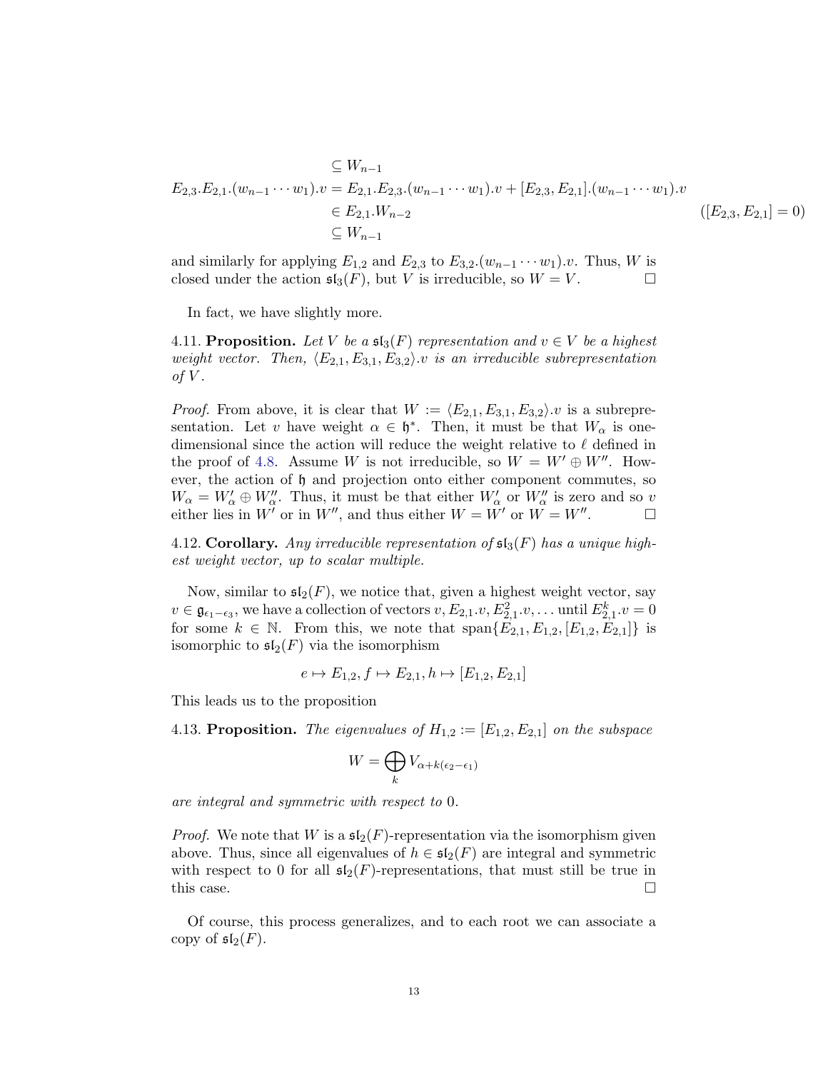$$
\begin{aligned}
&\subseteq W_{n-1} \\
E_{2,3}.E_{2,1}.(w_{n-1}\cdots w_1).v &= E_{2,1}.E_{2,3}.(w_{n-1}\cdots w_1).v + [E_{2,3},E_{2,1}].(w_{n-1}\cdots w_1).v \\
&\in E_{2,1}.W_{n-2} \qquad\qquad\qquad\qquad\qquad\qquad\qquad\qquad ([E_{2,3},E_{2,1}]=0) \\
&\subseteq W_{n-1}
\end{aligned}
$$

and similarly for applying $E_{1,2}$ and $E_{2,3}$ to $E_{3,2}.(w_{n-1}\cdots w_1).v$. Thus, $W$ is closed under the action $\mathfrak{sl}_3(F)$, but $V$ is irreducible, so $W = V$. □

In fact, we have slightly more.

4.11. **Proposition.** *Let $V$ be a $\mathfrak{sl}_3(F)$ representation and $v \in V$ be a highest weight vector. Then, $\langle E_{2,1}, E_{3,1}, E_{3,2}\rangle.v$ is an irreducible subrepresentation of $V$.*

*Proof.* From above, it is clear that $W := \langle E_{2,1}, E_{3,1}, E_{3,2}\rangle.v$ is a subrepresentation. Let $v$ have weight $\alpha \in \mathfrak{h}^*$. Then, it must be that $W_\alpha$ is one-dimensional since the action will reduce the weight relative to $\ell$ defined in the proof of 4.8. Assume $W$ is not irreducible, so $W = W' \oplus W''$. However, the action of $\mathfrak{h}$ and projection onto either component commutes, so $W_\alpha = W'_\alpha \oplus W''_\alpha$. Thus, it must be that either $W'_\alpha$ or $W''_\alpha$ is zero and so $v$ either lies in $W'$ or in $W''$, and thus either $W = W'$ or $W = W''$. □

4.12. **Corollary.** *Any irreducible representation of $\mathfrak{sl}_3(F)$ has a unique highest weight vector, up to scalar multiple.*

Now, similar to $\mathfrak{sl}_2(F)$, we notice that, given a highest weight vector, say $v \in \mathfrak{g}_{\epsilon_1-\epsilon_3}$, we have a collection of vectors $v, E_{2,1}.v, E_{2,1}^2.v, \ldots$ until $E_{2,1}^k.v = 0$ for some $k \in \mathbb{N}$. From this, we note that $\operatorname{span}\{E_{2,1}, E_{1,2}, [E_{1,2}, E_{2,1}]\}$ is isomorphic to $\mathfrak{sl}_2(F)$ via the isomorphism

$$e \mapsto E_{1,2}, f \mapsto E_{2,1}, h \mapsto [E_{1,2}, E_{2,1}]$$

This leads us to the proposition

4.13. **Proposition.** *The eigenvalues of $H_{1,2} := [E_{1,2}, E_{2,1}]$ on the subspace*

$$W = \bigoplus_k V_{\alpha + k(\epsilon_2 - \epsilon_1)}$$

*are integral and symmetric with respect to 0.*

*Proof.* We note that $W$ is a $\mathfrak{sl}_2(F)$-representation via the isomorphism given above. Thus, since all eigenvalues of $h \in \mathfrak{sl}_2(F)$ are integral and symmetric with respect to 0 for all $\mathfrak{sl}_2(F)$-representations, that must still be true in this case. □

Of course, this process generalizes, and to each root we can associate a copy of $\mathfrak{sl}_2(F)$.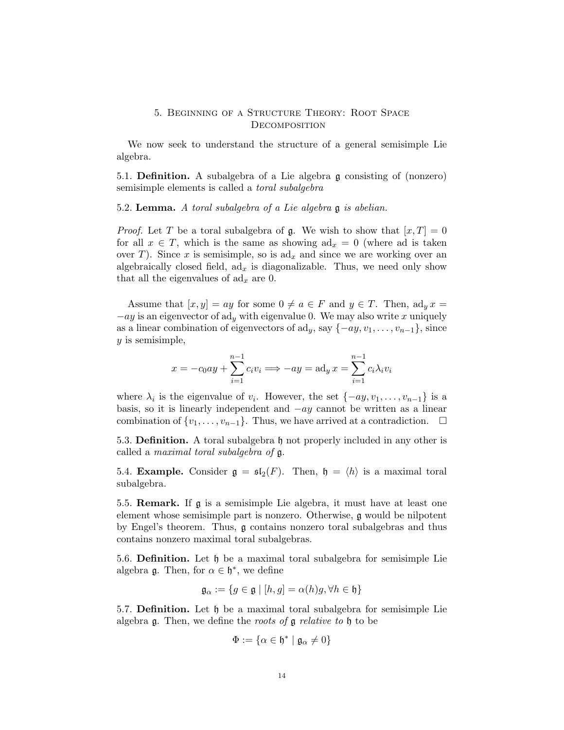## 5. Beginning of a Structure Theory: Root Space Decomposition

We now seek to understand the structure of a general semisimple Lie algebra.

5.1. **Definition.** A subalgebra of a Lie algebra $\mathfrak{g}$ consisting of (nonzero) semisimple elements is called a *toral subalgebra*

5.2. **Lemma.** *A toral subalgebra of a Lie algebra* $\mathfrak{g}$ *is abelian.*

*Proof.* Let $T$ be a toral subalgebra of $\mathfrak{g}$. We wish to show that $[x, T] = 0$ for all $x \in T$, which is the same as showing $\text{ad}_x = 0$ (where ad is taken over $T$). Since $x$ is semisimple, so is $\text{ad}_x$ and since we are working over an algebraically closed field, $\text{ad}_x$ is diagonalizable. Thus, we need only show that all the eigenvalues of $\text{ad}_x$ are 0.

Assume that $[x, y] = ay$ for some $0 \neq a \in F$ and $y \in T$. Then, $\text{ad}_y\, x = -ay$ is an eigenvector of $\text{ad}_y$ with eigenvalue 0. We may also write $x$ uniquely as a linear combination of eigenvectors of $\text{ad}_y$, say $\{-ay, v_1, \ldots, v_{n-1}\}$, since $y$ is semisimple,

$$x = -c_0 ay + \sum_{i=1}^{n-1} c_i v_i \Longrightarrow -ay = \text{ad}_y\, x = \sum_{i=1}^{n-1} c_i \lambda_i v_i$$

where $\lambda_i$ is the eigenvalue of $v_i$. However, the set $\{-ay, v_1, \ldots, v_{n-1}\}$ is a basis, so it is linearly independent and $-ay$ cannot be written as a linear combination of $\{v_1, \ldots, v_{n-1}\}$. Thus, we have arrived at a contradiction. $\square$

5.3. **Definition.** A toral subalgebra $\mathfrak{h}$ not properly included in any other is called a *maximal toral subalgebra of* $\mathfrak{g}$.

5.4. **Example.** Consider $\mathfrak{g} = \mathfrak{sl}_2(F)$. Then, $\mathfrak{h} = \langle h \rangle$ is a maximal toral subalgebra.

5.5. **Remark.** If $\mathfrak{g}$ is a semisimple Lie algebra, it must have at least one element whose semisimple part is nonzero. Otherwise, $\mathfrak{g}$ would be nilpotent by Engel's theorem. Thus, $\mathfrak{g}$ contains nonzero toral subalgebras and thus contains nonzero maximal toral subalgebras.

5.6. **Definition.** Let $\mathfrak{h}$ be a maximal toral subalgebra for semisimple Lie algebra $\mathfrak{g}$. Then, for $\alpha \in \mathfrak{h}^*$, we define

$$\mathfrak{g}_\alpha := \{g \in \mathfrak{g} \mid [h, g] = \alpha(h) g, \forall h \in \mathfrak{h}\}$$

5.7. **Definition.** Let $\mathfrak{h}$ be a maximal toral subalgebra for semisimple Lie algebra $\mathfrak{g}$. Then, we define the *roots of* $\mathfrak{g}$ *relative to* $\mathfrak{h}$ to be

$$\Phi := \{\alpha \in \mathfrak{h}^* \mid \mathfrak{g}_\alpha \neq 0\}$$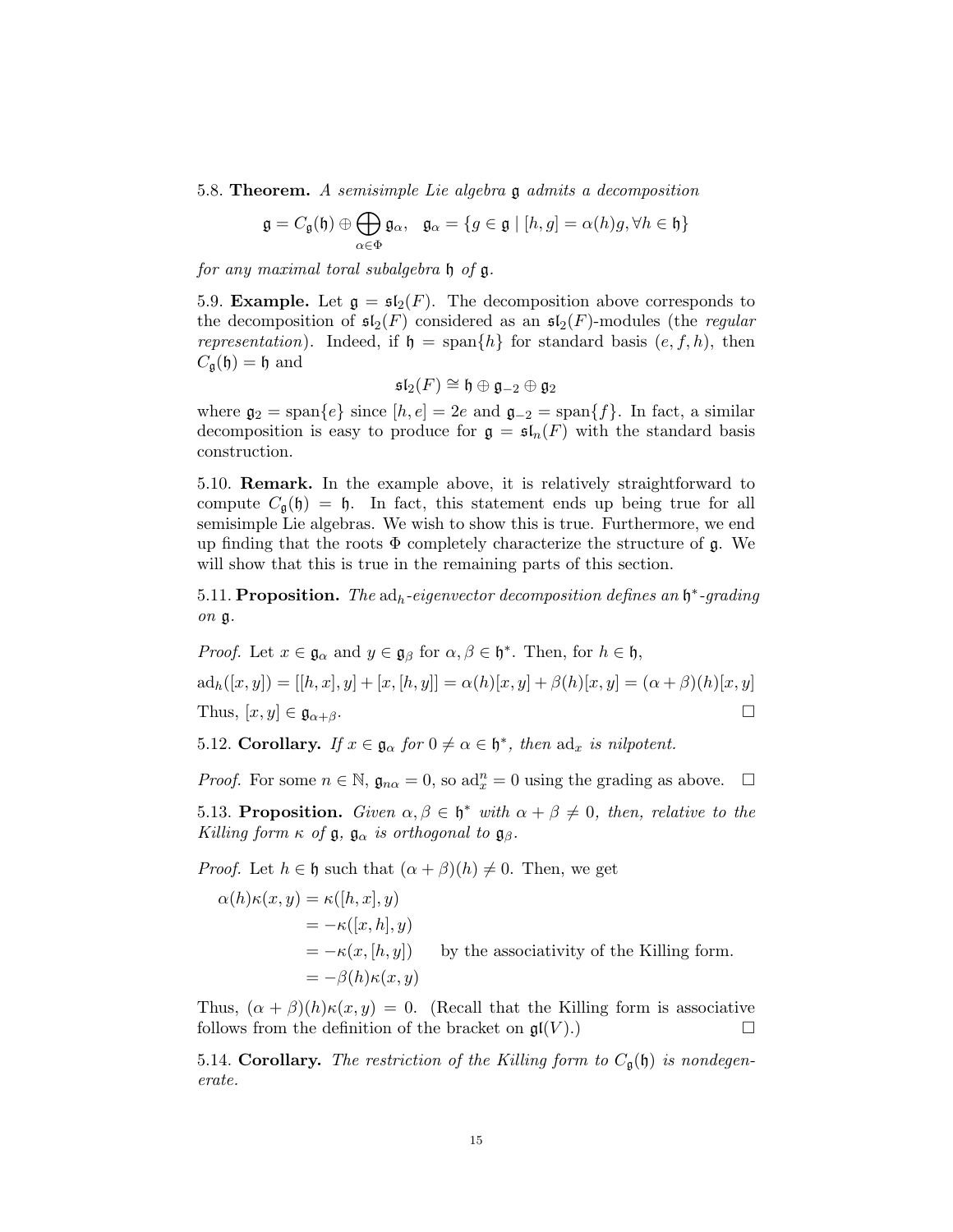5.8. **Theorem.** *A semisimple Lie algebra* $\mathfrak{g}$ *admits a decomposition*

$$\mathfrak{g} = C_{\mathfrak{g}}(\mathfrak{h}) \oplus \bigoplus_{\alpha \in \Phi} \mathfrak{g}_\alpha, \quad \mathfrak{g}_\alpha = \{g \in \mathfrak{g} \mid [h, g] = \alpha(h)g, \forall h \in \mathfrak{h}\}$$

*for any maximal toral subalgebra* $\mathfrak{h}$ *of* $\mathfrak{g}$.

5.9. **Example.** Let $\mathfrak{g} = \mathfrak{sl}_2(F)$. The decomposition above corresponds to the decomposition of $\mathfrak{sl}_2(F)$ considered as an $\mathfrak{sl}_2(F)$-modules (the *regular representation*). Indeed, if $\mathfrak{h} = \text{span}\{h\}$ for standard basis $(e, f, h)$, then $C_{\mathfrak{g}}(\mathfrak{h}) = \mathfrak{h}$ and

$$\mathfrak{sl}_2(F) \cong \mathfrak{h} \oplus \mathfrak{g}_{-2} \oplus \mathfrak{g}_2$$

where $\mathfrak{g}_2 = \text{span}\{e\}$ since $[h, e] = 2e$ and $\mathfrak{g}_{-2} = \text{span}\{f\}$. In fact, a similar decomposition is easy to produce for $\mathfrak{g} = \mathfrak{sl}_n(F)$ with the standard basis construction.

5.10. **Remark.** In the example above, it is relatively straightforward to compute $C_{\mathfrak{g}}(\mathfrak{h}) = \mathfrak{h}$. In fact, this statement ends up being true for all semisimple Lie algebras. We wish to show this is true. Furthermore, we end up finding that the roots $\Phi$ completely characterize the structure of $\mathfrak{g}$. We will show that this is true in the remaining parts of this section.

5.11. **Proposition.** *The* $\text{ad}_h$*-eigenvector decomposition defines an* $\mathfrak{h}^*$*-grading on* $\mathfrak{g}$.

*Proof.* Let $x \in \mathfrak{g}_\alpha$ and $y \in \mathfrak{g}_\beta$ for $\alpha, \beta \in \mathfrak{h}^*$. Then, for $h \in \mathfrak{h}$,

$$\text{ad}_h([x, y]) = [[h, x], y] + [x, [h, y]] = \alpha(h)[x, y] + \beta(h)[x, y] = (\alpha + \beta)(h)[x, y]$$

Thus, $[x, y] \in \mathfrak{g}_{\alpha+\beta}$. □

5.12. **Corollary.** *If* $x \in \mathfrak{g}_\alpha$ *for* $0 \neq \alpha \in \mathfrak{h}^*$*, then* $\text{ad}_x$ *is nilpotent.*

*Proof.* For some $n \in \mathbb{N}$, $\mathfrak{g}_{n\alpha} = 0$, so $\text{ad}_x^n = 0$ using the grading as above. □

5.13. **Proposition.** *Given* $\alpha, \beta \in \mathfrak{h}^*$ *with* $\alpha + \beta \neq 0$*, then, relative to the Killing form* $\kappa$ *of* $\mathfrak{g}$*,* $\mathfrak{g}_\alpha$ *is orthogonal to* $\mathfrak{g}_\beta$.

*Proof.* Let $h \in \mathfrak{h}$ such that $(\alpha + \beta)(h) \neq 0$. Then, we get

$$\begin{aligned}
\alpha(h)\kappa(x, y) &= \kappa([h, x], y) \\
&= -\kappa([x, h], y) \\
&= -\kappa(x, [h, y]) \qquad \text{by the associativity of the Killing form.} \\
&= -\beta(h)\kappa(x, y)
\end{aligned}$$

Thus, $(\alpha + \beta)(h)\kappa(x, y) = 0$. (Recall that the Killing form is associative follows from the definition of the bracket on $\mathfrak{gl}(V)$.) □

5.14. **Corollary.** *The restriction of the Killing form to* $C_{\mathfrak{g}}(\mathfrak{h})$ *is nondegenerate.*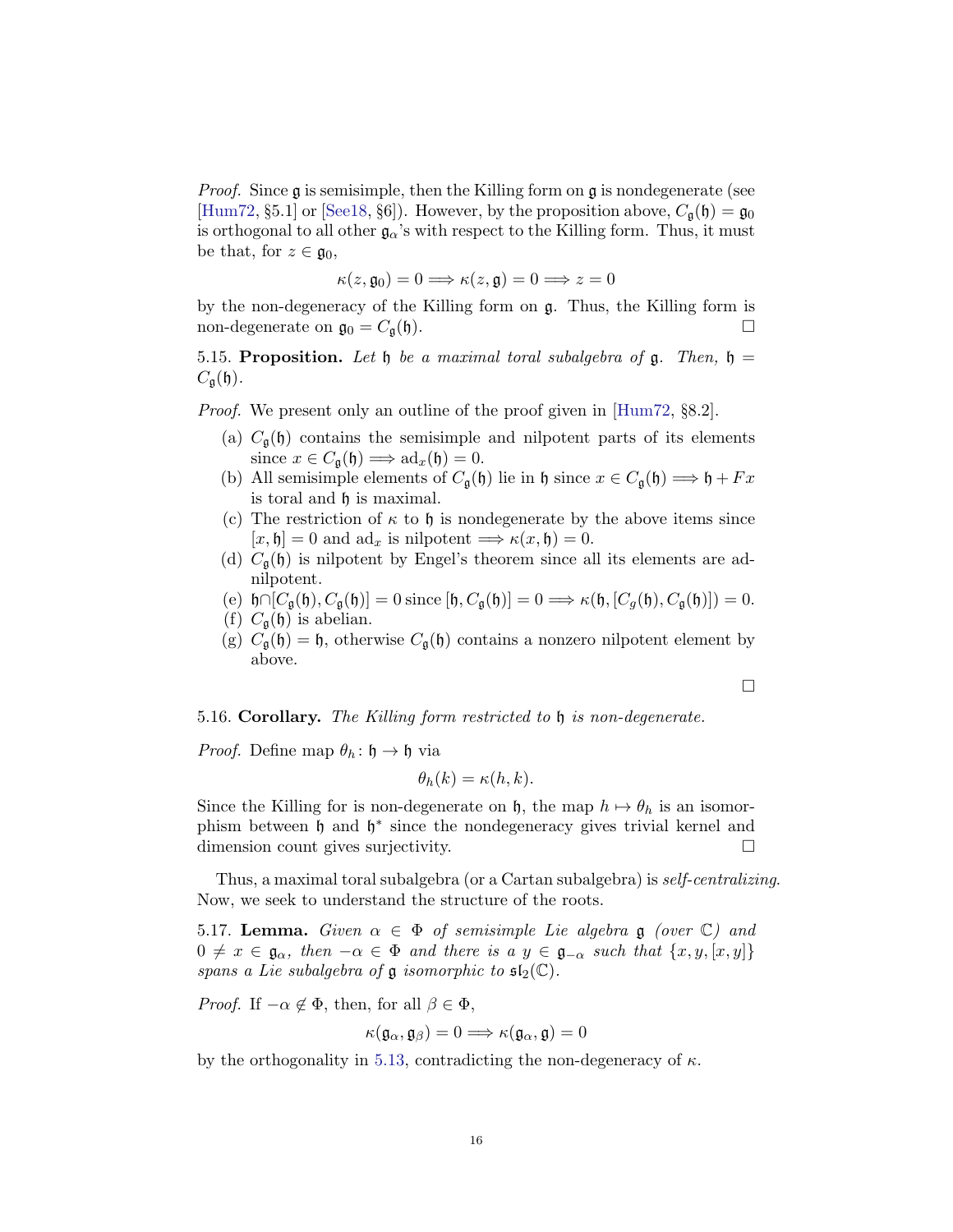*Proof.* Since $\mathfrak{g}$ is semisimple, then the Killing form on $\mathfrak{g}$ is nondegenerate (see [Hum72, §5.1] or [See18, §6]). However, by the proposition above, $C_{\mathfrak{g}}(\mathfrak{h}) = \mathfrak{g}_0$ is orthogonal to all other $\mathfrak{g}_\alpha$'s with respect to the Killing form. Thus, it must be that, for $z \in \mathfrak{g}_0$,

$$\kappa(z, \mathfrak{g}_0) = 0 \implies \kappa(z, \mathfrak{g}) = 0 \implies z = 0$$

by the non-degeneracy of the Killing form on $\mathfrak{g}$. Thus, the Killing form is non-degenerate on $\mathfrak{g}_0 = C_{\mathfrak{g}}(\mathfrak{h})$. □

5.15. **Proposition.** *Let $\mathfrak{h}$ be a maximal toral subalgebra of $\mathfrak{g}$. Then, $\mathfrak{h} = C_{\mathfrak{g}}(\mathfrak{h})$.*

*Proof.* We present only an outline of the proof given in [Hum72, §8.2].

(a) $C_{\mathfrak{g}}(\mathfrak{h})$ contains the semisimple and nilpotent parts of its elements since $x \in C_{\mathfrak{g}}(\mathfrak{h}) \implies \text{ad}_x(\mathfrak{h}) = 0$.
(b) All semisimple elements of $C_{\mathfrak{g}}(\mathfrak{h})$ lie in $\mathfrak{h}$ since $x \in C_{\mathfrak{g}}(\mathfrak{h}) \implies \mathfrak{h} + Fx$ is toral and $\mathfrak{h}$ is maximal.
(c) The restriction of $\kappa$ to $\mathfrak{h}$ is nondegenerate by the above items since $[x, \mathfrak{h}] = 0$ and $\text{ad}_x$ is nilpotent $\implies \kappa(x, \mathfrak{h}) = 0$.
(d) $C_{\mathfrak{g}}(\mathfrak{h})$ is nilpotent by Engel's theorem since all its elements are ad-nilpotent.
(e) $\mathfrak{h} \cap [C_{\mathfrak{g}}(\mathfrak{h}), C_{\mathfrak{g}}(\mathfrak{h})] = 0$ since $[\mathfrak{h}, C_{\mathfrak{g}}(\mathfrak{h})] = 0 \implies \kappa(\mathfrak{h}, [C_g(\mathfrak{h}), C_{\mathfrak{g}}(\mathfrak{h})]) = 0$.
(f) $C_{\mathfrak{g}}(\mathfrak{h})$ is abelian.
(g) $C_{\mathfrak{g}}(\mathfrak{h}) = \mathfrak{h}$, otherwise $C_{\mathfrak{g}}(\mathfrak{h})$ contains a nonzero nilpotent element by above.

□

5.16. **Corollary.** *The Killing form restricted to $\mathfrak{h}$ is non-degenerate.*

*Proof.* Define map $\theta_h \colon \mathfrak{h} \to \mathfrak{h}$ via

$$\theta_h(k) = \kappa(h, k).$$

Since the Killing for is non-degenerate on $\mathfrak{h}$, the map $h \mapsto \theta_h$ is an isomorphism between $\mathfrak{h}$ and $\mathfrak{h}^*$ since the nondegeneracy gives trivial kernel and dimension count gives surjectivity. □

Thus, a maximal toral subalgebra (or a Cartan subalgebra) is *self-centralizing*. Now, we seek to understand the structure of the roots.

5.17. **Lemma.** *Given $\alpha \in \Phi$ of semisimple Lie algebra $\mathfrak{g}$ (over $\mathbb{C}$) and $0 \neq x \in \mathfrak{g}_\alpha$, then $-\alpha \in \Phi$ and there is a $y \in \mathfrak{g}_{-\alpha}$ such that $\{x, y, [x, y]\}$ spans a Lie subalgebra of $\mathfrak{g}$ isomorphic to $\mathfrak{sl}_2(\mathbb{C})$.*

*Proof.* If $-\alpha \notin \Phi$, then, for all $\beta \in \Phi$,

$$\kappa(\mathfrak{g}_\alpha, \mathfrak{g}_\beta) = 0 \implies \kappa(\mathfrak{g}_\alpha, \mathfrak{g}) = 0$$

by the orthogonality in 5.13, contradicting the non-degeneracy of $\kappa$.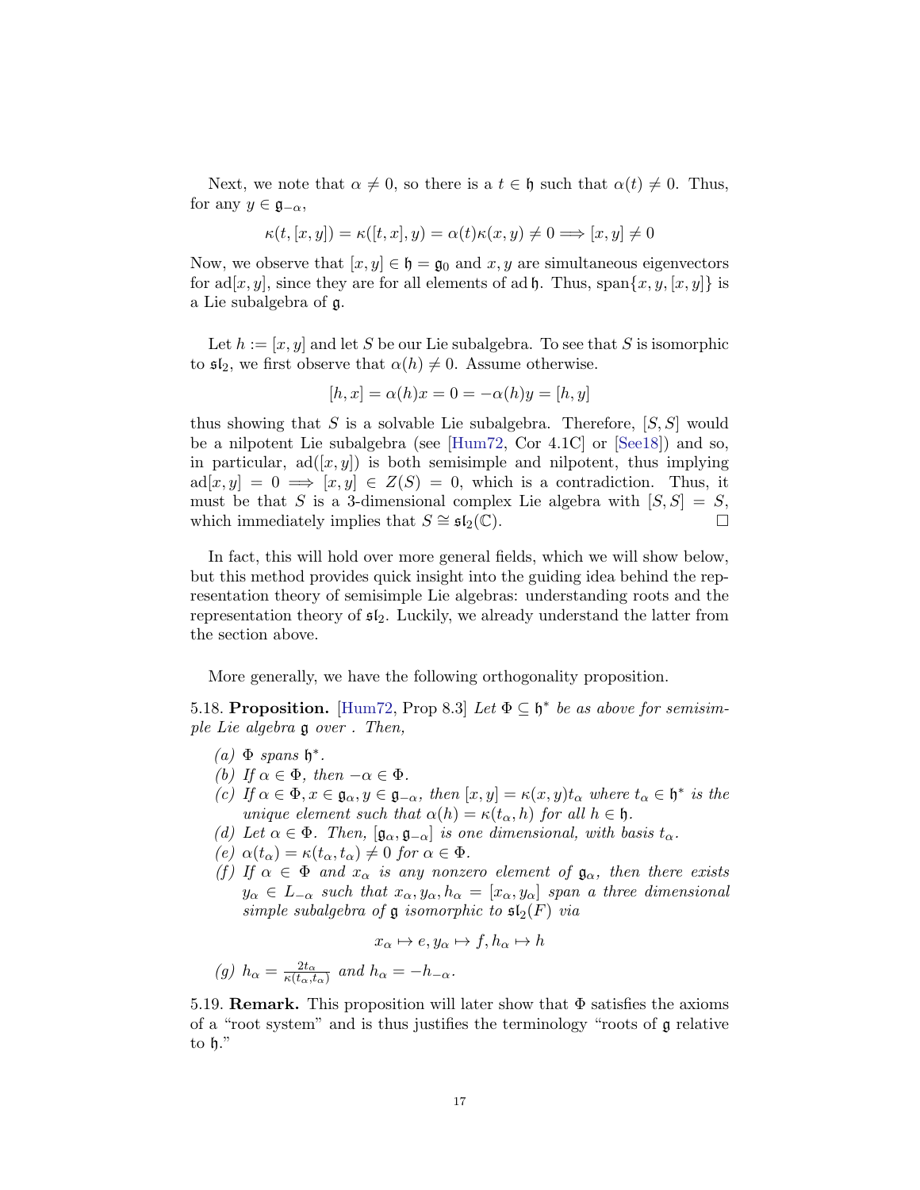Next, we note that $\alpha \neq 0$, so there is a $t \in \mathfrak{h}$ such that $\alpha(t) \neq 0$. Thus, for any $y \in \mathfrak{g}_{-\alpha}$,

$$\kappa(t, [x, y]) = \kappa([t, x], y) = \alpha(t)\kappa(x, y) \neq 0 \Longrightarrow [x, y] \neq 0$$

Now, we observe that $[x, y] \in \mathfrak{h} = \mathfrak{g}_0$ and $x, y$ are simultaneous eigenvectors for $\operatorname{ad}[x, y]$, since they are for all elements of $\operatorname{ad}\mathfrak{h}$. Thus, $\operatorname{span}\{x, y, [x, y]\}$ is a Lie subalgebra of $\mathfrak{g}$.

Let $h := [x, y]$ and let $S$ be our Lie subalgebra. To see that $S$ is isomorphic to $\mathfrak{sl}_2$, we first observe that $\alpha(h) \neq 0$. Assume otherwise.

$$[h, x] = \alpha(h)x = 0 = -\alpha(h)y = [h, y]$$

thus showing that $S$ is a solvable Lie subalgebra. Therefore, $[S, S]$ would be a nilpotent Lie subalgebra (see [Hum72, Cor 4.1C] or [See18]) and so, in particular, $\operatorname{ad}([x, y])$ is both semisimple and nilpotent, thus implying $\operatorname{ad}[x, y] = 0 \Longrightarrow [x, y] \in Z(S) = 0$, which is a contradiction. Thus, it must be that $S$ is a 3-dimensional complex Lie algebra with $[S, S] = S$, which immediately implies that $S \cong \mathfrak{sl}_2(\mathbb{C})$. □

In fact, this will hold over more general fields, which we will show below, but this method provides quick insight into the guiding idea behind the representation theory of semisimple Lie algebras: understanding roots and the representation theory of $\mathfrak{sl}_2$. Luckily, we already understand the latter from the section above.

More generally, we have the following orthogonality proposition.

5.18. **Proposition.** [Hum72, Prop 8.3] *Let $\Phi \subseteq \mathfrak{h}^*$ be as above for semisimple Lie algebra $\mathfrak{g}$ over . Then,*

*(a) $\Phi$ spans $\mathfrak{h}^*$.*
*(b) If $\alpha \in \Phi$, then $-\alpha \in \Phi$.*
*(c) If $\alpha \in \Phi, x \in \mathfrak{g}_\alpha, y \in \mathfrak{g}_{-\alpha}$, then $[x, y] = \kappa(x, y)t_\alpha$ where $t_\alpha \in \mathfrak{h}^*$ is the unique element such that $\alpha(h) = \kappa(t_\alpha, h)$ for all $h \in \mathfrak{h}$.*
*(d) Let $\alpha \in \Phi$. Then, $[\mathfrak{g}_\alpha, \mathfrak{g}_{-\alpha}]$ is one dimensional, with basis $t_\alpha$.*
*(e) $\alpha(t_\alpha) = \kappa(t_\alpha, t_\alpha) \neq 0$ for $\alpha \in \Phi$.*
*(f) If $\alpha \in \Phi$ and $x_\alpha$ is any nonzero element of $\mathfrak{g}_\alpha$, then there exists $y_\alpha \in L_{-\alpha}$ such that $x_\alpha, y_\alpha, h_\alpha = [x_\alpha, y_\alpha]$ span a three dimensional simple subalgebra of $\mathfrak{g}$ isomorphic to $\mathfrak{sl}_2(F)$ via*

$$x_\alpha \mapsto e, y_\alpha \mapsto f, h_\alpha \mapsto h$$

*(g) $h_\alpha = \frac{2t_\alpha}{\kappa(t_\alpha, t_\alpha)}$ and $h_\alpha = -h_{-\alpha}$.*

5.19. **Remark.** This proposition will later show that $\Phi$ satisfies the axioms of a "root system" and is thus justifies the terminology "roots of $\mathfrak{g}$ relative to $\mathfrak{h}$."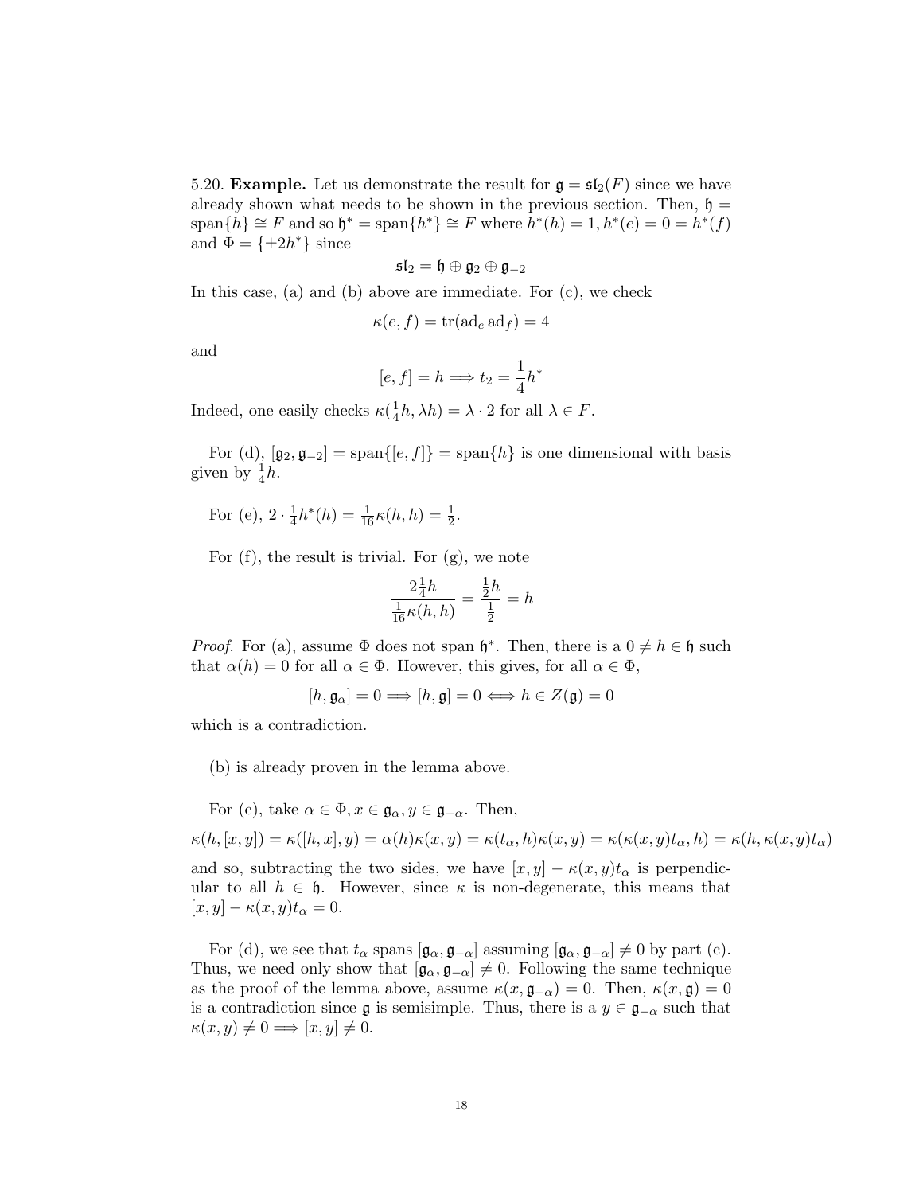5.20. **Example.** Let us demonstrate the result for $\mathfrak{g} = \mathfrak{sl}_2(F)$ since we have already shown what needs to be shown in the previous section. Then, $\mathfrak{h} = \text{span}\{h\} \cong F$ and so $\mathfrak{h}^* = \text{span}\{h^*\} \cong F$ where $h^*(h) = 1, h^*(e) = 0 = h^*(f)$ and $\Phi = \{\pm 2h^*\}$ since

$$\mathfrak{sl}_2 = \mathfrak{h} \oplus \mathfrak{g}_2 \oplus \mathfrak{g}_{-2}$$

In this case, (a) and (b) above are immediate. For (c), we check

$$\kappa(e, f) = \text{tr}(\text{ad}_e \, \text{ad}_f) = 4$$

and

$$[e, f] = h \implies t_2 = \frac{1}{4}h^*$$

Indeed, one easily checks $\kappa(\frac{1}{4}h, \lambda h) = \lambda \cdot 2$ for all $\lambda \in F$.

For (d), $[\mathfrak{g}_2, \mathfrak{g}_{-2}] = \text{span}\{[e, f]\} = \text{span}\{h\}$ is one dimensional with basis given by $\frac{1}{4}h$.

For (e), $2 \cdot \frac{1}{4}h^*(h) = \frac{1}{16}\kappa(h, h) = \frac{1}{2}$.

For (f), the result is trivial. For (g), we note

$$\frac{2\frac{1}{4}h}{\frac{1}{16}\kappa(h, h)} = \frac{\frac{1}{2}h}{\frac{1}{2}} = h$$

*Proof.* For (a), assume $\Phi$ does not span $\mathfrak{h}^*$. Then, there is a $0 \neq h \in \mathfrak{h}$ such that $\alpha(h) = 0$ for all $\alpha \in \Phi$. However, this gives, for all $\alpha \in \Phi$,

$$[h, \mathfrak{g}_\alpha] = 0 \implies [h, \mathfrak{g}] = 0 \iff h \in Z(\mathfrak{g}) = 0$$

which is a contradiction.

(b) is already proven in the lemma above.

For (c), take $\alpha \in \Phi, x \in \mathfrak{g}_\alpha, y \in \mathfrak{g}_{-\alpha}$. Then,

$$\kappa(h, [x, y]) = \kappa([h, x], y) = \alpha(h)\kappa(x, y) = \kappa(t_\alpha, h)\kappa(x, y) = \kappa(\kappa(x, y)t_\alpha, h) = \kappa(h, \kappa(x, y)t_\alpha)$$

and so, subtracting the two sides, we have $[x, y] - \kappa(x, y)t_\alpha$ is perpendicular to all $h \in \mathfrak{h}$. However, since $\kappa$ is non-degenerate, this means that $[x, y] - \kappa(x, y)t_\alpha = 0$.

For (d), we see that $t_\alpha$ spans $[\mathfrak{g}_\alpha, \mathfrak{g}_{-\alpha}]$ assuming $[\mathfrak{g}_\alpha, \mathfrak{g}_{-\alpha}] \neq 0$ by part (c). Thus, we need only show that $[\mathfrak{g}_\alpha, \mathfrak{g}_{-\alpha}] \neq 0$. Following the same technique as the proof of the lemma above, assume $\kappa(x, \mathfrak{g}_{-\alpha}) = 0$. Then, $\kappa(x, \mathfrak{g}) = 0$ is a contradiction since $\mathfrak{g}$ is semisimple. Thus, there is a $y \in \mathfrak{g}_{-\alpha}$ such that $\kappa(x, y) \neq 0 \implies [x, y] \neq 0$.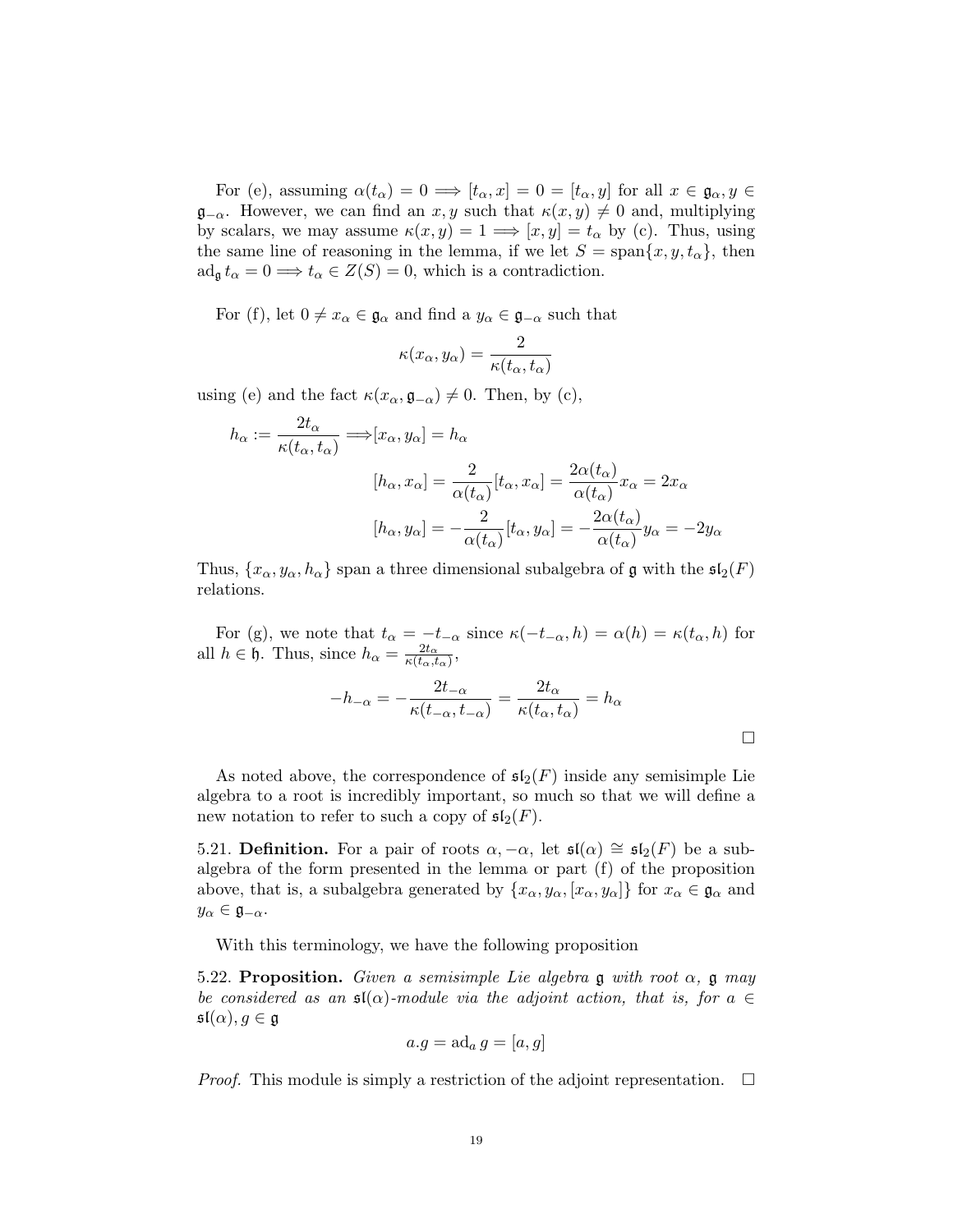For (e), assuming $\alpha(t_\alpha) = 0 \implies [t_\alpha, x] = 0 = [t_\alpha, y]$ for all $x \in \mathfrak{g}_\alpha, y \in \mathfrak{g}_{-\alpha}$. However, we can find an $x, y$ such that $\kappa(x, y) \neq 0$ and, multiplying by scalars, we may assume $\kappa(x, y) = 1 \implies [x, y] = t_\alpha$ by (c). Thus, using the same line of reasoning in the lemma, if we let $S = \operatorname{span}\{x, y, t_\alpha\}$, then $\operatorname{ad}_\mathfrak{g} t_\alpha = 0 \implies t_\alpha \in Z(S) = 0$, which is a contradiction.

For (f), let $0 \neq x_\alpha \in \mathfrak{g}_\alpha$ and find a $y_\alpha \in \mathfrak{g}_{-\alpha}$ such that

$$\kappa(x_\alpha, y_\alpha) = \frac{2}{\kappa(t_\alpha, t_\alpha)}$$

using (e) and the fact $\kappa(x_\alpha, \mathfrak{g}_{-\alpha}) \neq 0$. Then, by (c),

$$\begin{aligned}
h_\alpha := \frac{2t_\alpha}{\kappa(t_\alpha, t_\alpha)} \implies & [x_\alpha, y_\alpha] = h_\alpha \\
& [h_\alpha, x_\alpha] = \frac{2}{\alpha(t_\alpha)}[t_\alpha, x_\alpha] = \frac{2\alpha(t_\alpha)}{\alpha(t_\alpha)} x_\alpha = 2x_\alpha \\
& [h_\alpha, y_\alpha] = -\frac{2}{\alpha(t_\alpha)}[t_\alpha, y_\alpha] = -\frac{2\alpha(t_\alpha)}{\alpha(t_\alpha)} y_\alpha = -2y_\alpha
\end{aligned}$$

Thus, $\{x_\alpha, y_\alpha, h_\alpha\}$ span a three dimensional subalgebra of $\mathfrak{g}$ with the $\mathfrak{sl}_2(F)$ relations.

For (g), we note that $t_\alpha = -t_{-\alpha}$ since $\kappa(-t_{-\alpha}, h) = \alpha(h) = \kappa(t_\alpha, h)$ for all $h \in \mathfrak{h}$. Thus, since $h_\alpha = \frac{2t_\alpha}{\kappa(t_\alpha, t_\alpha)}$,

$$-h_{-\alpha} = -\frac{2t_{-\alpha}}{\kappa(t_{-\alpha}, t_{-\alpha})} = \frac{2t_\alpha}{\kappa(t_\alpha, t_\alpha)} = h_\alpha$$

□

As noted above, the correspondence of $\mathfrak{sl}_2(F)$ inside any semisimple Lie algebra to a root is incredibly important, so much so that we will define a new notation to refer to such a copy of $\mathfrak{sl}_2(F)$.

5.21. **Definition.** For a pair of roots $\alpha, -\alpha$, let $\mathfrak{sl}(\alpha) \cong \mathfrak{sl}_2(F)$ be a subalgebra of the form presented in the lemma or part (f) of the proposition above, that is, a subalgebra generated by $\{x_\alpha, y_\alpha, [x_\alpha, y_\alpha]\}$ for $x_\alpha \in \mathfrak{g}_\alpha$ and $y_\alpha \in \mathfrak{g}_{-\alpha}$.

With this terminology, we have the following proposition

5.22. **Proposition.** *Given a semisimple Lie algebra $\mathfrak{g}$ with root $\alpha$, $\mathfrak{g}$ may be considered as an $\mathfrak{sl}(\alpha)$-module via the adjoint action, that is, for $a \in \mathfrak{sl}(\alpha), g \in \mathfrak{g}$*

$$a.g = \operatorname{ad}_a g = [a, g]$$

*Proof.* This module is simply a restriction of the adjoint representation. □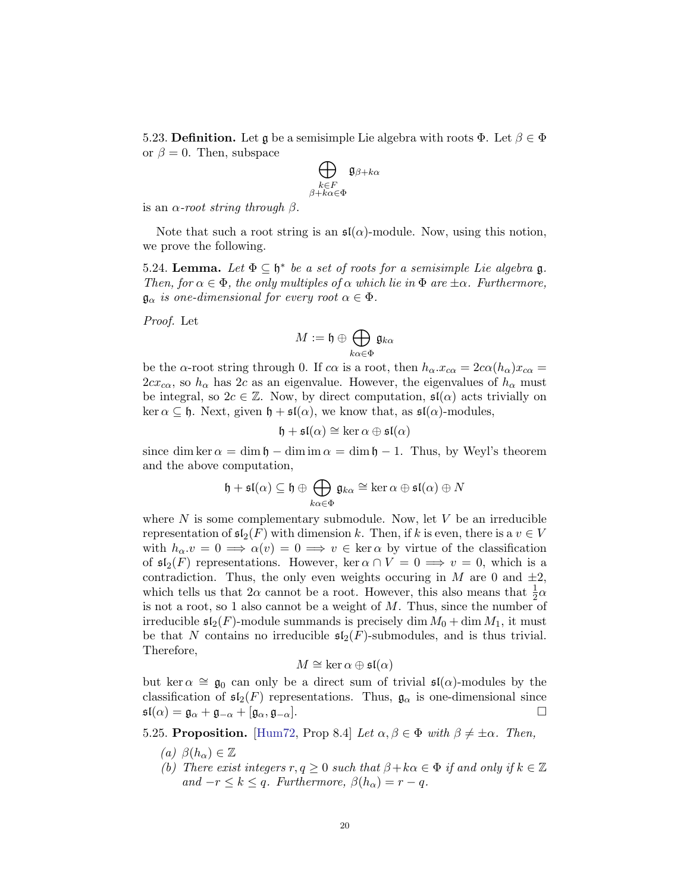5.23. **Definition.** Let $\mathfrak{g}$ be a semisimple Lie algebra with roots $\Phi$. Let $\beta \in \Phi$ or $\beta = 0$. Then, subspace

$$\bigoplus_{\substack{k \in F \\ \beta + k\alpha \in \Phi}} \mathfrak{g}_{\beta + k\alpha}$$

is an *$\alpha$-root string through $\beta$*.

Note that such a root string is an $\mathfrak{sl}(\alpha)$-module. Now, using this notion, we prove the following.

5.24. **Lemma.** *Let $\Phi \subseteq \mathfrak{h}^*$ be a set of roots for a semisimple Lie algebra $\mathfrak{g}$. Then, for $\alpha \in \Phi$, the only multiples of $\alpha$ which lie in $\Phi$ are $\pm\alpha$. Furthermore, $\mathfrak{g}_\alpha$ is one-dimensional for every root $\alpha \in \Phi$.*

*Proof.* Let

$$M := \mathfrak{h} \oplus \bigoplus_{k\alpha \in \Phi} \mathfrak{g}_{k\alpha}$$

be the $\alpha$-root string through 0. If $c\alpha$ is a root, then $h_\alpha.x_{c\alpha} = 2c\alpha(h_\alpha)x_{c\alpha} = 2cx_{c\alpha}$, so $h_\alpha$ has $2c$ as an eigenvalue. However, the eigenvalues of $h_\alpha$ must be integral, so $2c \in \mathbb{Z}$. Now, by direct computation, $\mathfrak{sl}(\alpha)$ acts trivially on $\ker \alpha \subseteq \mathfrak{h}$. Next, given $\mathfrak{h} + \mathfrak{sl}(\alpha)$, we know that, as $\mathfrak{sl}(\alpha)$-modules,

$$\mathfrak{h} + \mathfrak{sl}(\alpha) \cong \ker \alpha \oplus \mathfrak{sl}(\alpha)$$

since $\dim \ker \alpha = \dim \mathfrak{h} - \dim \operatorname{im} \alpha = \dim \mathfrak{h} - 1$. Thus, by Weyl's theorem and the above computation,

$$\mathfrak{h} + \mathfrak{sl}(\alpha) \subseteq \mathfrak{h} \oplus \bigoplus_{k\alpha \in \Phi} \mathfrak{g}_{k\alpha} \cong \ker \alpha \oplus \mathfrak{sl}(\alpha) \oplus N$$

where $N$ is some complementary submodule. Now, let $V$ be an irreducible representation of $\mathfrak{sl}_2(F)$ with dimension $k$. Then, if $k$ is even, there is a $v \in V$ with $h_\alpha.v = 0 \implies \alpha(v) = 0 \implies v \in \ker \alpha$ by virtue of the classification of $\mathfrak{sl}_2(F)$ representations. However, $\ker \alpha \cap V = 0 \implies v = 0$, which is a contradiction. Thus, the only even weights occuring in $M$ are 0 and $\pm 2$, which tells us that $2\alpha$ cannot be a root. However, this also means that $\frac{1}{2}\alpha$ is not a root, so 1 also cannot be a weight of $M$. Thus, since the number of irreducible $\mathfrak{sl}_2(F)$-module summands is precisely $\dim M_0 + \dim M_1$, it must be that $N$ contains no irreducible $\mathfrak{sl}_2(F)$-submodules, and is thus trivial. Therefore,

$$M \cong \ker \alpha \oplus \mathfrak{sl}(\alpha)$$

but $\ker \alpha \cong \mathfrak{g}_0$ can only be a direct sum of trivial $\mathfrak{sl}(\alpha)$-modules by the classification of $\mathfrak{sl}_2(F)$ representations. Thus, $\mathfrak{g}_\alpha$ is one-dimensional since $\mathfrak{sl}(\alpha) = \mathfrak{g}_\alpha + \mathfrak{g}_{-\alpha} + [\mathfrak{g}_\alpha, \mathfrak{g}_{-\alpha}]$. $\square$

5.25. **Proposition.** [Hum72, Prop 8.4] *Let $\alpha, \beta \in \Phi$ with $\beta \neq \pm\alpha$. Then,*

*(a) $\beta(h_\alpha) \in \mathbb{Z}$*

*(b) There exist integers $r, q \geq 0$ such that $\beta + k\alpha \in \Phi$ if and only if $k \in \mathbb{Z}$ and $-r \leq k \leq q$. Furthermore, $\beta(h_\alpha) = r - q$.*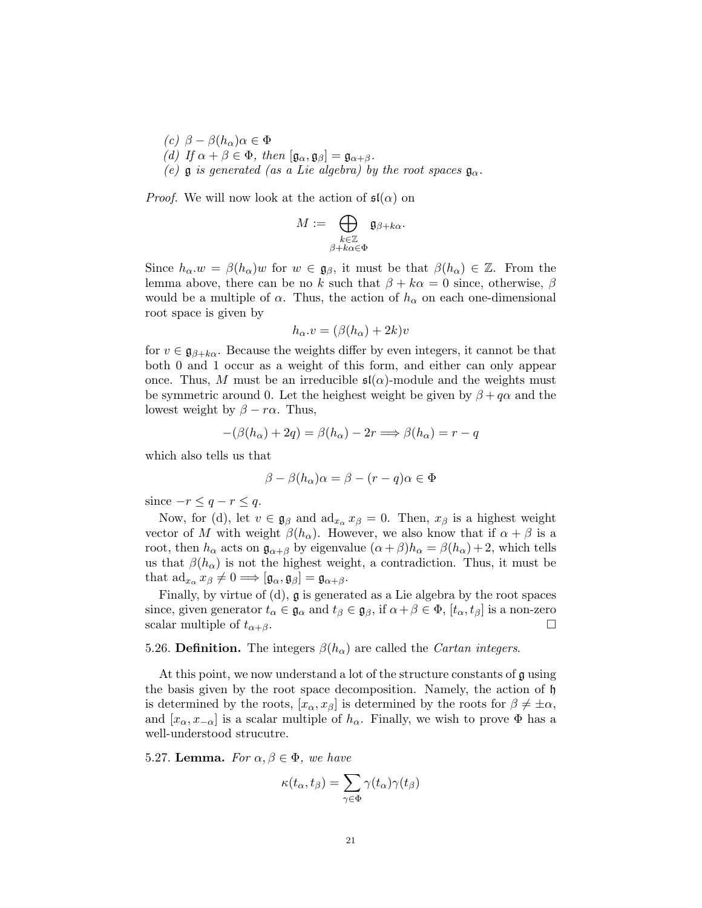*(c)* $\beta - \beta(h_\alpha)\alpha \in \Phi$
*(d)* *If* $\alpha + \beta \in \Phi$*, then* $[\mathfrak{g}_\alpha, \mathfrak{g}_\beta] = \mathfrak{g}_{\alpha+\beta}$*.*
*(e)* $\mathfrak{g}$ *is generated (as a Lie algebra) by the root spaces* $\mathfrak{g}_\alpha$*.*

*Proof.* We will now look at the action of $\mathfrak{sl}(\alpha)$ on

$$M := \bigoplus_{\substack{k\in\mathbb{Z} \\ \beta+k\alpha\in\Phi}} \mathfrak{g}_{\beta+k\alpha}.$$

Since $h_\alpha.w = \beta(h_\alpha)w$ for $w \in \mathfrak{g}_\beta$, it must be that $\beta(h_\alpha) \in \mathbb{Z}$. From the lemma above, there can be no $k$ such that $\beta + k\alpha = 0$ since, otherwise, $\beta$ would be a multiple of $\alpha$. Thus, the action of $h_\alpha$ on each one-dimensional root space is given by

$$h_\alpha.v = (\beta(h_\alpha) + 2k)v$$

for $v \in \mathfrak{g}_{\beta+k\alpha}$. Because the weights differ by even integers, it cannot be that both 0 and 1 occur as a weight of this form, and either can only appear once. Thus, $M$ must be an irreducible $\mathfrak{sl}(\alpha)$-module and the weights must be symmetric around 0. Let the heighest weight be given by $\beta + q\alpha$ and the lowest weight by $\beta - r\alpha$. Thus,

$$-(\beta(h_\alpha) + 2q) = \beta(h_\alpha) - 2r \Longrightarrow \beta(h_\alpha) = r - q$$

which also tells us that

$$\beta - \beta(h_\alpha)\alpha = \beta - (r - q)\alpha \in \Phi$$

since $-r \leq q - r \leq q$.

Now, for (d), let $v \in \mathfrak{g}_\beta$ and $\mathrm{ad}_{x_\alpha} x_\beta = 0$. Then, $x_\beta$ is a highest weight vector of $M$ with weight $\beta(h_\alpha)$. However, we also know that if $\alpha + \beta$ is a root, then $h_\alpha$ acts on $\mathfrak{g}_{\alpha+\beta}$ by eigenvalue $(\alpha+\beta)h_\alpha = \beta(h_\alpha)+2$, which tells us that $\beta(h_\alpha)$ is not the highest weight, a contradiction. Thus, it must be that $\mathrm{ad}_{x_\alpha} x_\beta \neq 0 \Longrightarrow [\mathfrak{g}_\alpha, \mathfrak{g}_\beta] = \mathfrak{g}_{\alpha+\beta}$.

Finally, by virtue of (d), $\mathfrak{g}$ is generated as a Lie algebra by the root spaces since, given generator $t_\alpha \in \mathfrak{g}_\alpha$ and $t_\beta \in \mathfrak{g}_\beta$, if $\alpha+\beta \in \Phi$, $[t_\alpha, t_\beta]$ is a non-zero scalar multiple of $t_{\alpha+\beta}$. □

5.26. **Definition.** The integers $\beta(h_\alpha)$ are called the *Cartan integers*.

At this point, we now understand a lot of the structure constants of $\mathfrak{g}$ using the basis given by the root space decomposition. Namely, the action of $\mathfrak{h}$ is determined by the roots, $[x_\alpha, x_\beta]$ is determined by the roots for $\beta \neq \pm\alpha$, and $[x_\alpha, x_{-\alpha}]$ is a scalar multiple of $h_\alpha$. Finally, we wish to prove $\Phi$ has a well-understood strucutre.

5.27. **Lemma.** *For* $\alpha, \beta \in \Phi$*, we have*

$$\kappa(t_\alpha, t_\beta) = \sum_{\gamma\in\Phi} \gamma(t_\alpha)\gamma(t_\beta)$$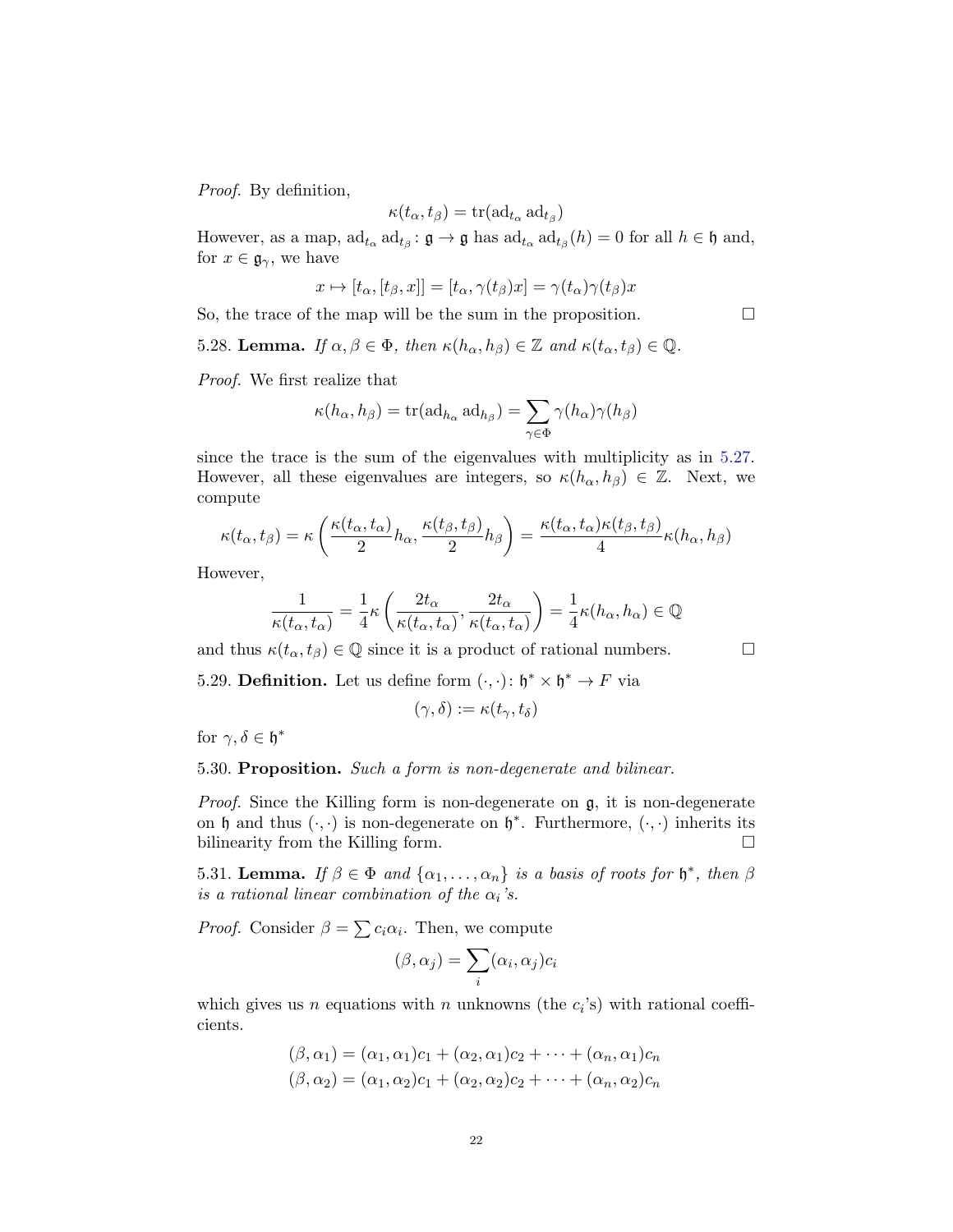*Proof.* By definition,

$$\kappa(t_\alpha, t_\beta) = \operatorname{tr}(\operatorname{ad}_{t_\alpha} \operatorname{ad}_{t_\beta})$$

However, as a map, $\operatorname{ad}_{t_\alpha} \operatorname{ad}_{t_\beta} : \mathfrak{g} \to \mathfrak{g}$ has $\operatorname{ad}_{t_\alpha} \operatorname{ad}_{t_\beta}(h) = 0$ for all $h \in \mathfrak{h}$ and, for $x \in \mathfrak{g}_\gamma$, we have

$$x \mapsto [t_\alpha, [t_\beta, x]] = [t_\alpha, \gamma(t_\beta)x] = \gamma(t_\alpha)\gamma(t_\beta)x$$

So, the trace of the map will be the sum in the proposition. $\square$

5.28. **Lemma.** *If $\alpha, \beta \in \Phi$, then $\kappa(h_\alpha, h_\beta) \in \mathbb{Z}$ and $\kappa(t_\alpha, t_\beta) \in \mathbb{Q}$.*

*Proof.* We first realize that

$$\kappa(h_\alpha, h_\beta) = \operatorname{tr}(\operatorname{ad}_{h_\alpha} \operatorname{ad}_{h_\beta}) = \sum_{\gamma \in \Phi} \gamma(h_\alpha)\gamma(h_\beta)$$

since the trace is the sum of the eigenvalues with multiplicity as in 5.27. However, all these eigenvalues are integers, so $\kappa(h_\alpha, h_\beta) \in \mathbb{Z}$. Next, we compute

$$\kappa(t_\alpha, t_\beta) = \kappa\left(\frac{\kappa(t_\alpha, t_\alpha)}{2} h_\alpha, \frac{\kappa(t_\beta, t_\beta)}{2} h_\beta\right) = \frac{\kappa(t_\alpha, t_\alpha)\kappa(t_\beta, t_\beta)}{4} \kappa(h_\alpha, h_\beta)$$

However,

$$\frac{1}{\kappa(t_\alpha, t_\alpha)} = \frac{1}{4}\kappa\left(\frac{2t_\alpha}{\kappa(t_\alpha, t_\alpha)}, \frac{2t_\alpha}{\kappa(t_\alpha, t_\alpha)}\right) = \frac{1}{4}\kappa(h_\alpha, h_\alpha) \in \mathbb{Q}$$

and thus $\kappa(t_\alpha, t_\beta) \in \mathbb{Q}$ since it is a product of rational numbers. $\square$

5.29. **Definition.** Let us define form $(\cdot, \cdot) : \mathfrak{h}^* \times \mathfrak{h}^* \to F$ via

$$(\gamma, \delta) := \kappa(t_\gamma, t_\delta)$$

for $\gamma, \delta \in \mathfrak{h}^*$

5.30. **Proposition.** *Such a form is non-degenerate and bilinear.*

*Proof.* Since the Killing form is non-degenerate on $\mathfrak{g}$, it is non-degenerate on $\mathfrak{h}$ and thus $(\cdot, \cdot)$ is non-degenerate on $\mathfrak{h}^*$. Furthermore, $(\cdot, \cdot)$ inherits its bilinearity from the Killing form. $\square$

5.31. **Lemma.** *If $\beta \in \Phi$ and $\{\alpha_1, \dots, \alpha_n\}$ is a basis of roots for $\mathfrak{h}^*$, then $\beta$ is a rational linear combination of the $\alpha_i$'s.*

*Proof.* Consider $\beta = \sum c_i \alpha_i$. Then, we compute

$$(\beta, \alpha_j) = \sum_i (\alpha_i, \alpha_j) c_i$$

which gives us $n$ equations with $n$ unknowns (the $c_i$'s) with rational coefficients.

$$(\beta, \alpha_1) = (\alpha_1, \alpha_1)c_1 + (\alpha_2, \alpha_1)c_2 + \cdots + (\alpha_n, \alpha_1)c_n$$
$$(\beta, \alpha_2) = (\alpha_1, \alpha_2)c_1 + (\alpha_2, \alpha_2)c_2 + \cdots + (\alpha_n, \alpha_2)c_n$$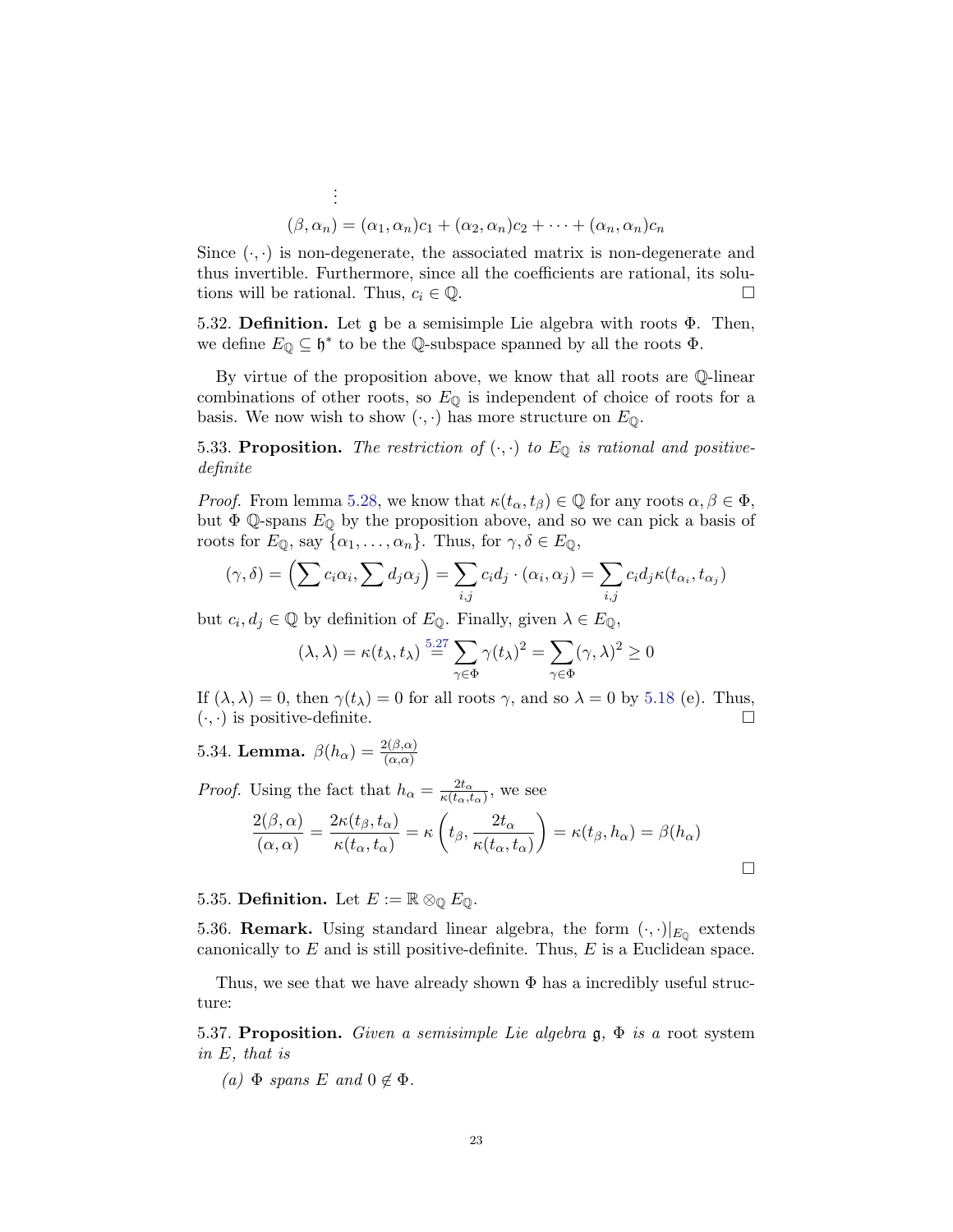$$\vdots$$

$$(\beta, \alpha_n) = (\alpha_1, \alpha_n)c_1 + (\alpha_2, \alpha_n)c_2 + \cdots + (\alpha_n, \alpha_n)c_n$$

Since $(\cdot,\cdot)$ is non-degenerate, the associated matrix is non-degenerate and thus invertible. Furthermore, since all the coefficients are rational, its solutions will be rational. Thus, $c_i \in \mathbb{Q}$. □

5.32. **Definition.** Let $\mathfrak{g}$ be a semisimple Lie algebra with roots $\Phi$. Then, we define $E_{\mathbb{Q}} \subseteq \mathfrak{h}^*$ to be the $\mathbb{Q}$-subspace spanned by all the roots $\Phi$.

By virtue of the proposition above, we know that all roots are $\mathbb{Q}$-linear combinations of other roots, so $E_{\mathbb{Q}}$ is independent of choice of roots for a basis. We now wish to show $(\cdot,\cdot)$ has more structure on $E_{\mathbb{Q}}$.

5.33. **Proposition.** *The restriction of $(\cdot,\cdot)$ to $E_{\mathbb{Q}}$ is rational and positive-definite*

*Proof.* From lemma 5.28, we know that $\kappa(t_\alpha, t_\beta) \in \mathbb{Q}$ for any roots $\alpha, \beta \in \Phi$, but $\Phi$ $\mathbb{Q}$-spans $E_{\mathbb{Q}}$ by the proposition above, and so we can pick a basis of roots for $E_{\mathbb{Q}}$, say $\{\alpha_1, \ldots, \alpha_n\}$. Thus, for $\gamma, \delta \in E_{\mathbb{Q}}$,

$$(\gamma, \delta) = \left(\sum c_i\alpha_i, \sum d_j\alpha_j\right) = \sum_{i,j} c_i d_j \cdot (\alpha_i, \alpha_j) = \sum_{i,j} c_i d_j \kappa(t_{\alpha_i}, t_{\alpha_j})$$

but $c_i, d_j \in \mathbb{Q}$ by definition of $E_{\mathbb{Q}}$. Finally, given $\lambda \in E_{\mathbb{Q}}$,

$$(\lambda, \lambda) = \kappa(t_\lambda, t_\lambda) \overset{5.27}{=} \sum_{\gamma \in \Phi} \gamma(t_\lambda)^2 = \sum_{\gamma \in \Phi} (\gamma, \lambda)^2 \geq 0$$

If $(\lambda, \lambda) = 0$, then $\gamma(t_\lambda) = 0$ for all roots $\gamma$, and so $\lambda = 0$ by 5.18 (e). Thus, $(\cdot,\cdot)$ is positive-definite. □

5.34. **Lemma.** $\beta(h_\alpha) = \frac{2(\beta,\alpha)}{(\alpha,\alpha)}$

*Proof.* Using the fact that $h_\alpha = \frac{2t_\alpha}{\kappa(t_\alpha, t_\alpha)}$, we see

$$\frac{2(\beta,\alpha)}{(\alpha,\alpha)} = \frac{2\kappa(t_\beta, t_\alpha)}{\kappa(t_\alpha, t_\alpha)} = \kappa\left(t_\beta, \frac{2t_\alpha}{\kappa(t_\alpha, t_\alpha)}\right) = \kappa(t_\beta, h_\alpha) = \beta(h_\alpha)$$

□

5.35. **Definition.** Let $E := \mathbb{R} \otimes_{\mathbb{Q}} E_{\mathbb{Q}}$.

5.36. **Remark.** Using standard linear algebra, the form $(\cdot,\cdot)|_{E_{\mathbb{Q}}}$ extends canonically to $E$ and is still positive-definite. Thus, $E$ is a Euclidean space.

Thus, we see that we have already shown $\Phi$ has a incredibly useful structure:

5.37. **Proposition.** *Given a semisimple Lie algebra $\mathfrak{g}$, $\Phi$ is a* root system *in $E$, that is*

*(a) $\Phi$ spans $E$ and $0 \notin \Phi$.*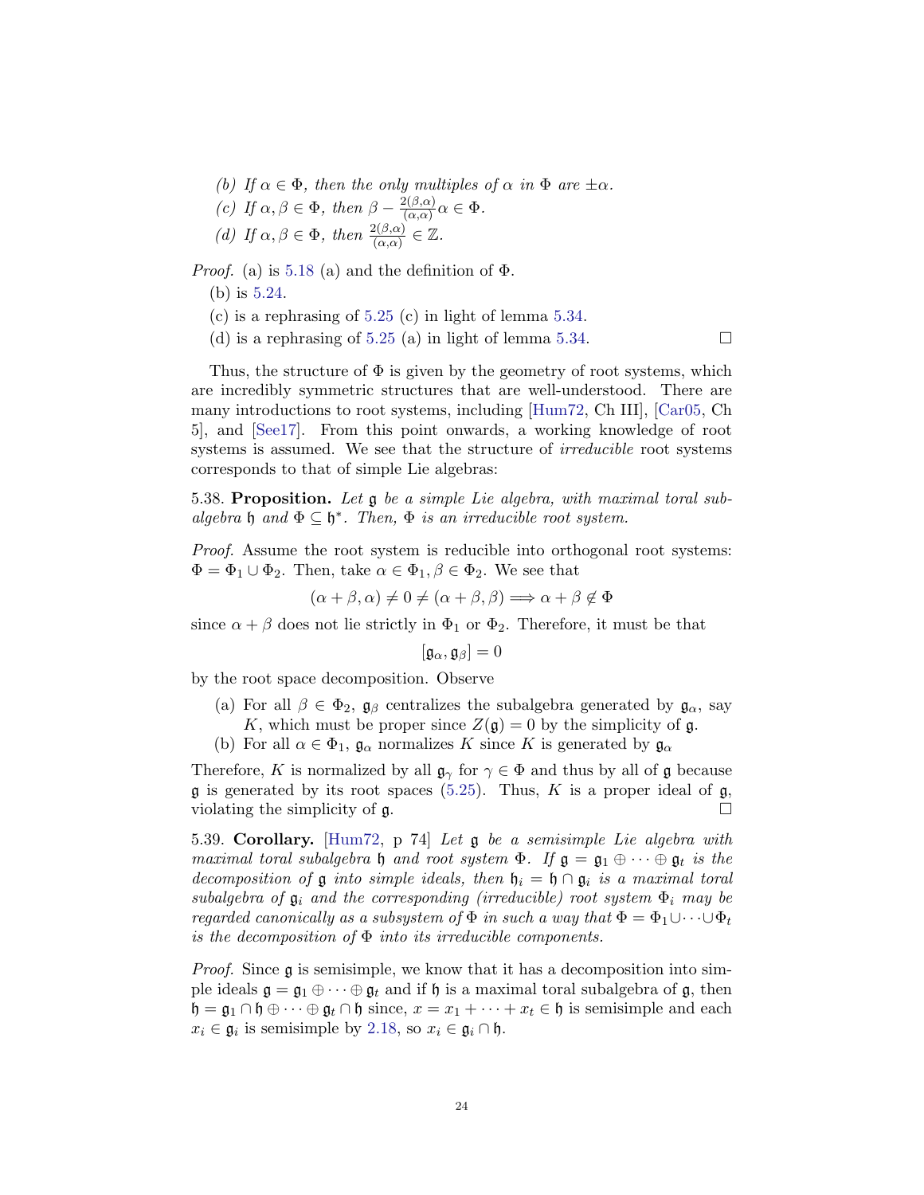(b) *If $\alpha \in \Phi$, then the only multiples of $\alpha$ in $\Phi$ are $\pm\alpha$.*

(c) *If $\alpha, \beta \in \Phi$, then $\beta - \frac{2(\beta,\alpha)}{(\alpha,\alpha)}\alpha \in \Phi$.*

(d) *If $\alpha, \beta \in \Phi$, then $\frac{2(\beta,\alpha)}{(\alpha,\alpha)} \in \mathbb{Z}$.*

*Proof.* (a) is 5.18 (a) and the definition of $\Phi$.

(b) is 5.24.

(c) is a rephrasing of 5.25 (c) in light of lemma 5.34.

(d) is a rephrasing of 5.25 (a) in light of lemma 5.34. □

Thus, the structure of $\Phi$ is given by the geometry of root systems, which are incredibly symmetric structures that are well-understood. There are many introductions to root systems, including [Hum72, Ch III], [Car05, Ch 5], and [See17]. From this point onwards, a working knowledge of root systems is assumed. We see that the structure of *irreducible* root systems corresponds to that of simple Lie algebras:

5.38. **Proposition.** *Let $\mathfrak{g}$ be a simple Lie algebra, with maximal toral subalgebra $\mathfrak{h}$ and $\Phi \subseteq \mathfrak{h}^*$. Then, $\Phi$ is an irreducible root system.*

*Proof.* Assume the root system is reducible into orthogonal root systems: $\Phi = \Phi_1 \cup \Phi_2$. Then, take $\alpha \in \Phi_1, \beta \in \Phi_2$. We see that

$$(\alpha + \beta, \alpha) \neq 0 \neq (\alpha + \beta, \beta) \Longrightarrow \alpha + \beta \notin \Phi$$

since $\alpha + \beta$ does not lie strictly in $\Phi_1$ or $\Phi_2$. Therefore, it must be that

$$[\mathfrak{g}_\alpha, \mathfrak{g}_\beta] = 0$$

by the root space decomposition. Observe

(a) For all $\beta \in \Phi_2$, $\mathfrak{g}_\beta$ centralizes the subalgebra generated by $\mathfrak{g}_\alpha$, say $K$, which must be proper since $Z(\mathfrak{g}) = 0$ by the simplicity of $\mathfrak{g}$.

(b) For all $\alpha \in \Phi_1$, $\mathfrak{g}_\alpha$ normalizes $K$ since $K$ is generated by $\mathfrak{g}_\alpha$

Therefore, $K$ is normalized by all $\mathfrak{g}_\gamma$ for $\gamma \in \Phi$ and thus by all of $\mathfrak{g}$ because $\mathfrak{g}$ is generated by its root spaces (5.25). Thus, $K$ is a proper ideal of $\mathfrak{g}$, violating the simplicity of $\mathfrak{g}$. □

5.39. **Corollary.** [Hum72, p 74] *Let $\mathfrak{g}$ be a semisimple Lie algebra with maximal toral subalgebra $\mathfrak{h}$ and root system $\Phi$. If $\mathfrak{g} = \mathfrak{g}_1 \oplus \cdots \oplus \mathfrak{g}_t$ is the decomposition of $\mathfrak{g}$ into simple ideals, then $\mathfrak{h}_i = \mathfrak{h} \cap \mathfrak{g}_i$ is a maximal toral subalgebra of $\mathfrak{g}_i$ and the corresponding (irreducible) root system $\Phi_i$ may be regarded canonically as a subsystem of $\Phi$ in such a way that $\Phi = \Phi_1 \cup \cdots \cup \Phi_t$ is the decomposition of $\Phi$ into its irreducible components.*

*Proof.* Since $\mathfrak{g}$ is semisimple, we know that it has a decomposition into simple ideals $\mathfrak{g} = \mathfrak{g}_1 \oplus \cdots \oplus \mathfrak{g}_t$ and if $\mathfrak{h}$ is a maximal toral subalgebra of $\mathfrak{g}$, then $\mathfrak{h} = \mathfrak{g}_1 \cap \mathfrak{h} \oplus \cdots \oplus \mathfrak{g}_t \cap \mathfrak{h}$ since, $x = x_1 + \cdots + x_t \in \mathfrak{h}$ is semisimple and each $x_i \in \mathfrak{g}_i$ is semisimple by 2.18, so $x_i \in \mathfrak{g}_i \cap \mathfrak{h}$.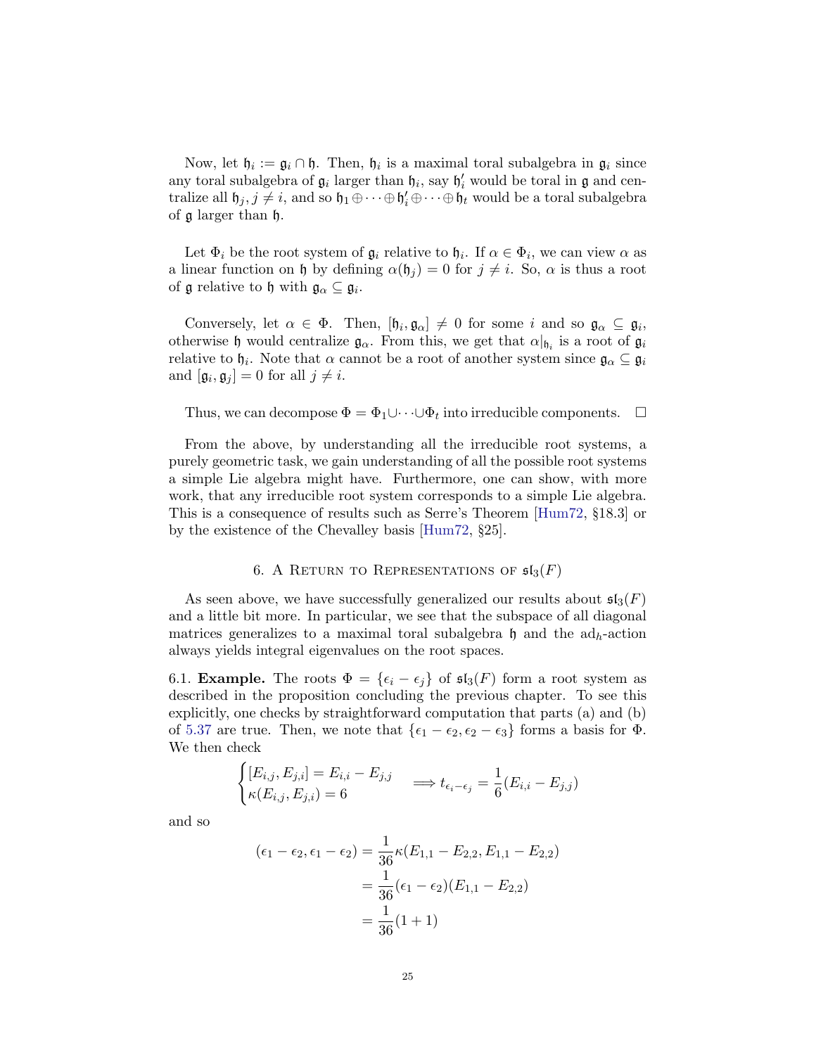Now, let $\mathfrak{h}_i := \mathfrak{g}_i \cap \mathfrak{h}$. Then, $\mathfrak{h}_i$ is a maximal toral subalgebra in $\mathfrak{g}_i$ since any toral subalgebra of $\mathfrak{g}_i$ larger than $\mathfrak{h}_i$, say $\mathfrak{h}'_i$ would be toral in $\mathfrak{g}$ and centralize all $\mathfrak{h}_j, j \neq i$, and so $\mathfrak{h}_1 \oplus \cdots \oplus \mathfrak{h}'_i \oplus \cdots \oplus \mathfrak{h}_t$ would be a toral subalgebra of $\mathfrak{g}$ larger than $\mathfrak{h}$.

Let $\Phi_i$ be the root system of $\mathfrak{g}_i$ relative to $\mathfrak{h}_i$. If $\alpha \in \Phi_i$, we can view $\alpha$ as a linear function on $\mathfrak{h}$ by defining $\alpha(\mathfrak{h}_j) = 0$ for $j \neq i$. So, $\alpha$ is thus a root of $\mathfrak{g}$ relative to $\mathfrak{h}$ with $\mathfrak{g}_\alpha \subseteq \mathfrak{g}_i$.

Conversely, let $\alpha \in \Phi$. Then, $[\mathfrak{h}_i, \mathfrak{g}_\alpha] \neq 0$ for some $i$ and so $\mathfrak{g}_\alpha \subseteq \mathfrak{g}_i$, otherwise $\mathfrak{h}$ would centralize $\mathfrak{g}_\alpha$. From this, we get that $\alpha|_{\mathfrak{h}_i}$ is a root of $\mathfrak{g}_i$ relative to $\mathfrak{h}_i$. Note that $\alpha$ cannot be a root of another system since $\mathfrak{g}_\alpha \subseteq \mathfrak{g}_i$ and $[\mathfrak{g}_i, \mathfrak{g}_j] = 0$ for all $j \neq i$.

Thus, we can decompose $\Phi = \Phi_1 \cup \cdots \cup \Phi_t$ into irreducible components. $\square$

From the above, by understanding all the irreducible root systems, a purely geometric task, we gain understanding of all the possible root systems a simple Lie algebra might have. Furthermore, one can show, with more work, that any irreducible root system corresponds to a simple Lie algebra. This is a consequence of results such as Serre's Theorem [Hum72, §18.3] or by the existence of the Chevalley basis [Hum72, §25].

## 6. A Return to Representations of $\mathfrak{sl}_3(F)$

As seen above, we have successfully generalized our results about $\mathfrak{sl}_3(F)$ and a little bit more. In particular, we see that the subspace of all diagonal matrices generalizes to a maximal toral subalgebra $\mathfrak{h}$ and the $\mathrm{ad}_h$-action always yields integral eigenvalues on the root spaces.

6.1. **Example.** The roots $\Phi = \{\epsilon_i - \epsilon_j\}$ of $\mathfrak{sl}_3(F)$ form a root system as described in the proposition concluding the previous chapter. To see this explicitly, one checks by straightforward computation that parts (a) and (b) of 5.37 are true. Then, we note that $\{\epsilon_1 - \epsilon_2, \epsilon_2 - \epsilon_3\}$ forms a basis for $\Phi$. We then check

$$\begin{cases} [E_{i,j}, E_{j,i}] = E_{i,i} - E_{j,j} \\ \kappa(E_{i,j}, E_{j,i}) = 6 \end{cases} \implies t_{\epsilon_i - \epsilon_j} = \frac{1}{6}(E_{i,i} - E_{j,j})$$

and so

$$\begin{aligned} (\epsilon_1 - \epsilon_2, \epsilon_1 - \epsilon_2) &= \frac{1}{36}\kappa(E_{1,1} - E_{2,2}, E_{1,1} - E_{2,2}) \\ &= \frac{1}{36}(\epsilon_1 - \epsilon_2)(E_{1,1} - E_{2,2}) \\ &= \frac{1}{36}(1 + 1) \end{aligned}$$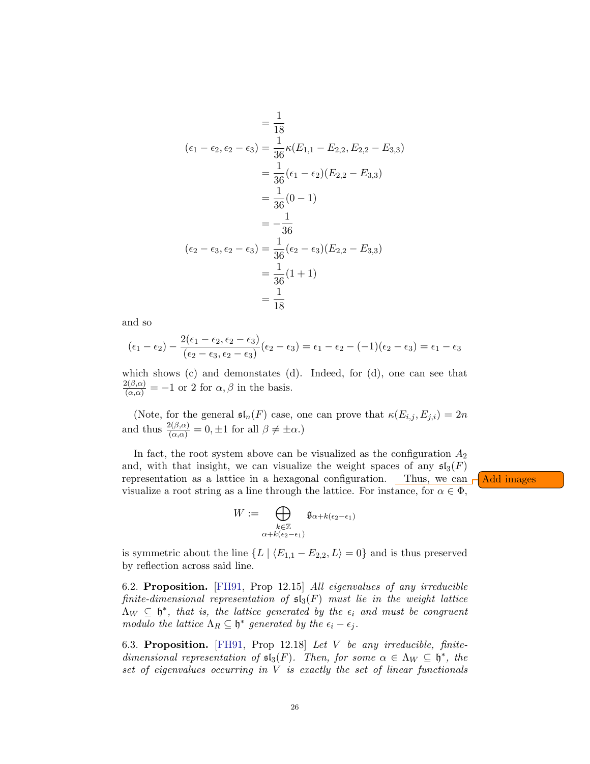$$
\begin{aligned}
&= \frac{1}{18} \\
(\epsilon_1 - \epsilon_2, \epsilon_2 - \epsilon_3) &= \frac{1}{36}\kappa(E_{1,1} - E_{2,2}, E_{2,2} - E_{3,3}) \\
&= \frac{1}{36}(\epsilon_1 - \epsilon_2)(E_{2,2} - E_{3,3}) \\
&= \frac{1}{36}(0 - 1) \\
&= -\frac{1}{36} \\
(\epsilon_2 - \epsilon_3, \epsilon_2 - \epsilon_3) &= \frac{1}{36}(\epsilon_2 - \epsilon_3)(E_{2,2} - E_{3,3}) \\
&= \frac{1}{36}(1 + 1) \\
&= \frac{1}{18}
\end{aligned}
$$

and so

$$
(\epsilon_1 - \epsilon_2) - \frac{2(\epsilon_1 - \epsilon_2, \epsilon_2 - \epsilon_3)}{(\epsilon_2 - \epsilon_3, \epsilon_2 - \epsilon_3)}(\epsilon_2 - \epsilon_3) = \epsilon_1 - \epsilon_2 - (-1)(\epsilon_2 - \epsilon_3) = \epsilon_1 - \epsilon_3
$$

which shows (c) and demonstates (d). Indeed, for (d), one can see that $\frac{2(\beta,\alpha)}{(\alpha,\alpha)} = -1$ or 2 for $\alpha, \beta$ in the basis.

(Note, for the general $\mathfrak{sl}_n(F)$ case, one can prove that $\kappa(E_{i,j}, E_{j,i}) = 2n$ and thus $\frac{2(\beta,\alpha)}{(\alpha,\alpha)} = 0, \pm 1$ for all $\beta \neq \pm\alpha$.)

In fact, the root system above can be visualized as the configuration $A_2$ and, with that insight, we can visualize the weight spaces of any $\mathfrak{sl}_3(F)$ representation as a lattice in a hexagonal configuration. Thus, we can visualize a root string as a line through the lattice. For instance, for $\alpha \in \Phi$,

Add images

$$
W := \bigoplus_{\substack{k \in \mathbb{Z} \\ \alpha + k(\epsilon_2 - \epsilon_1)}} \mathfrak{g}_{\alpha + k(\epsilon_2 - \epsilon_1)}
$$

is symmetric about the line $\{L \mid \langle E_{1,1} - E_{2,2}, L\rangle = 0\}$ and is thus preserved by reflection across said line.

6.2. **Proposition.** [FH91, Prop 12.15] *All eigenvalues of any irreducible finite-dimensional representation of $\mathfrak{sl}_3(F)$ must lie in the weight lattice $\Lambda_W \subseteq \mathfrak{h}^*$, that is, the lattice generated by the $\epsilon_i$ and must be congruent modulo the lattice $\Lambda_R \subseteq \mathfrak{h}^*$ generated by the $\epsilon_i - \epsilon_j$.*

6.3. **Proposition.** [FH91, Prop 12.18] *Let $V$ be any irreducible, finite-dimensional representation of $\mathfrak{sl}_3(F)$. Then, for some $\alpha \in \Lambda_W \subseteq \mathfrak{h}^*$, the set of eigenvalues occurring in $V$ is exactly the set of linear functionals*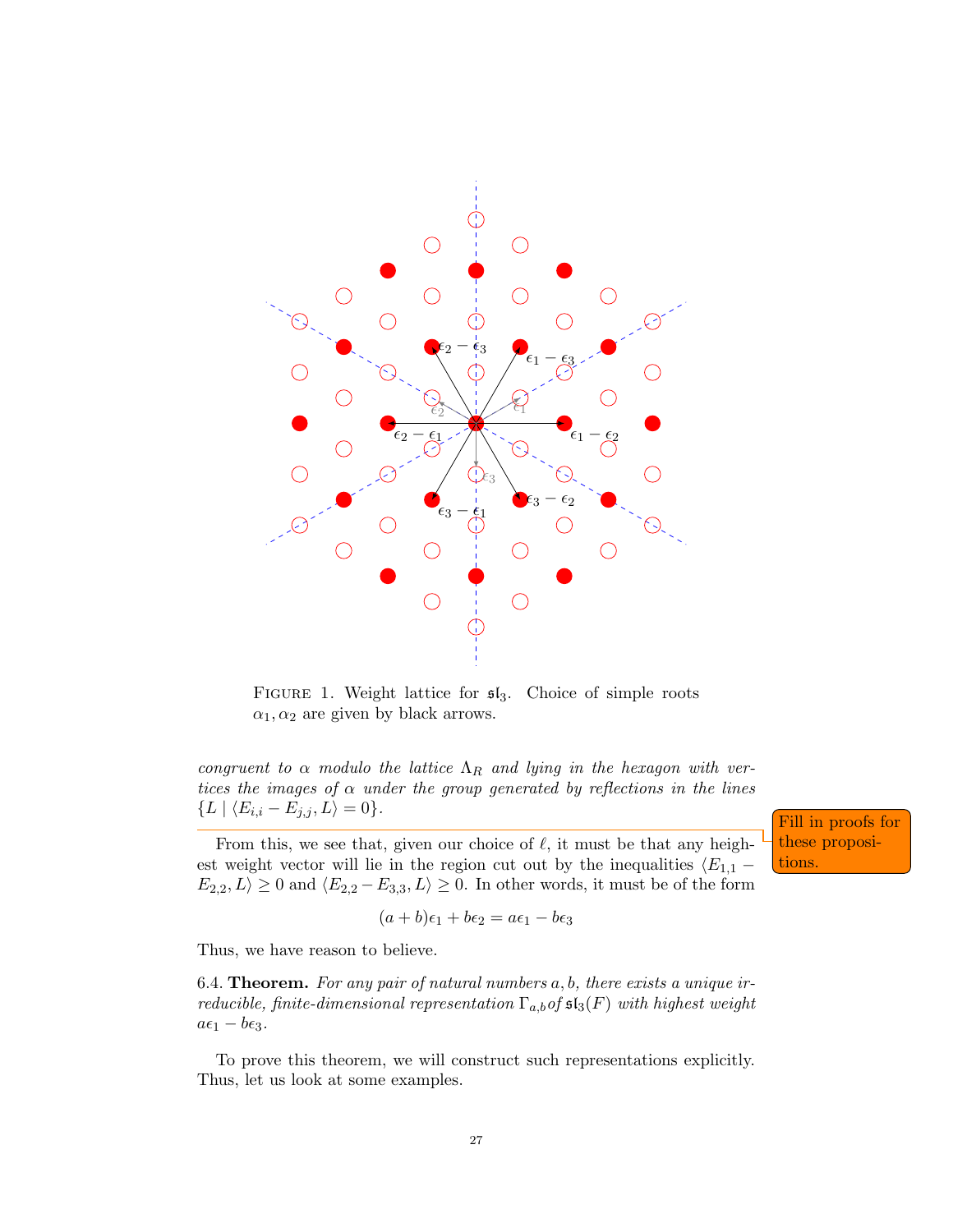FIGURE 1. Weight lattice for $\mathfrak{sl}_3$. Choice of simple roots $\alpha_1, \alpha_2$ are given by black arrows.

*congruent to $\alpha$ modulo the lattice $\Lambda_R$ and lying in the hexagon with vertices the images of $\alpha$ under the group generated by reflections in the lines $\{L \mid \langle E_{i,i} - E_{j,j}, L\rangle = 0\}$.*

Fill in proofs for these propositions.

From this, we see that, given our choice of $\ell$, it must be that any heighest weight vector will lie in the region cut out by the inequalities $\langle E_{1,1} - E_{2,2}, L\rangle \geq 0$ and $\langle E_{2,2} - E_{3,3}, L\rangle \geq 0$. In other words, it must be of the form

$$(a+b)\epsilon_1 + b\epsilon_2 = a\epsilon_1 - b\epsilon_3$$

Thus, we have reason to believe.

6.4. **Theorem.** *For any pair of natural numbers $a, b$, there exists a unique irreducible, finite-dimensional representation $\Gamma_{a,b}$ of $\mathfrak{sl}_3(F)$ with highest weight $a\epsilon_1 - b\epsilon_3$.*

To prove this theorem, we will construct such representations explicitly. Thus, let us look at some examples.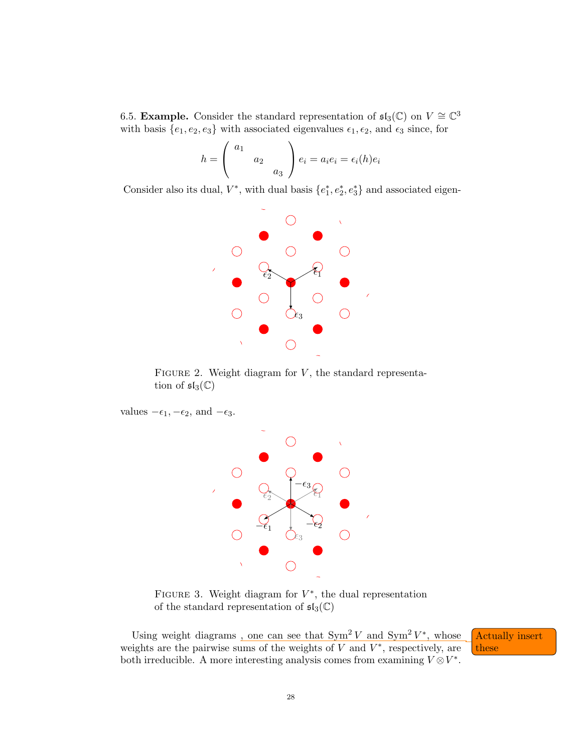6.5. **Example.** Consider the standard representation of $\mathfrak{sl}_3(\mathbb{C})$ on $V \cong \mathbb{C}^3$ with basis $\{e_1, e_2, e_3\}$ with associated eigenvalues $\epsilon_1, \epsilon_2$, and $\epsilon_3$ since, for

$$h = \begin{pmatrix} a_1 & & \\ & a_2 & \\ & & a_3 \end{pmatrix} e_i = a_i e_i = \epsilon_i(h) e_i$$

Consider also its dual, $V^*$, with dual basis $\{e_1^*, e_2^*, e_3^*\}$ and associated eigenvalues $-\epsilon_1, -\epsilon_2$, and $-\epsilon_3$.

FIGURE 2. Weight diagram for $V$, the standard representation of $\mathfrak{sl}_3(\mathbb{C})$

FIGURE 3. Weight diagram for $V^*$, the dual representation of the standard representation of $\mathfrak{sl}_3(\mathbb{C})$

Using weight diagrams , one can see that $\mathrm{Sym}^2 V$ and $\mathrm{Sym}^2 V^*$, whose weights are the pairwise sums of the weights of $V$ and $V^*$, respectively, are both irreducible. A more interesting analysis comes from examining $V \otimes V^*$.

Actually insert these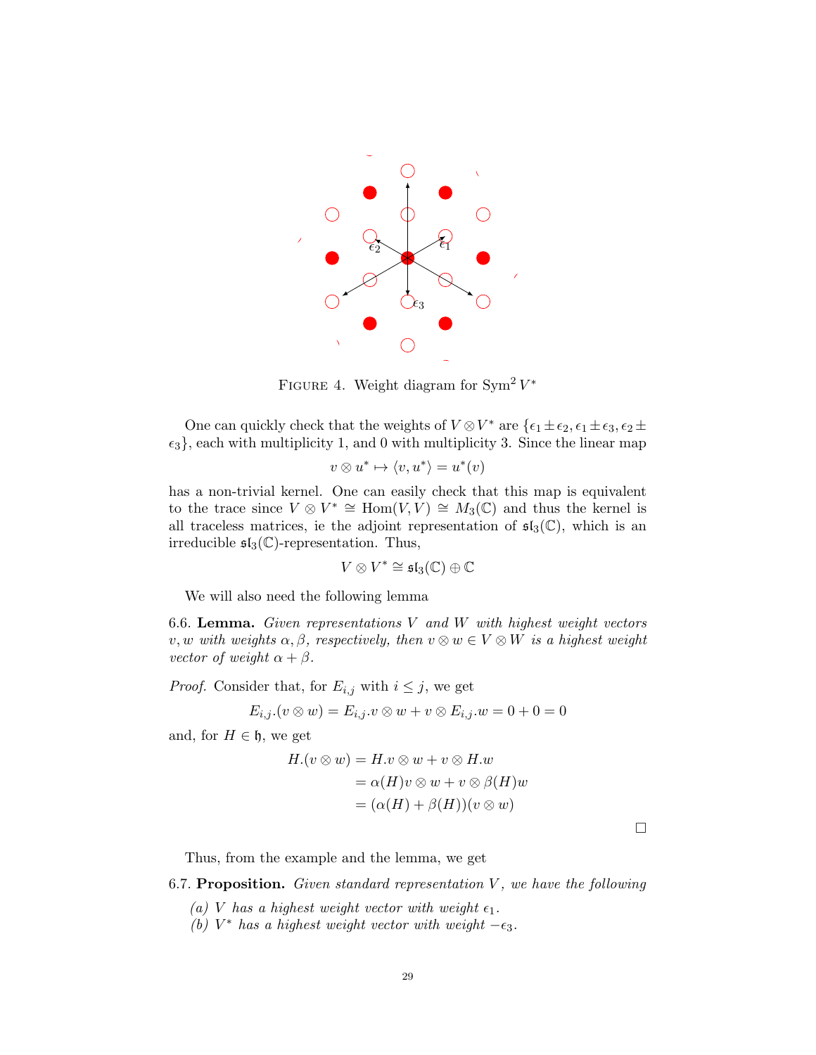FIGURE 4. Weight diagram for $\mathrm{Sym}^2 V^*$

One can quickly check that the weights of $V \otimes V^*$ are $\{\epsilon_1 \pm \epsilon_2, \epsilon_1 \pm \epsilon_3, \epsilon_2 \pm \epsilon_3\}$, each with multiplicity 1, and 0 with multiplicity 3. Since the linear map

$$v \otimes u^* \mapsto \langle v, u^* \rangle = u^*(v)$$

has a non-trivial kernel. One can easily check that this map is equivalent to the trace since $V \otimes V^* \cong \mathrm{Hom}(V, V) \cong M_3(\mathbb{C})$ and thus the kernel is all traceless matrices, ie the adjoint representation of $\mathfrak{sl}_3(\mathbb{C})$, which is an irreducible $\mathfrak{sl}_3(\mathbb{C})$-representation. Thus,

$$V \otimes V^* \cong \mathfrak{sl}_3(\mathbb{C}) \oplus \mathbb{C}$$

We will also need the following lemma

6.6. **Lemma.** *Given representations $V$ and $W$ with highest weight vectors $v, w$ with weights $\alpha, \beta$, respectively, then $v \otimes w \in V \otimes W$ is a highest weight vector of weight $\alpha + \beta$.*

*Proof.* Consider that, for $E_{i,j}$ with $i \leq j$, we get

$$E_{i,j}.(v \otimes w) = E_{i,j}.v \otimes w + v \otimes E_{i,j}.w = 0 + 0 = 0$$

and, for $H \in \mathfrak{h}$, we get

$$\begin{aligned} H.(v \otimes w) &= H.v \otimes w + v \otimes H.w \\ &= \alpha(H) v \otimes w + v \otimes \beta(H) w \\ &= (\alpha(H) + \beta(H))(v \otimes w) \end{aligned}$$

□

Thus, from the example and the lemma, we get

6.7. **Proposition.** *Given standard representation $V$, we have the following*

*(a) $V$ has a highest weight vector with weight $\epsilon_1$.*
*(b) $V^*$ has a highest weight vector with weight $-\epsilon_3$.*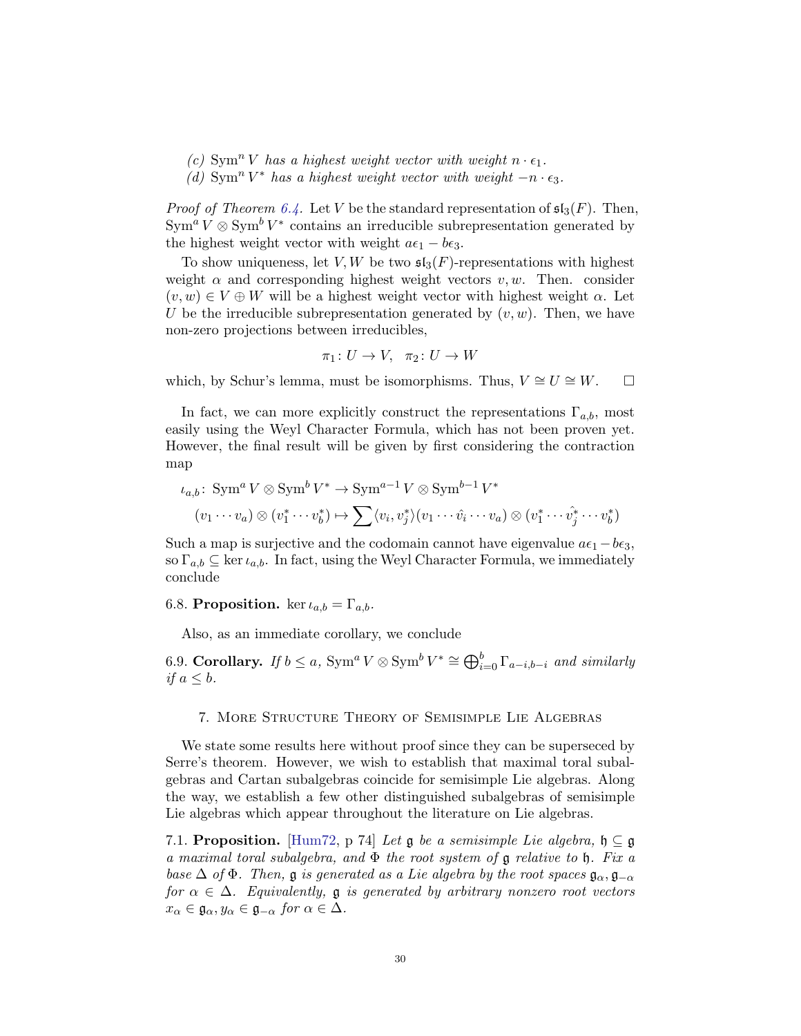*(c)* $\operatorname{Sym}^n V$ *has a highest weight vector with weight* $n \cdot \epsilon_1$.
*(d)* $\operatorname{Sym}^n V^*$ *has a highest weight vector with weight* $-n \cdot \epsilon_3$.

*Proof of Theorem 6.4.* Let $V$ be the standard representation of $\mathfrak{sl}_3(F)$. Then, $\operatorname{Sym}^a V \otimes \operatorname{Sym}^b V^*$ contains an irreducible subrepresentation generated by the highest weight vector with weight $a\epsilon_1 - b\epsilon_3$.

To show uniqueness, let $V, W$ be two $\mathfrak{sl}_3(F)$-representations with highest weight $\alpha$ and corresponding highest weight vectors $v, w$. Then. consider $(v, w) \in V \oplus W$ will be a highest weight vector with highest weight $\alpha$. Let $U$ be the irreducible subrepresentation generated by $(v, w)$. Then, we have non-zero projections between irreducibles,

$$\pi_1 \colon U \to V, \quad \pi_2 \colon U \to W$$

which, by Schur's lemma, must be isomorphisms. Thus, $V \cong U \cong W$. □

In fact, we can more explicitly construct the representations $\Gamma_{a,b}$, most easily using the Weyl Character Formula, which has not been proven yet. However, the final result will be given by first considering the contraction map

$$\begin{aligned}
&\iota_{a,b} \colon \operatorname{Sym}^a V \otimes \operatorname{Sym}^b V^* \to \operatorname{Sym}^{a-1} V \otimes \operatorname{Sym}^{b-1} V^* \\
&\quad (v_1 \cdots v_a) \otimes (v_1^* \cdots v_b^*) \mapsto \sum \langle v_i, v_j^* \rangle (v_1 \cdots \hat{v}_i \cdots v_a) \otimes (v_1^* \cdots \hat{v_j^*} \cdots v_b^*)
\end{aligned}$$

Such a map is surjective and the codomain cannot have eigenvalue $a\epsilon_1 - b\epsilon_3$, so $\Gamma_{a,b} \subseteq \ker \iota_{a,b}$. In fact, using the Weyl Character Formula, we immediately conclude

6.8. **Proposition.** $\ker \iota_{a,b} = \Gamma_{a,b}$.

Also, as an immediate corollary, we conclude

6.9. **Corollary.** *If* $b \leq a$, $\operatorname{Sym}^a V \otimes \operatorname{Sym}^b V^* \cong \bigoplus_{i=0}^b \Gamma_{a-i,b-i}$ *and similarly if* $a \leq b$.

## 7. More Structure Theory of Semisimple Lie Algebras

We state some results here without proof since they can be superseced by Serre's theorem. However, we wish to establish that maximal toral subalgebras and Cartan subalgebras coincide for semisimple Lie algebras. Along the way, we establish a few other distinguished subalgebras of semisimple Lie algebras which appear throughout the literature on Lie algebras.

7.1. **Proposition.** [Hum72, p 74] *Let* $\mathfrak{g}$ *be a semisimple Lie algebra,* $\mathfrak{h} \subseteq \mathfrak{g}$ *a maximal toral subalgebra, and* $\Phi$ *the root system of* $\mathfrak{g}$ *relative to* $\mathfrak{h}$*. Fix a base* $\Delta$ *of* $\Phi$*. Then,* $\mathfrak{g}$ *is generated as a Lie algebra by the root spaces* $\mathfrak{g}_\alpha, \mathfrak{g}_{-\alpha}$ *for* $\alpha \in \Delta$*. Equivalently,* $\mathfrak{g}$ *is generated by arbitrary nonzero root vectors* $x_\alpha \in \mathfrak{g}_\alpha, y_\alpha \in \mathfrak{g}_{-\alpha}$ *for* $\alpha \in \Delta$.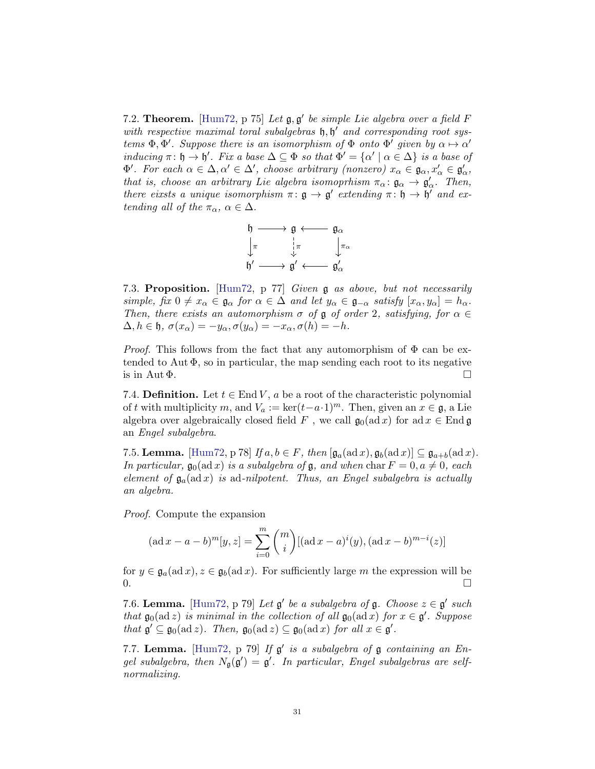7.2. **Theorem.** [Hum72, p 75] *Let $\mathfrak{g}, \mathfrak{g}'$ be simple Lie algebra over a field $F$ with respective maximal toral subalgebras $\mathfrak{h}, \mathfrak{h}'$ and corresponding root systems $\Phi, \Phi'$. Suppose there is an isomorphism of $\Phi$ onto $\Phi'$ given by $\alpha \mapsto \alpha'$ inducing $\pi\colon \mathfrak{h} \to \mathfrak{h}'$. Fix a base $\Delta \subseteq \Phi$ so that $\Phi' = \{\alpha' \mid \alpha \in \Delta\}$ is a base of $\Phi'$. For each $\alpha \in \Delta, \alpha' \in \Delta'$, choose arbitrary (nonzero) $x_\alpha \in \mathfrak{g}_\alpha, x'_\alpha \in \mathfrak{g}'_\alpha$, that is, choose an arbitrary Lie algebra isomoprhism $\pi_\alpha\colon \mathfrak{g}_\alpha \to \mathfrak{g}'_\alpha$. Then, there eixsts a unique isomorphism $\pi\colon \mathfrak{g} \to \mathfrak{g}'$ extending $\pi\colon \mathfrak{h} \to \mathfrak{h}'$ and extending all of the $\pi_\alpha$, $\alpha \in \Delta$.*

$$
\begin{array}{ccccc}
\mathfrak{h} & \longrightarrow & \mathfrak{g} & \longleftarrow & \mathfrak{g}_\alpha \\
\downarrow{\scriptstyle \pi} & & \downarrow{\scriptstyle \pi} & & \downarrow{\scriptstyle \pi_\alpha} \\
\mathfrak{h}' & \longrightarrow & \mathfrak{g}' & \longleftarrow & \mathfrak{g}'_\alpha
\end{array}
$$

7.3. **Proposition.** [Hum72, p 77] *Given $\mathfrak{g}$ as above, but not necessarily simple, fix $0 \neq x_\alpha \in \mathfrak{g}_\alpha$ for $\alpha \in \Delta$ and let $y_\alpha \in \mathfrak{g}_{-\alpha}$ satisfy $[x_\alpha, y_\alpha] = h_\alpha$. Then, there exists an automorphism $\sigma$ of $\mathfrak{g}$ of order $2$, satisfying, for $\alpha \in \Delta, h \in \mathfrak{h}$, $\sigma(x_\alpha) = -y_\alpha, \sigma(y_\alpha) = -x_\alpha, \sigma(h) = -h$.*

*Proof.* This follows from the fact that any automorphism of $\Phi$ can be extended to $\operatorname{Aut}\Phi$, so in particular, the map sending each root to its negative is in $\operatorname{Aut}\Phi$. □

7.4. **Definition.** Let $t \in \operatorname{End} V$, $a$ be a root of the characteristic polynomial of $t$ with multiplicity $m$, and $V_a := \ker(t - a\cdot 1)^m$. Then, given an $x \in \mathfrak{g}$, a Lie algebra over algebraically closed field $F$ , we call $\mathfrak{g}_0(\operatorname{ad} x)$ for $\operatorname{ad} x \in \operatorname{End}\mathfrak{g}$ an *Engel subalgebra*.

7.5. **Lemma.** [Hum72, p 78] *If $a, b \in F$, then $[\mathfrak{g}_a(\operatorname{ad} x), \mathfrak{g}_b(\operatorname{ad} x)] \subseteq \mathfrak{g}_{a+b}(\operatorname{ad} x)$. In particular, $\mathfrak{g}_0(\operatorname{ad} x)$ is a subalgebra of $\mathfrak{g}$, and when $\operatorname{char} F = 0, a \neq 0$, each element of $\mathfrak{g}_a(\operatorname{ad} x)$ is ad-nilpotent. Thus, an Engel subalgebra is actually an algebra.*

*Proof.* Compute the expansion

$$
(\operatorname{ad} x - a - b)^m[y, z] = \sum_{i=0}^{m} \binom{m}{i} [(\operatorname{ad} x - a)^i(y), (\operatorname{ad} x - b)^{m-i}(z)]
$$

for $y \in \mathfrak{g}_a(\operatorname{ad} x), z \in \mathfrak{g}_b(\operatorname{ad} x)$. For sufficiently large $m$ the expression will be 0. □

7.6. **Lemma.** [Hum72, p 79] *Let $\mathfrak{g}'$ be a subalgebra of $\mathfrak{g}$. Choose $z \in \mathfrak{g}'$ such that $\mathfrak{g}_0(\operatorname{ad} z)$ is minimal in the collection of all $\mathfrak{g}_0(\operatorname{ad} x)$ for $x \in \mathfrak{g}'$. Suppose that $\mathfrak{g}' \subseteq \mathfrak{g}_0(\operatorname{ad} z)$. Then, $\mathfrak{g}_0(\operatorname{ad} z) \subseteq \mathfrak{g}_0(\operatorname{ad} x)$ for all $x \in \mathfrak{g}'$.*

7.7. **Lemma.** [Hum72, p 79] *If $\mathfrak{g}'$ is a subalgebra of $\mathfrak{g}$ containing an Engel subalgebra, then $N_{\mathfrak{g}}(\mathfrak{g}') = \mathfrak{g}'$. In particular, Engel subalgebras are self-normalizing.*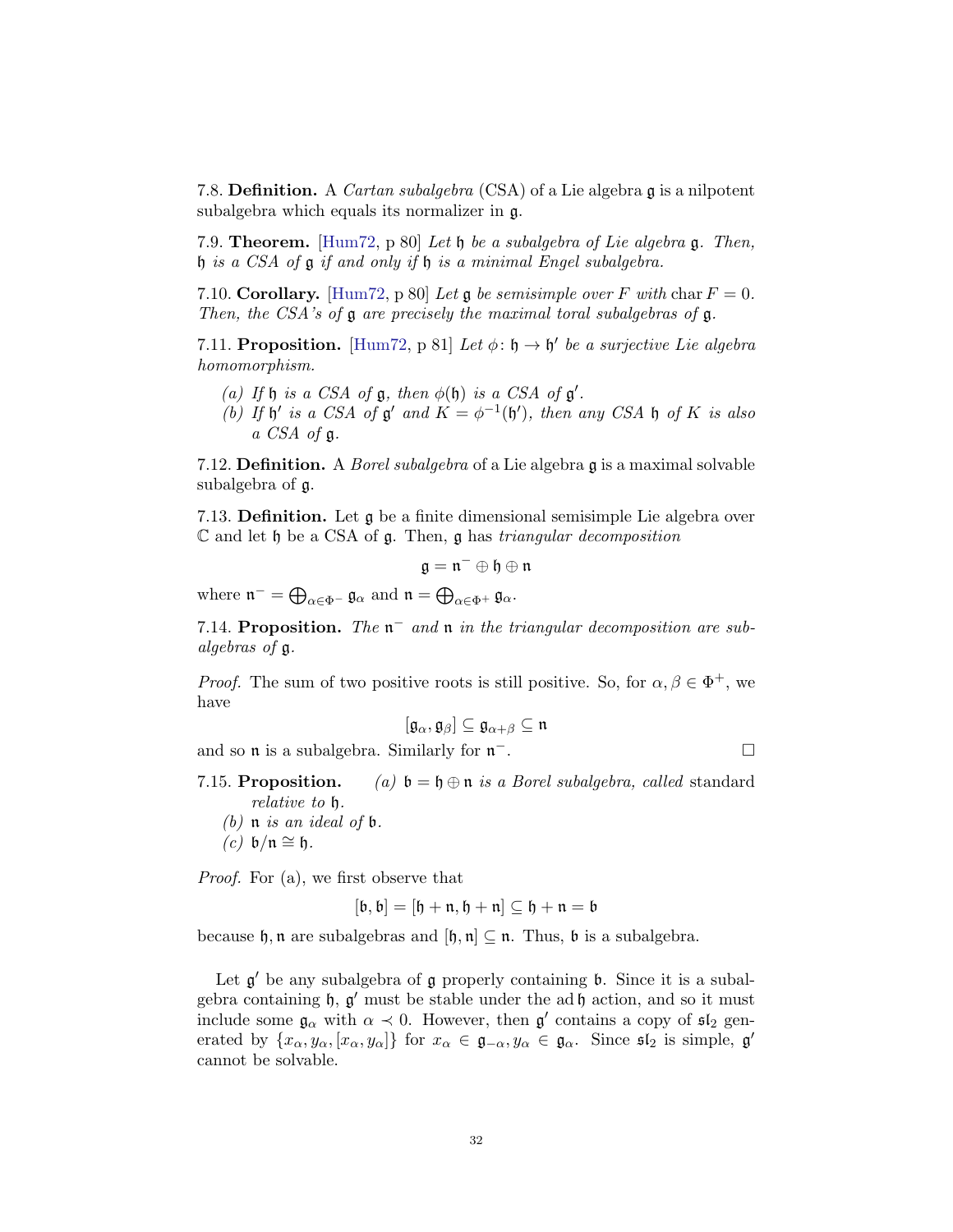7.8. **Definition.** A *Cartan subalgebra* (CSA) of a Lie algebra $\mathfrak{g}$ is a nilpotent subalgebra which equals its normalizer in $\mathfrak{g}$.

7.9. **Theorem.** [Hum72, p 80] *Let $\mathfrak{h}$ be a subalgebra of Lie algebra $\mathfrak{g}$. Then, $\mathfrak{h}$ is a CSA of $\mathfrak{g}$ if and only if $\mathfrak{h}$ is a minimal Engel subalgebra.*

7.10. **Corollary.** [Hum72, p 80] *Let $\mathfrak{g}$ be semisimple over $F$ with $\operatorname{char} F = 0$. Then, the CSA's of $\mathfrak{g}$ are precisely the maximal toral subalgebras of $\mathfrak{g}$.*

7.11. **Proposition.** [Hum72, p 81] *Let $\phi\colon \mathfrak{h} \to \mathfrak{h}'$ be a surjective Lie algebra homomorphism.*

*(a) If $\mathfrak{h}$ is a CSA of $\mathfrak{g}$, then $\phi(\mathfrak{h})$ is a CSA of $\mathfrak{g}'$.*
*(b) If $\mathfrak{h}'$ is a CSA of $\mathfrak{g}'$ and $K = \phi^{-1}(\mathfrak{h}')$, then any CSA $\mathfrak{h}$ of $K$ is also a CSA of $\mathfrak{g}$.*

7.12. **Definition.** A *Borel subalgebra* of a Lie algebra $\mathfrak{g}$ is a maximal solvable subalgebra of $\mathfrak{g}$.

7.13. **Definition.** Let $\mathfrak{g}$ be a finite dimensional semisimple Lie algebra over $\mathbb{C}$ and let $\mathfrak{h}$ be a CSA of $\mathfrak{g}$. Then, $\mathfrak{g}$ has *triangular decomposition*

$$\mathfrak{g} = \mathfrak{n}^- \oplus \mathfrak{h} \oplus \mathfrak{n}$$

where $\mathfrak{n}^- = \bigoplus_{\alpha\in\Phi^-} \mathfrak{g}_\alpha$ and $\mathfrak{n} = \bigoplus_{\alpha\in\Phi^+} \mathfrak{g}_\alpha$.

7.14. **Proposition.** *The $\mathfrak{n}^-$ and $\mathfrak{n}$ in the triangular decomposition are subalgebras of $\mathfrak{g}$.*

*Proof.* The sum of two positive roots is still positive. So, for $\alpha, \beta \in \Phi^+$, we have

$$[\mathfrak{g}_\alpha, \mathfrak{g}_\beta] \subseteq \mathfrak{g}_{\alpha+\beta} \subseteq \mathfrak{n}$$

and so $\mathfrak{n}$ is a subalgebra. Similarly for $\mathfrak{n}^-$. $\square$

7.15. **Proposition.** *(a) $\mathfrak{b} = \mathfrak{h} \oplus \mathfrak{n}$ is a Borel subalgebra, called* standard *relative to $\mathfrak{h}$.*
*(b) $\mathfrak{n}$ is an ideal of $\mathfrak{b}$.*
*(c) $\mathfrak{b}/\mathfrak{n} \cong \mathfrak{h}$.*

*Proof.* For (a), we first observe that

$$[\mathfrak{b}, \mathfrak{b}] = [\mathfrak{h} + \mathfrak{n}, \mathfrak{h} + \mathfrak{n}] \subseteq \mathfrak{h} + \mathfrak{n} = \mathfrak{b}$$

because $\mathfrak{h}, \mathfrak{n}$ are subalgebras and $[\mathfrak{h}, \mathfrak{n}] \subseteq \mathfrak{n}$. Thus, $\mathfrak{b}$ is a subalgebra.

Let $\mathfrak{g}'$ be any subalgebra of $\mathfrak{g}$ properly containing $\mathfrak{b}$. Since it is a subalgebra containing $\mathfrak{h}$, $\mathfrak{g}'$ must be stable under the $\operatorname{ad}\mathfrak{h}$ action, and so it must include some $\mathfrak{g}_\alpha$ with $\alpha \prec 0$. However, then $\mathfrak{g}'$ contains a copy of $\mathfrak{sl}_2$ generated by $\{x_\alpha, y_\alpha, [x_\alpha, y_\alpha]\}$ for $x_\alpha \in \mathfrak{g}_{-\alpha}, y_\alpha \in \mathfrak{g}_\alpha$. Since $\mathfrak{sl}_2$ is simple, $\mathfrak{g}'$ cannot be solvable.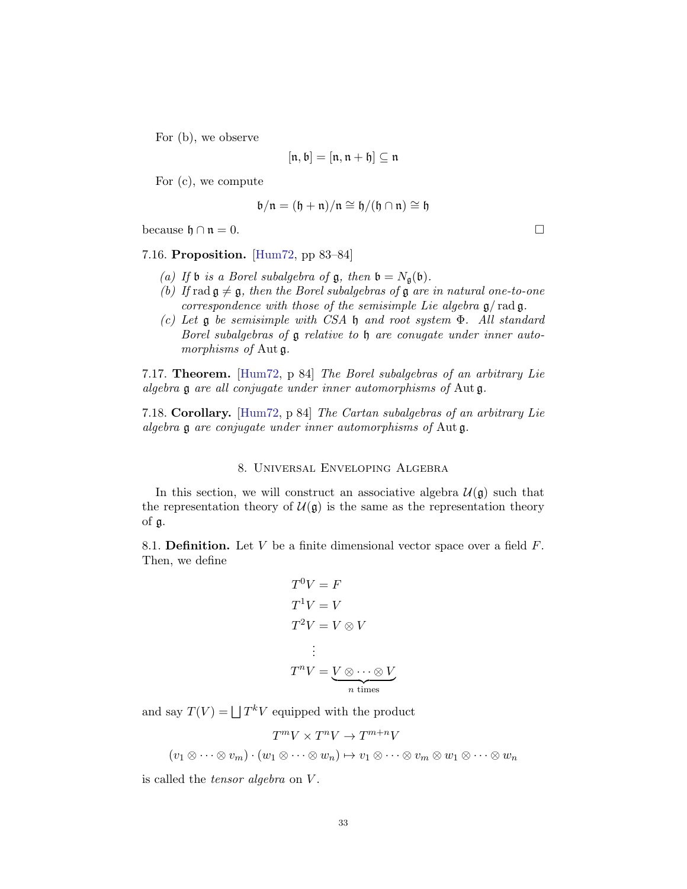For (b), we observe

$$[\mathfrak{n}, \mathfrak{b}] = [\mathfrak{n}, \mathfrak{n} + \mathfrak{h}] \subseteq \mathfrak{n}$$

For (c), we compute

$$\mathfrak{b}/\mathfrak{n} = (\mathfrak{h} + \mathfrak{n})/\mathfrak{n} \cong \mathfrak{h}/(\mathfrak{h} \cap \mathfrak{n}) \cong \mathfrak{h}$$

because $\mathfrak{h} \cap \mathfrak{n} = 0$. □

7.16. **Proposition.** [Hum72, pp 83–84]

*(a) If $\mathfrak{b}$ is a Borel subalgebra of $\mathfrak{g}$, then $\mathfrak{b} = N_{\mathfrak{g}}(\mathfrak{b})$.*
*(b) If $\operatorname{rad} \mathfrak{g} \neq \mathfrak{g}$, then the Borel subalgebras of $\mathfrak{g}$ are in natural one-to-one correspondence with those of the semisimple Lie algebra $\mathfrak{g}/\operatorname{rad} \mathfrak{g}$.*
*(c) Let $\mathfrak{g}$ be semisimple with CSA $\mathfrak{h}$ and root system $\Phi$. All standard Borel subalgebras of $\mathfrak{g}$ relative to $\mathfrak{h}$ are conugate under inner automorphisms of $\operatorname{Aut} \mathfrak{g}$.*

7.17. **Theorem.** [Hum72, p 84] *The Borel subalgebras of an arbitrary Lie algebra $\mathfrak{g}$ are all conjugate under inner automorphisms of $\operatorname{Aut} \mathfrak{g}$.*

7.18. **Corollary.** [Hum72, p 84] *The Cartan subalgebras of an arbitrary Lie algebra $\mathfrak{g}$ are conjugate under inner automorphisms of $\operatorname{Aut} \mathfrak{g}$.*

## 8. Universal Enveloping Algebra

In this section, we will construct an associative algebra $\mathcal{U}(\mathfrak{g})$ such that the representation theory of $\mathcal{U}(\mathfrak{g})$ is the same as the representation theory of $\mathfrak{g}$.

8.1. **Definition.** Let $V$ be a finite dimensional vector space over a field $F$. Then, we define

$$\begin{aligned}
T^0 V &= F \\
T^1 V &= V \\
T^2 V &= V \otimes V \\
&\ \ \vdots \\
T^n V &= \underbrace{V \otimes \cdots \otimes V}_{n \text{ times}}
\end{aligned}$$

and say $T(V) = \bigsqcup T^k V$ equipped with the product

$$T^m V \times T^n V \to T^{m+n} V$$
$$(v_1 \otimes \cdots \otimes v_m) \cdot (w_1 \otimes \cdots \otimes w_n) \mapsto v_1 \otimes \cdots \otimes v_m \otimes w_1 \otimes \cdots \otimes w_n$$

is called the *tensor algebra* on $V$.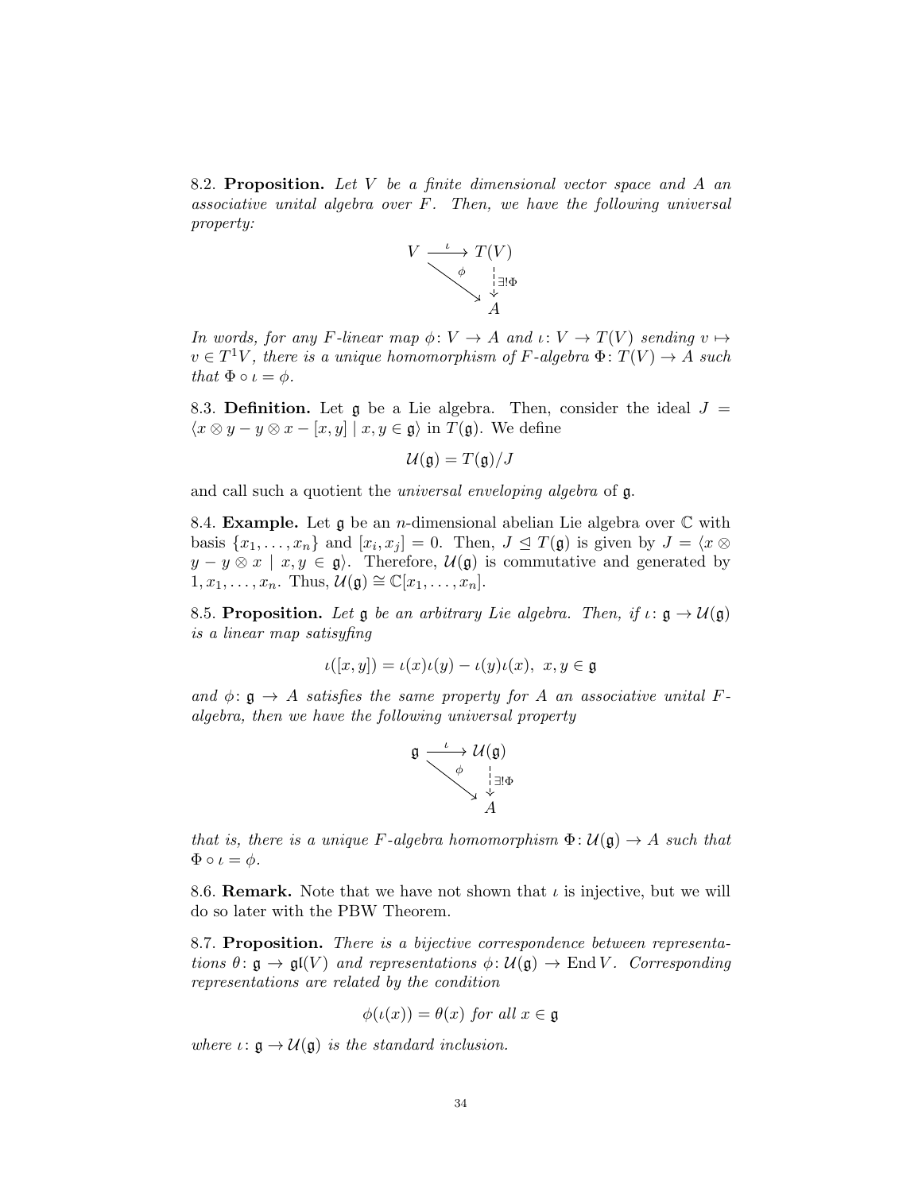8.2. **Proposition.** *Let $V$ be a finite dimensional vector space and $A$ an associative unital algebra over $F$. Then, we have the following universal property:*

$$\begin{array}{ccc} V & \xrightarrow{\iota} & T(V) \\ & \searrow^{\phi} & \downarrow{\scriptstyle \exists!\Phi} \\ & & A \end{array}$$

*In words, for any $F$-linear map $\phi\colon V \to A$ and $\iota\colon V \to T(V)$ sending $v \mapsto v \in T^1V$, there is a unique homomorphism of $F$-algebra $\Phi\colon T(V) \to A$ such that $\Phi \circ \iota = \phi$.*

8.3. **Definition.** Let $\mathfrak{g}$ be a Lie algebra. Then, consider the ideal $J = \langle x \otimes y - y \otimes x - [x, y] \mid x, y \in \mathfrak{g} \rangle$ in $T(\mathfrak{g})$. We define

$$\mathcal{U}(\mathfrak{g}) = T(\mathfrak{g})/J$$

and call such a quotient the *universal enveloping algebra* of $\mathfrak{g}$.

8.4. **Example.** Let $\mathfrak{g}$ be an $n$-dimensional abelian Lie algebra over $\mathbb{C}$ with basis $\{x_1, \ldots, x_n\}$ and $[x_i, x_j] = 0$. Then, $J \trianglelefteq T(\mathfrak{g})$ is given by $J = \langle x \otimes y - y \otimes x \mid x, y \in \mathfrak{g} \rangle$. Therefore, $\mathcal{U}(\mathfrak{g})$ is commutative and generated by $1, x_1, \ldots, x_n$. Thus, $\mathcal{U}(\mathfrak{g}) \cong \mathbb{C}[x_1, \ldots, x_n]$.

8.5. **Proposition.** *Let $\mathfrak{g}$ be an arbitrary Lie algebra. Then, if $\iota\colon \mathfrak{g} \to \mathcal{U}(\mathfrak{g})$ is a linear map satisyfing*

$$\iota([x, y]) = \iota(x)\iota(y) - \iota(y)\iota(x), \;\; x, y \in \mathfrak{g}$$

*and $\phi\colon \mathfrak{g} \to A$ satisfies the same property for $A$ an associative unital $F$-algebra, then we have the following universal property*

$$\begin{array}{ccc} \mathfrak{g} & \xrightarrow{\iota} & \mathcal{U}(\mathfrak{g}) \\ & \searrow^{\phi} & \downarrow{\scriptstyle \exists!\Phi} \\ & & A \end{array}$$

*that is, there is a unique $F$-algebra homomorphism $\Phi\colon \mathcal{U}(\mathfrak{g}) \to A$ such that $\Phi \circ \iota = \phi$.*

8.6. **Remark.** Note that we have not shown that $\iota$ is injective, but we will do so later with the PBW Theorem.

8.7. **Proposition.** *There is a bijective correspondence between representations $\theta\colon \mathfrak{g} \to \mathfrak{gl}(V)$ and representations $\phi\colon \mathcal{U}(\mathfrak{g}) \to \operatorname{End} V$. Corresponding representations are related by the condition*

$$\phi(\iota(x)) = \theta(x) \text{ for all } x \in \mathfrak{g}$$

*where $\iota\colon \mathfrak{g} \to \mathcal{U}(\mathfrak{g})$ is the standard inclusion.*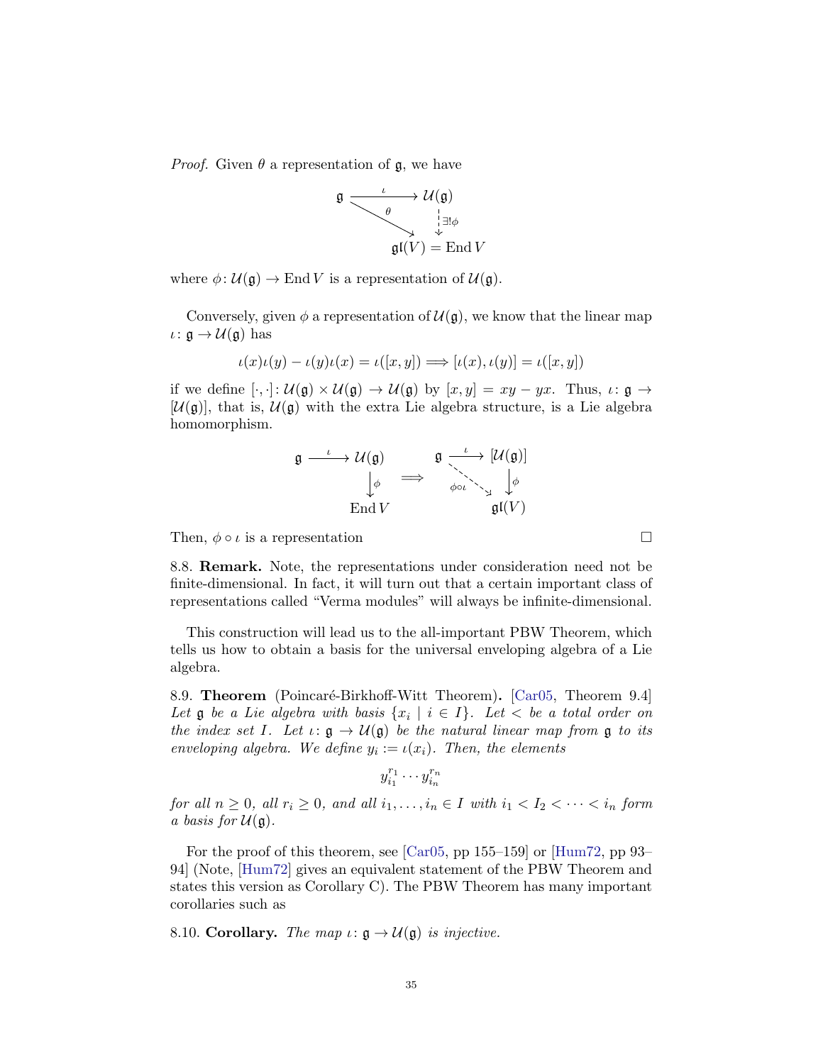*Proof.* Given $\theta$ a representation of $\mathfrak{g}$, we have

$$\begin{array}{ccc} \mathfrak{g} & \xrightarrow{\iota} & \mathcal{U}(\mathfrak{g}) \\ & \searrow^{\theta} & \Big\downarrow \exists! \phi \\ & & \mathfrak{gl}(V) = \operatorname{End} V \end{array}$$

where $\phi \colon \mathcal{U}(\mathfrak{g}) \to \operatorname{End} V$ is a representation of $\mathcal{U}(\mathfrak{g})$.

Conversely, given $\phi$ a representation of $\mathcal{U}(\mathfrak{g})$, we know that the linear map $\iota \colon \mathfrak{g} \to \mathcal{U}(\mathfrak{g})$ has

$$\iota(x)\iota(y) - \iota(y)\iota(x) = \iota([x, y]) \Longrightarrow [\iota(x), \iota(y)] = \iota([x, y])$$

if we define $[\cdot, \cdot] \colon \mathcal{U}(\mathfrak{g}) \times \mathcal{U}(\mathfrak{g}) \to \mathcal{U}(\mathfrak{g})$ by $[x, y] = xy - yx$. Thus, $\iota \colon \mathfrak{g} \to [\mathcal{U}(\mathfrak{g})]$, that is, $\mathcal{U}(\mathfrak{g})$ with the extra Lie algebra structure, is a Lie algebra homomorphism.

$$\begin{array}{ccc} \mathfrak{g} & \xrightarrow{\iota} & \mathcal{U}(\mathfrak{g}) \\ & & \Big\downarrow \phi \\ & & \operatorname{End} V \end{array} \quad \Longrightarrow \quad \begin{array}{ccc} \mathfrak{g} & \xrightarrow{\iota} & [\mathcal{U}(\mathfrak{g})] \\ & \searrow^{\phi \circ \iota} & \Big\downarrow \phi \\ & & \mathfrak{gl}(V) \end{array}$$

Then, $\phi \circ \iota$ is a representation □

8.8. **Remark.** Note, the representations under consideration need not be finite-dimensional. In fact, it will turn out that a certain important class of representations called "Verma modules" will always be infinite-dimensional.

This construction will lead us to the all-important PBW Theorem, which tells us how to obtain a basis for the universal enveloping algebra of a Lie algebra.

8.9. **Theorem** (Poincaré-Birkhoff-Witt Theorem)**.** [Car05, Theorem 9.4] *Let $\mathfrak{g}$ be a Lie algebra with basis $\{x_i \mid i \in I\}$. Let $<$ be a total order on the index set $I$. Let $\iota \colon \mathfrak{g} \to \mathcal{U}(\mathfrak{g})$ be the natural linear map from $\mathfrak{g}$ to its enveloping algebra. We define $y_i := \iota(x_i)$. Then, the elements*

$$y_{i_1}^{r_1} \cdots y_{i_n}^{r_n}$$

*for all $n \geq 0$, all $r_i \geq 0$, and all $i_1, \ldots, i_n \in I$ with $i_1 < I_2 < \cdots < i_n$ form a basis for $\mathcal{U}(\mathfrak{g})$.*

For the proof of this theorem, see [Car05, pp 155–159] or [Hum72, pp 93–94] (Note, [Hum72] gives an equivalent statement of the PBW Theorem and states this version as Corollary C). The PBW Theorem has many important corollaries such as

8.10. **Corollary.** *The map $\iota \colon \mathfrak{g} \to \mathcal{U}(\mathfrak{g})$ is injective.*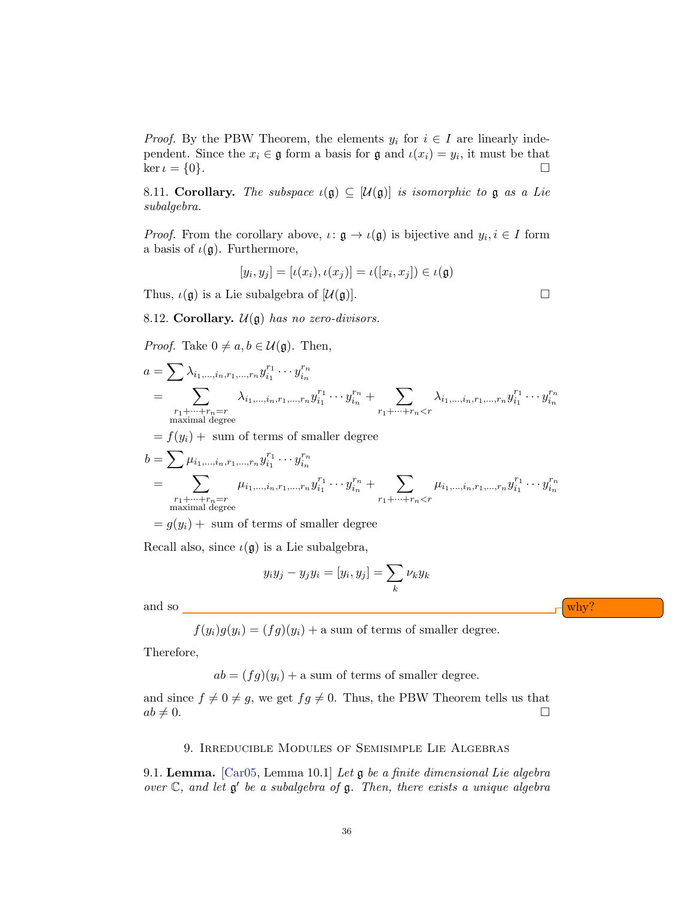*Proof.* By the PBW Theorem, the elements $y_i$ for $i \in I$ are linearly independent. Since the $x_i \in \mathfrak{g}$ form a basis for $\mathfrak{g}$ and $\iota(x_i) = y_i$, it must be that $\ker \iota = \{0\}$. $\square$

8.11. **Corollary.** *The subspace $\iota(\mathfrak{g}) \subseteq [\mathcal{U}(\mathfrak{g})]$ is isomorphic to $\mathfrak{g}$ as a Lie subalgebra.*

*Proof.* From the corollary above, $\iota \colon \mathfrak{g} \to \iota(\mathfrak{g})$ is bijective and $y_i, i \in I$ form a basis of $\iota(\mathfrak{g})$. Furthermore,

$$[y_i, y_j] = [\iota(x_i), \iota(x_j)] = \iota([x_i, x_j]) \in \iota(\mathfrak{g})$$

Thus, $\iota(\mathfrak{g})$ is a Lie subalgebra of $[\mathcal{U}(\mathfrak{g})]$. $\square$

8.12. **Corollary.** *$\mathcal{U}(\mathfrak{g})$ has no zero-divisors.*

*Proof.* Take $0 \neq a, b \in \mathcal{U}(\mathfrak{g})$. Then,

$$\begin{aligned}
a &= \sum \lambda_{i_1,\dots,i_n,r_1,\dots,r_n} y_{i_1}^{r_1} \cdots y_{i_n}^{r_n} \\
&= \sum_{\substack{r_1+\cdots+r_n=r \\ \text{maximal degree}}} \lambda_{i_1,\dots,i_n,r_1,\dots,r_n} y_{i_1}^{r_1} \cdots y_{i_n}^{r_n} + \sum_{r_1+\cdots+r_n<r} \lambda_{i_1,\dots,i_n,r_1,\dots,r_n} y_{i_1}^{r_1} \cdots y_{i_n}^{r_n} \\
&= f(y_i) + \text{ sum of terms of smaller degree} \\
b &= \sum \mu_{i_1,\dots,i_n,r_1,\dots,r_n} y_{i_1}^{r_1} \cdots y_{i_n}^{r_n} \\
&= \sum_{\substack{r_1+\cdots+r_n=r \\ \text{maximal degree}}} \mu_{i_1,\dots,i_n,r_1,\dots,r_n} y_{i_1}^{r_1} \cdots y_{i_n}^{r_n} + \sum_{r_1+\cdots+r_n<r} \mu_{i_1,\dots,i_n,r_1,\dots,r_n} y_{i_1}^{r_1} \cdots y_{i_n}^{r_n} \\
&= g(y_i) + \text{ sum of terms of smaller degree}
\end{aligned}$$

Recall also, since $\iota(\mathfrak{g})$ is a Lie subalgebra,

$$y_i y_j - y_j y_i = [y_i, y_j] = \sum_k \nu_k y_k$$

and so [why?]

$$f(y_i)g(y_i) = (fg)(y_i) + \text{a sum of terms of smaller degree.}$$

Therefore,

$$ab = (fg)(y_i) + \text{a sum of terms of smaller degree.}$$

and since $f \neq 0 \neq g$, we get $fg \neq 0$. Thus, the PBW Theorem tells us that $ab \neq 0$. $\square$

## 9. Irreducible Modules of Semisimple Lie Algebras

9.1. **Lemma.** [Car05, Lemma 10.1] *Let $\mathfrak{g}$ be a finite dimensional Lie algebra over $\mathbb{C}$, and let $\mathfrak{g}'$ be a subalgebra of $\mathfrak{g}$. Then, there exists a unique algebra*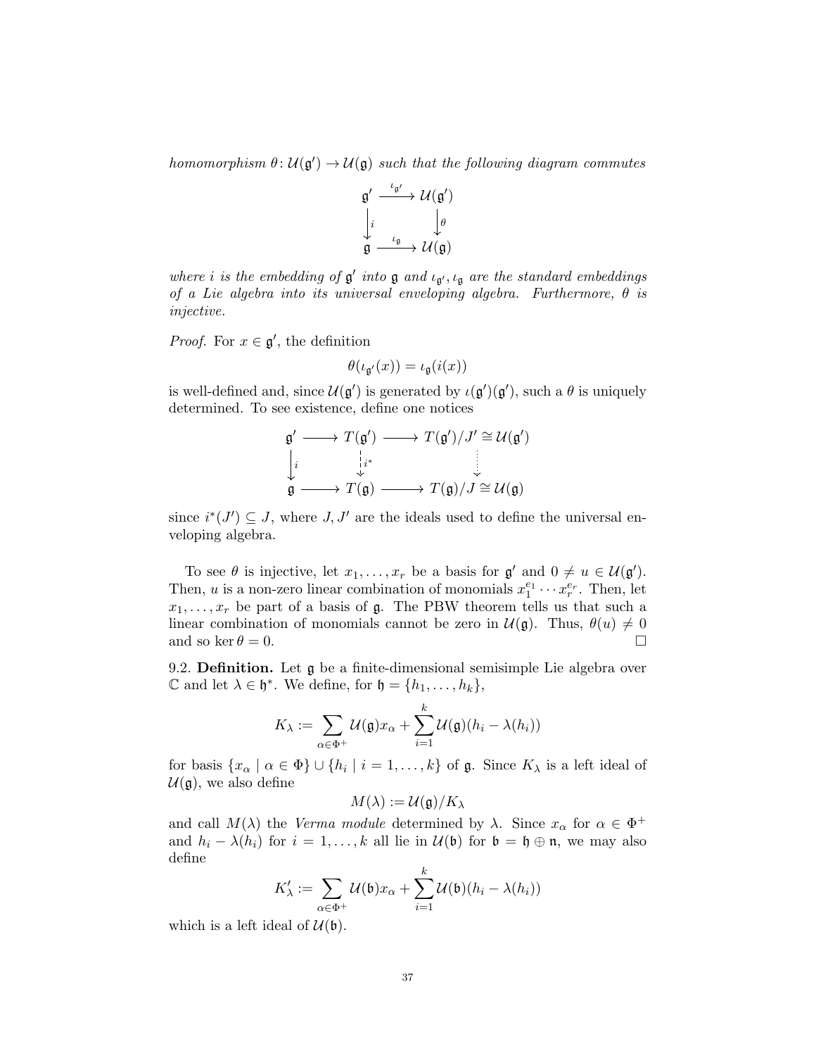*homomorphism $\theta\colon \mathcal{U}(\mathfrak{g}') \to \mathcal{U}(\mathfrak{g})$ such that the following diagram commutes*

$$\begin{array}{ccc} \mathfrak{g}' & \xrightarrow{\iota_{\mathfrak{g}'}} & \mathcal{U}(\mathfrak{g}') \\ \big\downarrow i & & \big\downarrow \theta \\ \mathfrak{g} & \xrightarrow{\iota_{\mathfrak{g}}} & \mathcal{U}(\mathfrak{g}) \end{array}$$

*where $i$ is the embedding of $\mathfrak{g}'$ into $\mathfrak{g}$ and $\iota_{\mathfrak{g}'}, \iota_{\mathfrak{g}}$ are the standard embeddings of a Lie algebra into its universal enveloping algebra. Furthermore, $\theta$ is injective.*

*Proof.* For $x \in \mathfrak{g}'$, the definition

$$\theta(\iota_{\mathfrak{g}'}(x)) = \iota_{\mathfrak{g}}(i(x))$$

is well-defined and, since $\mathcal{U}(\mathfrak{g}')$ is generated by $\iota(\mathfrak{g}')(\mathfrak{g}')$, such a $\theta$ is uniquely determined. To see existence, define one notices

$$\begin{array}{ccccc} \mathfrak{g}' & \longrightarrow & T(\mathfrak{g}') & \longrightarrow & T(\mathfrak{g}')/J' \cong \mathcal{U}(\mathfrak{g}') \\ \big\downarrow i & & \big\downarrow i^* & & \big\downarrow \\ \mathfrak{g} & \longrightarrow & T(\mathfrak{g}) & \longrightarrow & T(\mathfrak{g})/J \cong \mathcal{U}(\mathfrak{g}) \end{array}$$

since $i^*(J') \subseteq J$, where $J, J'$ are the ideals used to define the universal enveloping algebra.

To see $\theta$ is injective, let $x_1, \ldots, x_r$ be a basis for $\mathfrak{g}'$ and $0 \neq u \in \mathcal{U}(\mathfrak{g}')$. Then, $u$ is a non-zero linear combination of monomials $x_1^{e_1} \cdots x_r^{e_r}$. Then, let $x_1, \ldots, x_r$ be part of a basis of $\mathfrak{g}$. The PBW theorem tells us that such a linear combination of monomials cannot be zero in $\mathcal{U}(\mathfrak{g})$. Thus, $\theta(u) \neq 0$ and so $\ker \theta = 0$. □

9.2. **Definition.** Let $\mathfrak{g}$ be a finite-dimensional semisimple Lie algebra over $\mathbb{C}$ and let $\lambda \in \mathfrak{h}^*$. We define, for $\mathfrak{h} = \{h_1, \ldots, h_k\}$,

$$K_\lambda := \sum_{\alpha \in \Phi^+} \mathcal{U}(\mathfrak{g}) x_\alpha + \sum_{i=1}^{k} \mathcal{U}(\mathfrak{g})(h_i - \lambda(h_i))$$

for basis $\{x_\alpha \mid \alpha \in \Phi\} \cup \{h_i \mid i = 1, \ldots, k\}$ of $\mathfrak{g}$. Since $K_\lambda$ is a left ideal of $\mathcal{U}(\mathfrak{g})$, we also define

$$M(\lambda) := \mathcal{U}(\mathfrak{g})/K_\lambda$$

and call $M(\lambda)$ the *Verma module* determined by $\lambda$. Since $x_\alpha$ for $\alpha \in \Phi^+$ and $h_i - \lambda(h_i)$ for $i = 1, \ldots, k$ all lie in $\mathcal{U}(\mathfrak{b})$ for $\mathfrak{b} = \mathfrak{h} \oplus \mathfrak{n}$, we may also define

$$K'_\lambda := \sum_{\alpha \in \Phi^+} \mathcal{U}(\mathfrak{b}) x_\alpha + \sum_{i=1}^{k} \mathcal{U}(\mathfrak{b})(h_i - \lambda(h_i))$$

which is a left ideal of $\mathcal{U}(\mathfrak{b})$.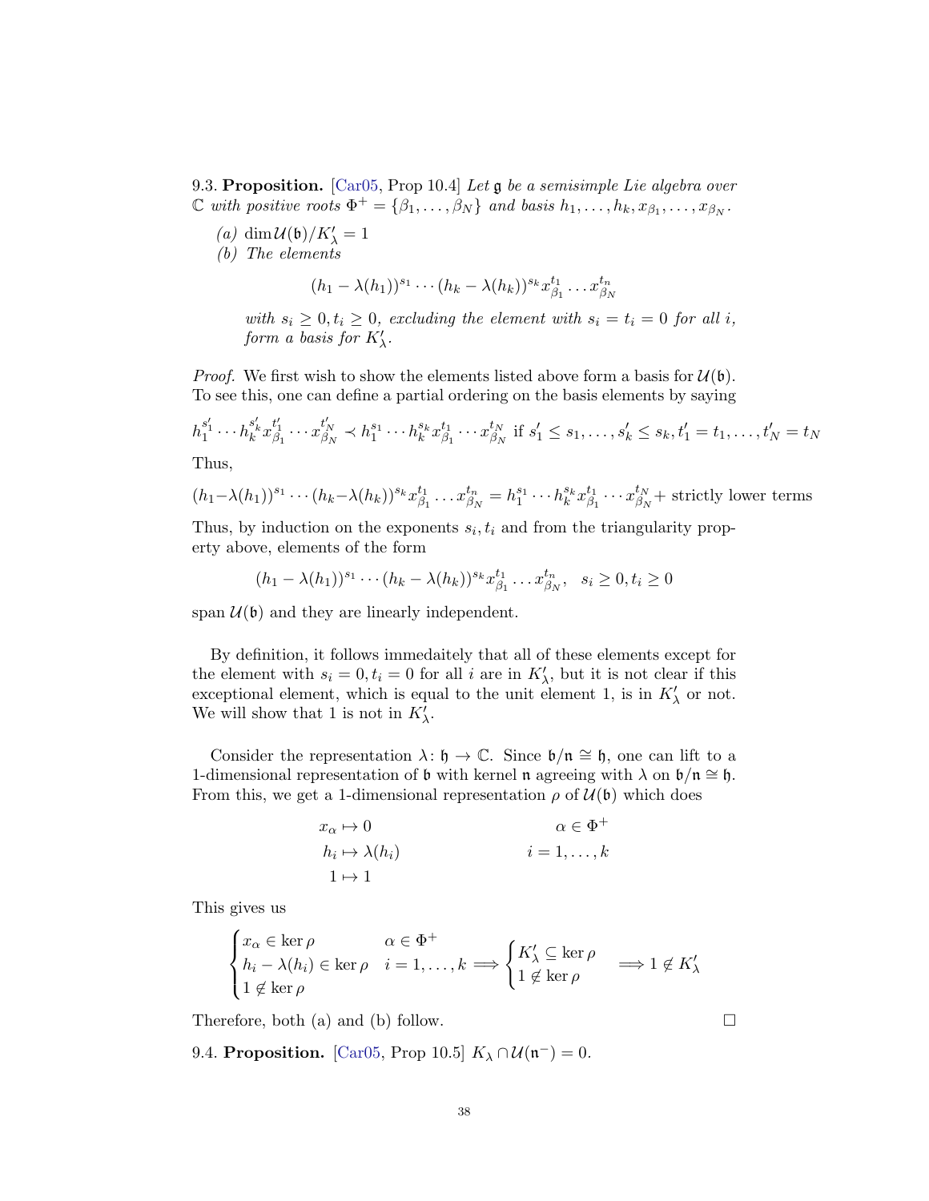**9.3. Proposition.** [Car05, Prop 10.4] *Let $\mathfrak{g}$ be a semisimple Lie algebra over $\mathbb{C}$ with positive roots $\Phi^+ = \{\beta_1, \dots, \beta_N\}$ and basis $h_1, \dots, h_k, x_{\beta_1}, \dots, x_{\beta_N}$.*

*(a) $\dim \mathcal{U}(\mathfrak{b})/K'_\lambda = 1$*

*(b) The elements*

$$(h_1 - \lambda(h_1))^{s_1} \cdots (h_k - \lambda(h_k))^{s_k} x_{\beta_1}^{t_1} \dots x_{\beta_N}^{t_n}$$

*with $s_i \geq 0, t_i \geq 0$, excluding the element with $s_i = t_i = 0$ for all $i$, form a basis for $K'_\lambda$.*

*Proof.* We first wish to show the elements listed above form a basis for $\mathcal{U}(\mathfrak{b})$. To see this, one can define a partial ordering on the basis elements by saying

$$h_1^{s'_1} \cdots h_k^{s'_k} x_{\beta_1}^{t'_1} \cdots x_{\beta_N}^{t'_N} \prec h_1^{s_1} \cdots h_k^{s_k} x_{\beta_1}^{t_1} \cdots x_{\beta_N}^{t_N} \text{ if } s'_1 \leq s_1, \dots, s'_k \leq s_k, t'_1 = t_1, \dots, t'_N = t_N$$

Thus,

$$(h_1-\lambda(h_1))^{s_1} \cdots (h_k-\lambda(h_k))^{s_k} x_{\beta_1}^{t_1} \dots x_{\beta_N}^{t_n} = h_1^{s_1} \cdots h_k^{s_k} x_{\beta_1}^{t_1} \cdots x_{\beta_N}^{t_N} + \text{ strictly lower terms}$$

Thus, by induction on the exponents $s_i, t_i$ and from the triangularity property above, elements of the form

$$(h_1 - \lambda(h_1))^{s_1} \cdots (h_k - \lambda(h_k))^{s_k} x_{\beta_1}^{t_1} \dots x_{\beta_N}^{t_n}, \quad s_i \geq 0, t_i \geq 0$$

span $\mathcal{U}(\mathfrak{b})$ and they are linearly independent.

By definition, it follows immedaitely that all of these elements except for the element with $s_i = 0, t_i = 0$ for all $i$ are in $K'_\lambda$, but it is not clear if this exceptional element, which is equal to the unit element 1, is in $K'_\lambda$ or not. We will show that 1 is not in $K'_\lambda$.

Consider the representation $\lambda \colon \mathfrak{h} \to \mathbb{C}$. Since $\mathfrak{b}/\mathfrak{n} \cong \mathfrak{h}$, one can lift to a 1-dimensional representation of $\mathfrak{b}$ with kernel $\mathfrak{n}$ agreeing with $\lambda$ on $\mathfrak{b}/\mathfrak{n} \cong \mathfrak{h}$. From this, we get a 1-dimensional representation $\rho$ of $\mathcal{U}(\mathfrak{b})$ which does

$$\begin{aligned} x_\alpha &\mapsto 0 & \alpha &\in \Phi^+ \\ h_i &\mapsto \lambda(h_i) & i &= 1, \dots, k \\ 1 &\mapsto 1 \end{aligned}$$

This gives us

$$\begin{cases} x_\alpha \in \ker \rho & \alpha \in \Phi^+ \\ h_i - \lambda(h_i) \in \ker \rho & i = 1, \dots, k \\ 1 \notin \ker \rho \end{cases} \implies \begin{cases} K'_\lambda \subseteq \ker \rho \\ 1 \notin \ker \rho \end{cases} \implies 1 \notin K'_\lambda$$

Therefore, both (a) and (b) follow. $\square$

**9.4. Proposition.** [Car05, Prop 10.5] $K_\lambda \cap \mathcal{U}(\mathfrak{n}^-) = 0$.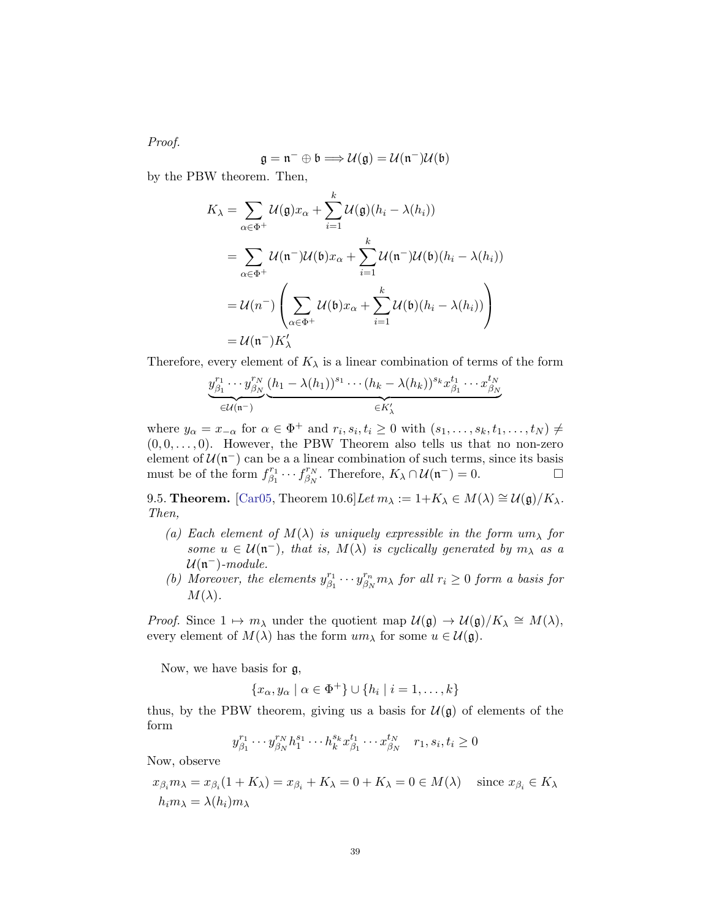*Proof.*

$$\mathfrak{g} = \mathfrak{n}^- \oplus \mathfrak{b} \Longrightarrow \mathcal{U}(\mathfrak{g}) = \mathcal{U}(\mathfrak{n}^-)\mathcal{U}(\mathfrak{b})$$

by the PBW theorem. Then,

$$\begin{aligned}
K_\lambda &= \sum_{\alpha\in\Phi^+} \mathcal{U}(\mathfrak{g})x_\alpha + \sum_{i=1}^{k} \mathcal{U}(\mathfrak{g})(h_i - \lambda(h_i)) \\
&= \sum_{\alpha\in\Phi^+} \mathcal{U}(\mathfrak{n}^-)\mathcal{U}(\mathfrak{b})x_\alpha + \sum_{i=1}^{k} \mathcal{U}(\mathfrak{n}^-)\mathcal{U}(\mathfrak{b})(h_i - \lambda(h_i)) \\
&= \mathcal{U}(n^-)\left(\sum_{\alpha\in\Phi^+} \mathcal{U}(\mathfrak{b})x_\alpha + \sum_{i=1}^{k} \mathcal{U}(\mathfrak{b})(h_i - \lambda(h_i))\right) \\
&= \mathcal{U}(\mathfrak{n}^-)K'_\lambda
\end{aligned}$$

Therefore, every element of $K_\lambda$ is a linear combination of terms of the form

$$\underbrace{y_{\beta_1}^{r_1}\cdots y_{\beta_N}^{r_N}}_{\in\mathcal{U}(\mathfrak{n}^-)}\underbrace{(h_1-\lambda(h_1))^{s_1}\cdots(h_k-\lambda(h_k))^{s_k}x_{\beta_1}^{t_1}\cdots x_{\beta_N}^{t_N}}_{\in K'_\lambda}$$

where $y_\alpha = x_{-\alpha}$ for $\alpha \in \Phi^+$ and $r_i, s_i, t_i \geq 0$ with $(s_1,\ldots,s_k,t_1,\ldots,t_N) \neq (0,0,\ldots,0)$. However, the PBW Theorem also tells us that no non-zero element of $\mathcal{U}(\mathfrak{n}^-)$ can be a a linear combination of such terms, since its basis must be of the form $f_{\beta_1}^{r_1}\cdots f_{\beta_N}^{r_N}$. Therefore, $K_\lambda \cap \mathcal{U}(\mathfrak{n}^-) = 0$. □

9.5. **Theorem.** [Car05, Theorem 10.6] *Let $m_\lambda := 1+K_\lambda \in M(\lambda) \cong \mathcal{U}(\mathfrak{g})/K_\lambda$. Then,*

- *(a) Each element of $M(\lambda)$ is uniquely expressible in the form $um_\lambda$ for some $u \in \mathcal{U}(\mathfrak{n}^-)$, that is, $M(\lambda)$ is cyclically generated by $m_\lambda$ as a $\mathcal{U}(\mathfrak{n}^-)$-module.*
- *(b) Moreover, the elements $y_{\beta_1}^{r_1}\cdots y_{\beta_N}^{r_n}m_\lambda$ for all $r_i \geq 0$ form a basis for $M(\lambda)$.*

*Proof.* Since $1 \mapsto m_\lambda$ under the quotient map $\mathcal{U}(\mathfrak{g}) \to \mathcal{U}(\mathfrak{g})/K_\lambda \cong M(\lambda)$, every element of $M(\lambda)$ has the form $um_\lambda$ for some $u \in \mathcal{U}(\mathfrak{g})$.

Now, we have basis for $\mathfrak{g}$,

$$\{x_\alpha, y_\alpha \mid \alpha \in \Phi^+\} \cup \{h_i \mid i = 1,\ldots,k\}$$

thus, by the PBW theorem, giving us a basis for $\mathcal{U}(\mathfrak{g})$ of elements of the form

$$y_{\beta_1}^{r_1}\cdots y_{\beta_N}^{r_N}h_1^{s_1}\cdots h_k^{s_k}x_{\beta_1}^{t_1}\cdots x_{\beta_N}^{t_N} \quad r_1, s_i, t_i \geq 0$$

Now, observe

$$\begin{aligned}
&x_{\beta_i}m_\lambda = x_{\beta_i}(1+K_\lambda) = x_{\beta_i} + K_\lambda = 0 + K_\lambda = 0 \in M(\lambda) \quad \text{since } x_{\beta_i} \in K_\lambda \\
&h_i m_\lambda = \lambda(h_i)m_\lambda
\end{aligned}$$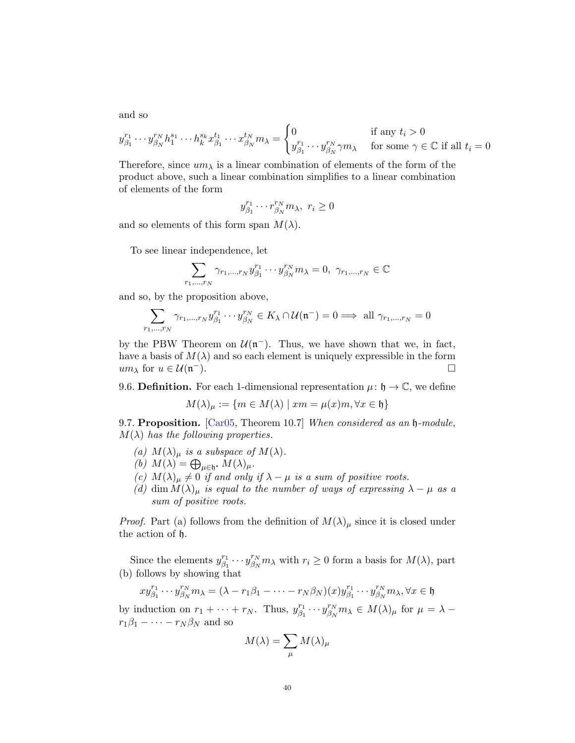and so

$$y_{\beta_1}^{r_1} \cdots y_{\beta_N}^{r_N} h_1^{s_1} \cdots h_k^{s_k} x_{\beta_1}^{t_1} \cdots x_{\beta_N}^{t_N} m_\lambda = \begin{cases} 0 & \text{if any } t_i > 0 \\ y_{\beta_1}^{r_1} \cdots y_{\beta_N}^{r_N} \gamma m_\lambda & \text{for some } \gamma \in \mathbb{C} \text{ if all } t_i = 0 \end{cases}$$

Therefore, since $um_\lambda$ is a linear combination of elements of the form of the product above, such a linear combination simplifies to a linear combination of elements of the form

$$y_{\beta_1}^{r_1} \cdots r_{\beta_N}^{r_N} m_\lambda, \; r_i \geq 0$$

and so elements of this form span $M(\lambda)$.

To see linear independence, let

$$\sum_{r_1,\ldots,r_N} \gamma_{r_1,\ldots,r_N} y_{\beta_1}^{r_1} \cdots y_{\beta_N}^{r_N} m_\lambda = 0, \; \gamma_{r_1,\ldots,r_N} \in \mathbb{C}$$

and so, by the proposition above,

$$\sum_{r_1,\ldots,r_N} \gamma_{r_1,\ldots,r_N} y_{\beta_1}^{r_1} \cdots y_{\beta_N}^{r_N} \in K_\lambda \cap \mathcal{U}(\mathfrak{n}^-) = 0 \Longrightarrow \text{ all } \gamma_{r_1,\ldots,r_N} = 0$$

by the PBW Theorem on $\mathcal{U}(\mathfrak{n}^-)$. Thus, we have shown that we, in fact, have a basis of $M(\lambda)$ and so each element is uniquely expressible in the form $um_\lambda$ for $u \in \mathcal{U}(\mathfrak{n}^-)$. $\square$

9.6. **Definition.** For each 1-dimensional representation $\mu \colon \mathfrak{h} \to \mathbb{C}$, we define

$$M(\lambda)_\mu := \{m \in M(\lambda) \mid xm = \mu(x)m, \forall x \in \mathfrak{h}\}$$

9.7. **Proposition.** [Car05, Theorem 10.7] *When considered as an $\mathfrak{h}$-module, $M(\lambda)$ has the following properties.*

*(a) $M(\lambda)_\mu$ is a subspace of $M(\lambda)$.*
*(b) $M(\lambda) = \bigoplus_{\mu \in \mathfrak{h}^*} M(\lambda)_\mu$.*
*(c) $M(\lambda)_\mu \neq 0$ if and only if $\lambda - \mu$ is a sum of positive roots.*
*(d) $\dim M(\lambda)_\mu$ is equal to the number of ways of expressing $\lambda - \mu$ as a sum of positive roots.*

*Proof.* Part (a) follows from the definition of $M(\lambda)_\mu$ since it is closed under the action of $\mathfrak{h}$.

Since the elements $y_{\beta_1}^{r_1} \cdots y_{\beta_N}^{r_N} m_\lambda$ with $r_i \geq 0$ form a basis for $M(\lambda)$, part (b) follows by showing that

$$xy_{\beta_1}^{r_1} \cdots y_{\beta_N}^{r_N} m_\lambda = (\lambda - r_1\beta_1 - \cdots - r_N\beta_N)(x) y_{\beta_1}^{r_1} \cdots y_{\beta_N}^{r_N} m_\lambda, \forall x \in \mathfrak{h}$$

by induction on $r_1 + \cdots + r_N$. Thus, $y_{\beta_1}^{r_1} \cdots y_{\beta_N}^{r_N} m_\lambda \in M(\lambda)_\mu$ for $\mu = \lambda - r_1\beta_1 - \cdots - r_N\beta_N$ and so

$$M(\lambda) = \sum_\mu M(\lambda)_\mu$$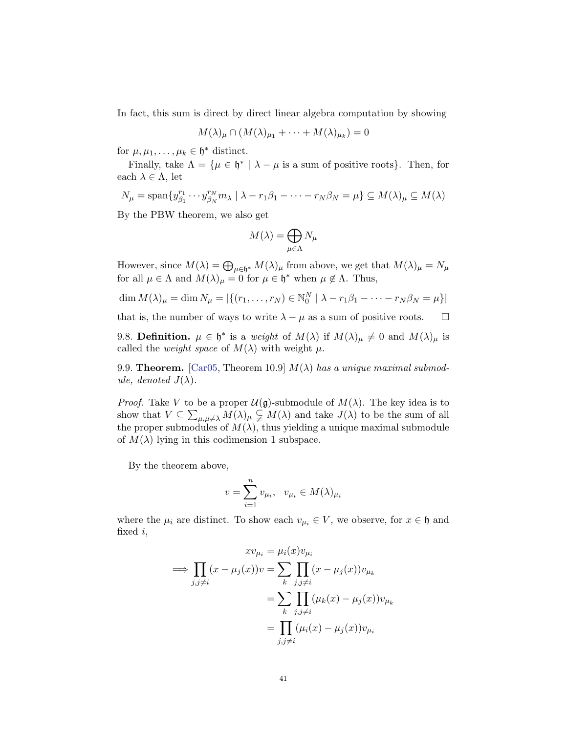In fact, this sum is direct by direct linear algebra computation by showing

$$M(\lambda)_\mu \cap (M(\lambda)_{\mu_1} + \cdots + M(\lambda)_{\mu_k}) = 0$$

for $\mu, \mu_1, \ldots, \mu_k \in \mathfrak{h}^*$ distinct.

Finally, take $\Lambda = \{\mu \in \mathfrak{h}^* \mid \lambda - \mu \text{ is a sum of positive roots}\}$. Then, for each $\lambda \in \Lambda$, let

$$N_\mu = \operatorname{span}\{y_{\beta_1}^{r_1} \cdots y_{\beta_N}^{r_N} m_\lambda \mid \lambda - r_1\beta_1 - \cdots - r_N\beta_N = \mu\} \subseteq M(\lambda)_\mu \subseteq M(\lambda)$$

By the PBW theorem, we also get

$$M(\lambda) = \bigoplus_{\mu \in \Lambda} N_\mu$$

However, since $M(\lambda) = \bigoplus_{\mu \in \mathfrak{h}^*} M(\lambda)_\mu$ from above, we get that $M(\lambda)_\mu = N_\mu$ for all $\mu \in \Lambda$ and $M(\lambda)_\mu = 0$ for $\mu \in \mathfrak{h}^*$ when $\mu \notin \Lambda$. Thus,

$$\dim M(\lambda)_\mu = \dim N_\mu = |\{(r_1, \ldots, r_N) \in \mathbb{N}_0^N \mid \lambda - r_1\beta_1 - \cdots - r_N\beta_N = \mu\}|$$

that is, the number of ways to write $\lambda - \mu$ as a sum of positive roots. $\square$

9.8. **Definition.** $\mu \in \mathfrak{h}^*$ is a *weight* of $M(\lambda)$ if $M(\lambda)_\mu \neq 0$ and $M(\lambda)_\mu$ is called the *weight space* of $M(\lambda)$ with weight $\mu$.

9.9. **Theorem.** [Car05, Theorem 10.9] *$M(\lambda)$ has a unique maximal submodule, denoted $J(\lambda)$.*

*Proof.* Take $V$ to be a proper $\mathcal{U}(\mathfrak{g})$-submodule of $M(\lambda)$. The key idea is to show that $V \subseteq \sum_{\mu, \mu \neq \lambda} M(\lambda)_\mu \subsetneq M(\lambda)$ and take $J(\lambda)$ to be the sum of all the proper submodules of $M(\lambda)$, thus yielding a unique maximal submodule of $M(\lambda)$ lying in this codimension 1 subspace.

By the theorem above,

$$v = \sum_{i=1}^{n} v_{\mu_i}, \quad v_{\mu_i} \in M(\lambda)_{\mu_i}$$

where the $\mu_i$ are distinct. To show each $v_{\mu_i} \in V$, we observe, for $x \in \mathfrak{h}$ and fixed $i$,

$$\begin{aligned}
x v_{\mu_i} &= \mu_i(x) v_{\mu_i} \\
\implies \prod_{j, j \neq i} (x - \mu_j(x)) v &= \sum_k \prod_{j, j \neq i} (x - \mu_j(x)) v_{\mu_k} \\
&= \sum_k \prod_{j, j \neq i} (\mu_k(x) - \mu_j(x)) v_{\mu_k} \\
&= \prod_{j, j \neq i} (\mu_i(x) - \mu_j(x)) v_{\mu_i}
\end{aligned}$$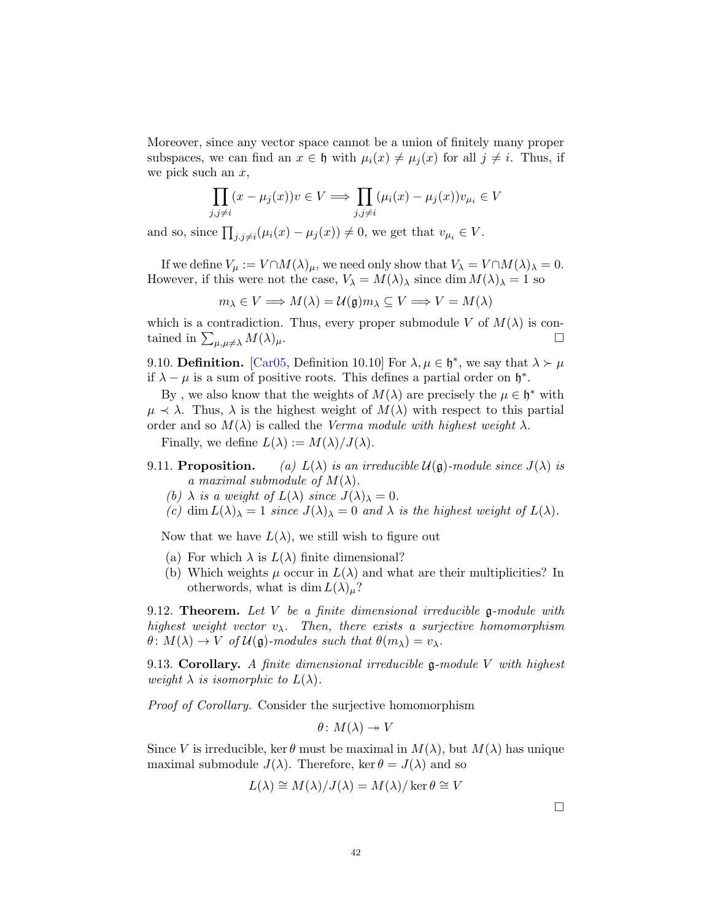Moreover, since any vector space cannot be a union of finitely many proper subspaces, we can find an $x \in \mathfrak{h}$ with $\mu_i(x) \neq \mu_j(x)$ for all $j \neq i$. Thus, if we pick such an $x$,

$$\prod_{j,j\neq i}(x - \mu_j(x))v \in V \implies \prod_{j,j\neq i}(\mu_i(x) - \mu_j(x))v_{\mu_i} \in V$$

and so, since $\prod_{j,j\neq i}(\mu_i(x) - \mu_j(x)) \neq 0$, we get that $v_{\mu_i} \in V$.

If we define $V_\mu := V \cap M(\lambda)_\mu$, we need only show that $V_\lambda = V \cap M(\lambda)_\lambda = 0$. However, if this were not the case, $V_\lambda = M(\lambda)_\lambda$ since $\dim M(\lambda)_\lambda = 1$ so

$$m_\lambda \in V \implies M(\lambda) = \mathcal{U}(\mathfrak{g})m_\lambda \subseteq V \implies V = M(\lambda)$$

which is a contradiction. Thus, every proper submodule $V$ of $M(\lambda)$ is contained in $\sum_{\mu,\mu\neq\lambda} M(\lambda)_\mu$. □

9.10. **Definition.** [Car05, Definition 10.10] For $\lambda, \mu \in \mathfrak{h}^*$, we say that $\lambda \succ \mu$ if $\lambda - \mu$ is a sum of positive roots. This defines a partial order on $\mathfrak{h}^*$.

By , we also know that the weights of $M(\lambda)$ are precisely the $\mu \in \mathfrak{h}^*$ with $\mu \prec \lambda$. Thus, $\lambda$ is the highest weight of $M(\lambda)$ with respect to this partial order and so $M(\lambda)$ is called the *Verma module with highest weight* $\lambda$.

Finally, we define $L(\lambda) := M(\lambda)/J(\lambda)$.

9.11. **Proposition.** *(a) $L(\lambda)$ is an irreducible $\mathcal{U}(\mathfrak{g})$-module since $J(\lambda)$ is a maximal submodule of $M(\lambda)$.*

*(b) $\lambda$ is a weight of $L(\lambda)$ since $J(\lambda)_\lambda = 0$.*

*(c) $\dim L(\lambda)_\lambda = 1$ since $J(\lambda)_\lambda = 0$ and $\lambda$ is the highest weight of $L(\lambda)$.*

Now that we have $L(\lambda)$, we still wish to figure out

(a) For which $\lambda$ is $L(\lambda)$ finite dimensional?
(b) Which weights $\mu$ occur in $L(\lambda)$ and what are their multiplicities? In otherwords, what is $\dim L(\lambda)_\mu$?

9.12. **Theorem.** *Let $V$ be a finite dimensional irreducible $\mathfrak{g}$-module with highest weight vector $v_\lambda$. Then, there exists a surjective homomorphism $\theta\colon M(\lambda) \to V$ of $\mathcal{U}(\mathfrak{g})$-modules such that $\theta(m_\lambda) = v_\lambda$.*

9.13. **Corollary.** *A finite dimensional irreducible $\mathfrak{g}$-module $V$ with highest weight $\lambda$ is isomorphic to $L(\lambda)$.*

*Proof of Corollary.* Consider the surjective homomorphism

$$\theta\colon M(\lambda) \twoheadrightarrow V$$

Since $V$ is irreducible, $\ker\theta$ must be maximal in $M(\lambda)$, but $M(\lambda)$ has unique maximal submodule $J(\lambda)$. Therefore, $\ker\theta = J(\lambda)$ and so

$$L(\lambda) \cong M(\lambda)/J(\lambda) = M(\lambda)/\ker\theta \cong V$$

□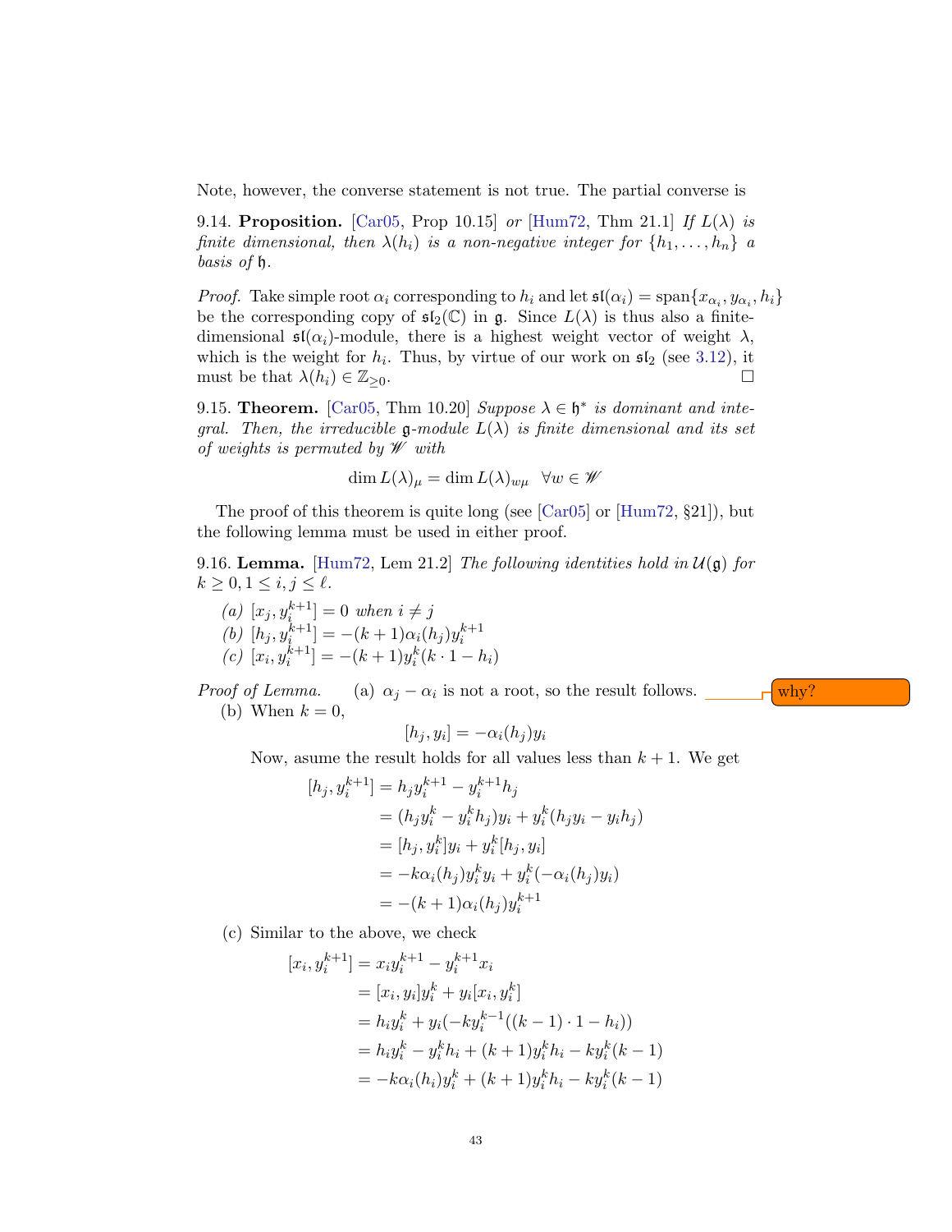Note, however, the converse statement is not true. The partial converse is

9.14. **Proposition.** [Car05, Prop 10.15] *or* [Hum72, Thm 21.1] *If $L(\lambda)$ is finite dimensional, then $\lambda(h_i)$ is a non-negative integer for $\{h_1, \ldots, h_n\}$ a basis of $\mathfrak{h}$.*

*Proof.* Take simple root $\alpha_i$ corresponding to $h_i$ and let $\mathfrak{sl}(\alpha_i) = \operatorname{span}\{x_{\alpha_i}, y_{\alpha_i}, h_i\}$ be the corresponding copy of $\mathfrak{sl}_2(\mathbb{C})$ in $\mathfrak{g}$. Since $L(\lambda)$ is thus also a finite-dimensional $\mathfrak{sl}(\alpha_i)$-module, there is a highest weight vector of weight $\lambda$, which is the weight for $h_i$. Thus, by virtue of our work on $\mathfrak{sl}_2$ (see 3.12), it must be that $\lambda(h_i) \in \mathbb{Z}_{\geq 0}$. □

9.15. **Theorem.** [Car05, Thm 10.20] *Suppose $\lambda \in \mathfrak{h}^*$ is dominant and integral. Then, the irreducible $\mathfrak{g}$-module $L(\lambda)$ is finite dimensional and its set of weights is permuted by $\mathscr{W}$ with*

$$\dim L(\lambda)_\mu = \dim L(\lambda)_{w\mu} \quad \forall w \in \mathscr{W}$$

The proof of this theorem is quite long (see [Car05] or [Hum72, §21]), but the following lemma must be used in either proof.

9.16. **Lemma.** [Hum72, Lem 21.2] *The following identities hold in $\mathcal{U}(\mathfrak{g})$ for $k \geq 0, 1 \leq i, j \leq \ell$.*

- *(a)* $[x_j, y_i^{k+1}] = 0$ *when* $i \neq j$
- *(b)* $[h_j, y_i^{k+1}] = -(k+1)\alpha_i(h_j)y_i^{k+1}$
- *(c)* $[x_i, y_i^{k+1}] = -(k+1)y_i^k(k \cdot 1 - h_i)$

*Proof of Lemma.* (a) $\alpha_j - \alpha_i$ is not a root, so the result follows. why?

(b) When $k = 0$,

$$[h_j, y_i] = -\alpha_i(h_j)y_i$$

Now, asume the result holds for all values less than $k+1$. We get

$$\begin{aligned}
[h_j, y_i^{k+1}] &= h_j y_i^{k+1} - y_i^{k+1} h_j \\
&= (h_j y_i^k - y_i^k h_j) y_i + y_i^k (h_j y_i - y_i h_j) \\
&= [h_j, y_i^k] y_i + y_i^k [h_j, y_i] \\
&= -k\alpha_i(h_j) y_i^k y_i + y_i^k (-\alpha_i(h_j) y_i) \\
&= -(k+1)\alpha_i(h_j) y_i^{k+1}
\end{aligned}$$

(c) Similar to the above, we check

$$\begin{aligned}
[x_i, y_i^{k+1}] &= x_i y_i^{k+1} - y_i^{k+1} x_i \\
&= [x_i, y_i] y_i^k + y_i [x_i, y_i^k] \\
&= h_i y_i^k + y_i(-k y_i^{k-1}((k-1) \cdot 1 - h_i)) \\
&= h_i y_i^k - y_i^k h_i + (k+1) y_i^k h_i - k y_i^k (k-1) \\
&= -k\alpha_i(h_i) y_i^k + (k+1) y_i^k h_i - k y_i^k (k-1)
\end{aligned}$$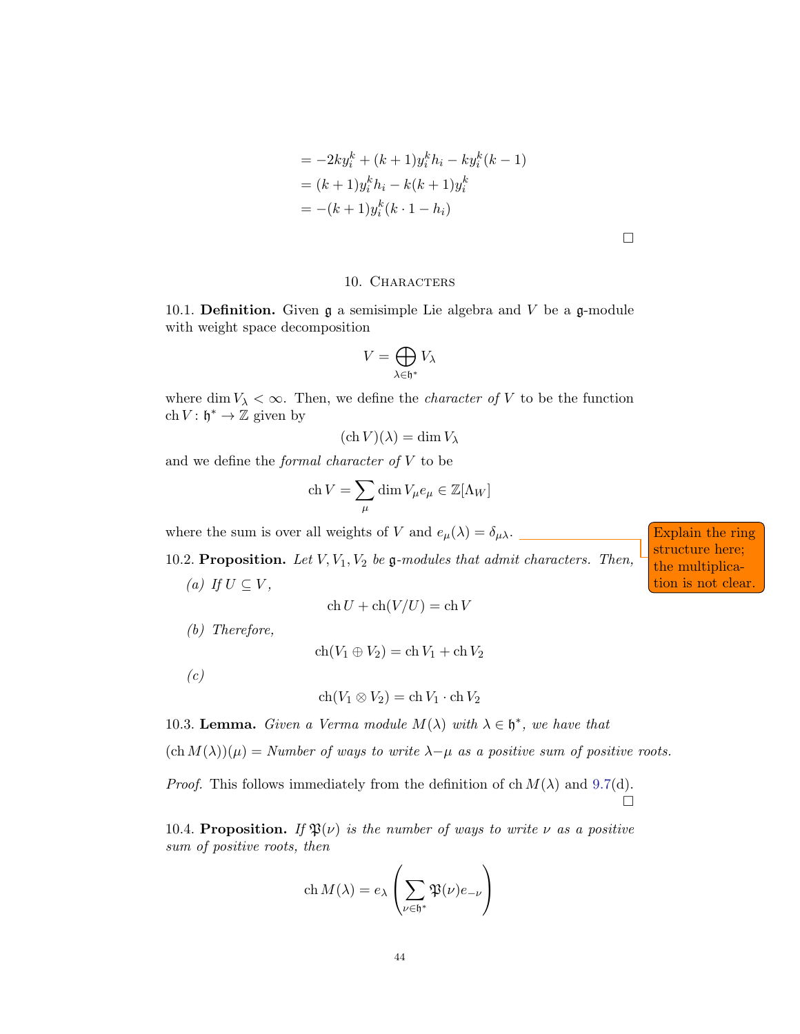$$= -2ky_i^k + (k+1)y_i^k h_i - ky_i^k(k-1)$$
$$= (k+1)y_i^k h_i - k(k+1)y_i^k$$
$$= -(k+1)y_i^k(k \cdot 1 - h_i)$$

□

## 10. Characters

**10.1. Definition.** Given $\mathfrak{g}$ a semisimple Lie algebra and $V$ be a $\mathfrak{g}$-module with weight space decomposition

$$V = \bigoplus_{\lambda \in \mathfrak{h}^*} V_\lambda$$

where $\dim V_\lambda < \infty$. Then, we define the *character of* $V$ to be the function $\operatorname{ch} V : \mathfrak{h}^* \to \mathbb{Z}$ given by

$$(\operatorname{ch} V)(\lambda) = \dim V_\lambda$$

and we define the *formal character of* $V$ to be

$$\operatorname{ch} V = \sum_\mu \dim V_\mu e_\mu \in \mathbb{Z}[\Lambda_W]$$

where the sum is over all weights of $V$ and $e_\mu(\lambda) = \delta_{\mu\lambda}$.

Explain the ring structure here; the multiplication is not clear.

**10.2. Proposition.** *Let $V, V_1, V_2$ be $\mathfrak{g}$-modules that admit characters. Then,*

*(a) If $U \subseteq V$,*

$$\operatorname{ch} U + \operatorname{ch}(V/U) = \operatorname{ch} V$$

*(b) Therefore,*

$$\operatorname{ch}(V_1 \oplus V_2) = \operatorname{ch} V_1 + \operatorname{ch} V_2$$

*(c)*

$$\operatorname{ch}(V_1 \otimes V_2) = \operatorname{ch} V_1 \cdot \operatorname{ch} V_2$$

**10.3. Lemma.** *Given a Verma module $M(\lambda)$ with $\lambda \in \mathfrak{h}^*$, we have that*

$(\operatorname{ch} M(\lambda))(\mu) =$ *Number of ways to write $\lambda - \mu$ as a positive sum of positive roots.*

*Proof.* This follows immediately from the definition of $\operatorname{ch} M(\lambda)$ and 9.7(d). □

**10.4. Proposition.** *If $\mathfrak{P}(\nu)$ is the number of ways to write $\nu$ as a positive sum of positive roots, then*

$$\operatorname{ch} M(\lambda) = e_\lambda \left( \sum_{\nu \in \mathfrak{h}^*} \mathfrak{P}(\nu) e_{-\nu} \right)$$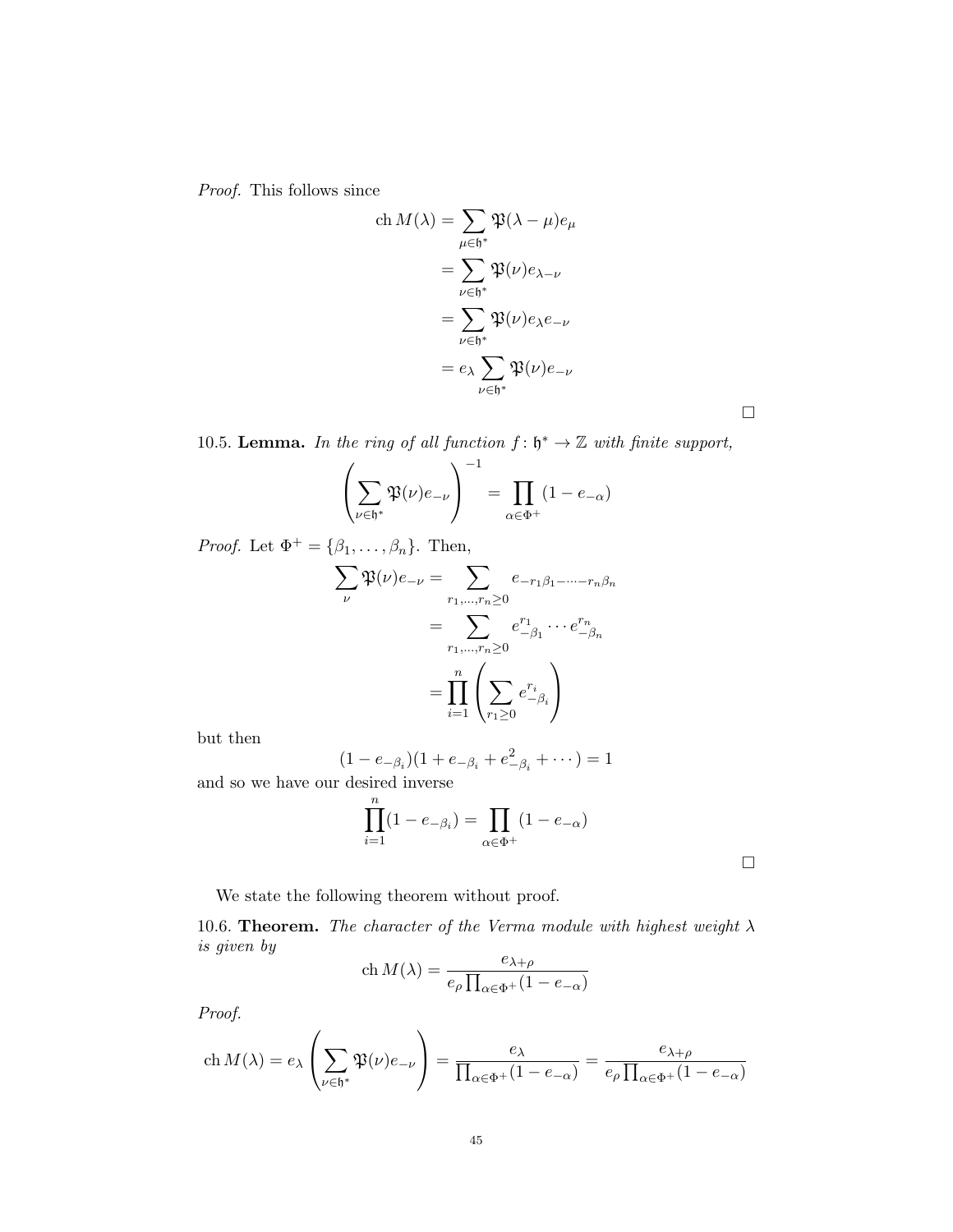*Proof.* This follows since

$$
\begin{aligned}
\operatorname{ch} M(\lambda) &= \sum_{\mu \in \mathfrak{h}^*} \mathfrak{P}(\lambda - \mu) e_\mu \\
&= \sum_{\nu \in \mathfrak{h}^*} \mathfrak{P}(\nu) e_{\lambda - \nu} \\
&= \sum_{\nu \in \mathfrak{h}^*} \mathfrak{P}(\nu) e_\lambda e_{-\nu} \\
&= e_\lambda \sum_{\nu \in \mathfrak{h}^*} \mathfrak{P}(\nu) e_{-\nu}
\end{aligned}
$$

□

10.5. **Lemma.** *In the ring of all function $f \colon \mathfrak{h}^* \to \mathbb{Z}$ with finite support,*

$$
\left( \sum_{\nu \in \mathfrak{h}^*} \mathfrak{P}(\nu) e_{-\nu} \right)^{-1} = \prod_{\alpha \in \Phi^+} (1 - e_{-\alpha})
$$

*Proof.* Let $\Phi^+ = \{\beta_1, \ldots, \beta_n\}$. Then,

$$
\begin{aligned}
\sum_{\nu} \mathfrak{P}(\nu) e_{-\nu} &= \sum_{r_1, \ldots, r_n \geq 0} e_{-r_1\beta_1 - \cdots - r_n\beta_n} \\
&= \sum_{r_1, \ldots, r_n \geq 0} e_{-\beta_1}^{r_1} \cdots e_{-\beta_n}^{r_n} \\
&= \prod_{i=1}^{n} \left( \sum_{r_1 \geq 0} e_{-\beta_i}^{r_i} \right)
\end{aligned}
$$

but then

$$
(1 - e_{-\beta_i})(1 + e_{-\beta_i} + e_{-\beta_i}^2 + \cdots) = 1
$$

and so we have our desired inverse

$$
\prod_{i=1}^{n} (1 - e_{-\beta_i}) = \prod_{\alpha \in \Phi^+} (1 - e_{-\alpha})
$$

□

We state the following theorem without proof.

10.6. **Theorem.** *The character of the Verma module with highest weight $\lambda$ is given by*

$$
\operatorname{ch} M(\lambda) = \frac{e_{\lambda + \rho}}{e_\rho \prod_{\alpha \in \Phi^+} (1 - e_{-\alpha})}
$$

*Proof.*

$$
\operatorname{ch} M(\lambda) = e_\lambda \left( \sum_{\nu \in \mathfrak{h}^*} \mathfrak{P}(\nu) e_{-\nu} \right) = \frac{e_\lambda}{\prod_{\alpha \in \Phi^+} (1 - e_{-\alpha})} = \frac{e_{\lambda + \rho}}{e_\rho \prod_{\alpha \in \Phi^+} (1 - e_{-\alpha})}
$$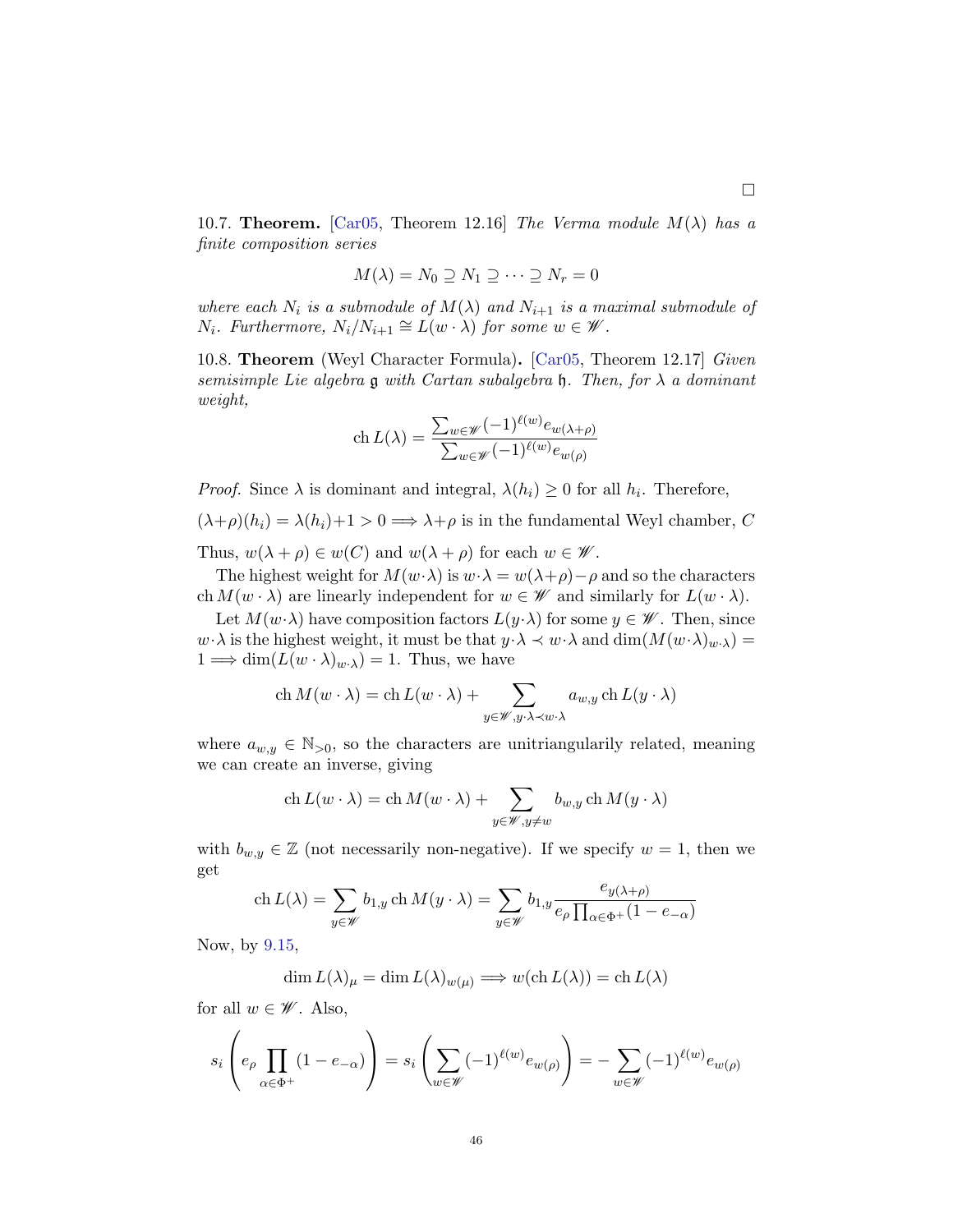□

10.7. **Theorem.** [Car05, Theorem 12.16] *The Verma module $M(\lambda)$ has a finite composition series*

$$M(\lambda) = N_0 \supseteq N_1 \supseteq \cdots \supseteq N_r = 0$$

*where each $N_i$ is a submodule of $M(\lambda)$ and $N_{i+1}$ is a maximal submodule of $N_i$. Furthermore, $N_i/N_{i+1} \cong L(w \cdot \lambda)$ for some $w \in \mathscr{W}$.*

10.8. **Theorem** (Weyl Character Formula)**.** [Car05, Theorem 12.17] *Given semisimple Lie algebra $\mathfrak{g}$ with Cartan subalgebra $\mathfrak{h}$. Then, for $\lambda$ a dominant weight,*

$$\operatorname{ch} L(\lambda) = \frac{\sum_{w \in \mathscr{W}} (-1)^{\ell(w)} e_{w(\lambda+\rho)}}{\sum_{w \in \mathscr{W}} (-1)^{\ell(w)} e_{w(\rho)}}$$

*Proof.* Since $\lambda$ is dominant and integral, $\lambda(h_i) \geq 0$ for all $h_i$. Therefore,

$(\lambda+\rho)(h_i) = \lambda(h_i)+1 > 0 \implies \lambda+\rho$ is in the fundamental Weyl chamber, $C$

Thus, $w(\lambda + \rho) \in w(C)$ and $w(\lambda + \rho)$ for each $w \in \mathscr{W}$.

The highest weight for $M(w \cdot \lambda)$ is $w \cdot \lambda = w(\lambda+\rho) - \rho$ and so the characters $\operatorname{ch} M(w \cdot \lambda)$ are linearly independent for $w \in \mathscr{W}$ and similarly for $L(w \cdot \lambda)$.

Let $M(w \cdot \lambda)$ have composition factors $L(y \cdot \lambda)$ for some $y \in \mathscr{W}$. Then, since $w \cdot \lambda$ is the highest weight, it must be that $y \cdot \lambda \prec w \cdot \lambda$ and $\dim(M(w \cdot \lambda)_{w \cdot \lambda}) = 1 \implies \dim(L(w \cdot \lambda)_{w \cdot \lambda}) = 1$. Thus, we have

$$\operatorname{ch} M(w \cdot \lambda) = \operatorname{ch} L(w \cdot \lambda) + \sum_{y \in \mathscr{W}, y \cdot \lambda \prec w \cdot \lambda} a_{w,y} \operatorname{ch} L(y \cdot \lambda)$$

where $a_{w,y} \in \mathbb{N}_{>0}$, so the characters are unitriangularly related, meaning we can create an inverse, giving

$$\operatorname{ch} L(w \cdot \lambda) = \operatorname{ch} M(w \cdot \lambda) + \sum_{y \in \mathscr{W}, y \neq w} b_{w,y} \operatorname{ch} M(y \cdot \lambda)$$

with $b_{w,y} \in \mathbb{Z}$ (not necessarily non-negative). If we specify $w = 1$, then we get

$$\operatorname{ch} L(\lambda) = \sum_{y \in \mathscr{W}} b_{1,y} \operatorname{ch} M(y \cdot \lambda) = \sum_{y \in \mathscr{W}} b_{1,y} \frac{e_{y(\lambda+\rho)}}{e_\rho \prod_{\alpha \in \Phi^+}(1 - e_{-\alpha})}$$

Now, by 9.15,

$$\dim L(\lambda)_\mu = \dim L(\lambda)_{w(\mu)} \implies w(\operatorname{ch} L(\lambda)) = \operatorname{ch} L(\lambda)$$

for all $w \in \mathscr{W}$. Also,

$$s_i \left( e_\rho \prod_{\alpha \in \Phi^+} (1 - e_{-\alpha}) \right) = s_i \left( \sum_{w \in \mathscr{W}} (-1)^{\ell(w)} e_{w(\rho)} \right) = - \sum_{w \in \mathscr{W}} (-1)^{\ell(w)} e_{w(\rho)}$$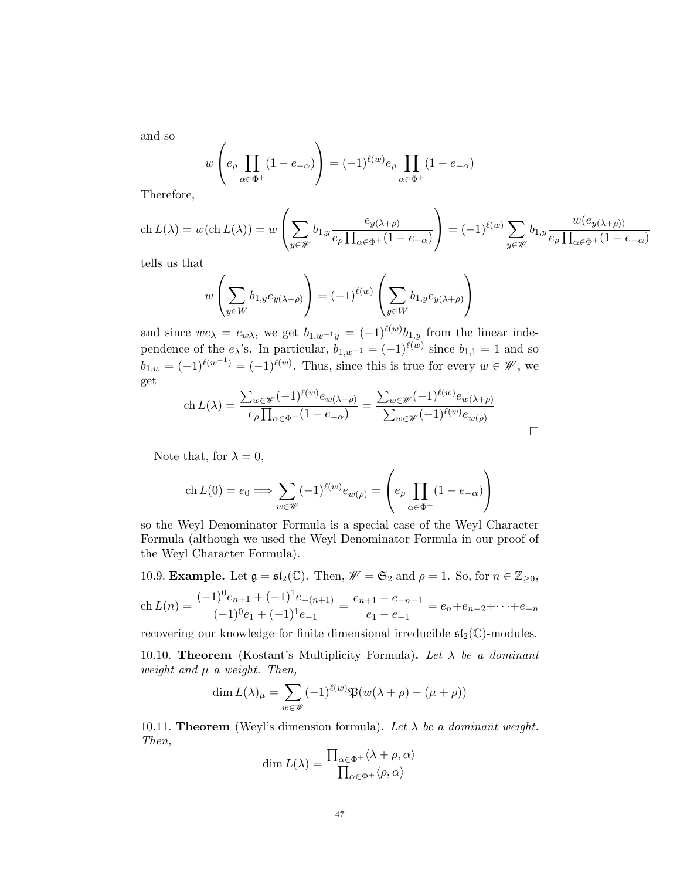and so

$$w\left(e_\rho \prod_{\alpha\in\Phi^+}(1-e_{-\alpha})\right) = (-1)^{\ell(w)} e_\rho \prod_{\alpha\in\Phi^+}(1-e_{-\alpha})$$

Therefore,

$$\operatorname{ch} L(\lambda) = w(\operatorname{ch} L(\lambda)) = w\left(\sum_{y\in\mathscr{W}} b_{1,y}\frac{e_{y(\lambda+\rho)}}{e_\rho\prod_{\alpha\in\Phi^+}(1-e_{-\alpha})}\right) = (-1)^{\ell(w)}\sum_{y\in\mathscr{W}} b_{1,y}\frac{w(e_{y(\lambda+\rho)})}{e_\rho\prod_{\alpha\in\Phi^+}(1-e_{-\alpha})}$$

tells us that

$$w\left(\sum_{y\in W} b_{1,y}e_{y(\lambda+\rho)}\right) = (-1)^{\ell(w)}\left(\sum_{y\in W} b_{1,y}e_{y(\lambda+\rho)}\right)$$

and since $we_\lambda = e_{w\lambda}$, we get $b_{1,w^{-1}y} = (-1)^{\ell(w)}b_{1,y}$ from the linear independence of the $e_\lambda$'s. In particular, $b_{1,w^{-1}} = (-1)^{\ell(w)}$ since $b_{1,1}=1$ and so $b_{1,w} = (-1)^{\ell(w^{-1})} = (-1)^{\ell(w)}$. Thus, since this is true for every $w\in\mathscr{W}$, we get

$$\operatorname{ch} L(\lambda) = \frac{\sum_{w\in\mathscr{W}}(-1)^{\ell(w)}e_{w(\lambda+\rho)}}{e_\rho\prod_{\alpha\in\Phi^+}(1-e_{-\alpha})} = \frac{\sum_{w\in\mathscr{W}}(-1)^{\ell(w)}e_{w(\lambda+\rho)}}{\sum_{w\in\mathscr{W}}(-1)^{\ell(w)}e_{w(\rho)}}$$

□

Note that, for $\lambda = 0$,

$$\operatorname{ch} L(0) = e_0 \Longrightarrow \sum_{w\in\mathscr{W}}(-1)^{\ell(w)}e_{w(\rho)} = \left(e_\rho\prod_{\alpha\in\Phi^+}(1-e_{-\alpha})\right)$$

so the Weyl Denominator Formula is a special case of the Weyl Character Formula (although we used the Weyl Denominator Formula in our proof of the Weyl Character Formula).

10.9. **Example.** Let $\mathfrak{g} = \mathfrak{sl}_2(\mathbb{C})$. Then, $\mathscr{W} = \mathfrak{S}_2$ and $\rho = 1$. So, for $n\in\mathbb{Z}_{\geq 0}$,

$$\operatorname{ch} L(n) = \frac{(-1)^0 e_{n+1} + (-1)^1 e_{-(n+1)}}{(-1)^0 e_1 + (-1)^1 e_{-1}} = \frac{e_{n+1}-e_{-n-1}}{e_1 - e_{-1}} = e_n + e_{n-2} + \cdots + e_{-n}$$

recovering our knowledge for finite dimensional irreducible $\mathfrak{sl}_2(\mathbb{C})$-modules.

10.10. **Theorem** (Kostant's Multiplicity Formula)**.** *Let $\lambda$ be a dominant weight and $\mu$ a weight. Then,*

$$\dim L(\lambda)_\mu = \sum_{w\in\mathscr{W}}(-1)^{\ell(w)}\mathfrak{P}(w(\lambda+\rho)-(\mu+\rho))$$

10.11. **Theorem** (Weyl's dimension formula)**.** *Let $\lambda$ be a dominant weight. Then,*

$$\dim L(\lambda) = \frac{\prod_{\alpha\in\Phi^+}\langle\lambda+\rho,\alpha\rangle}{\prod_{\alpha\in\Phi^+}\langle\rho,\alpha\rangle}$$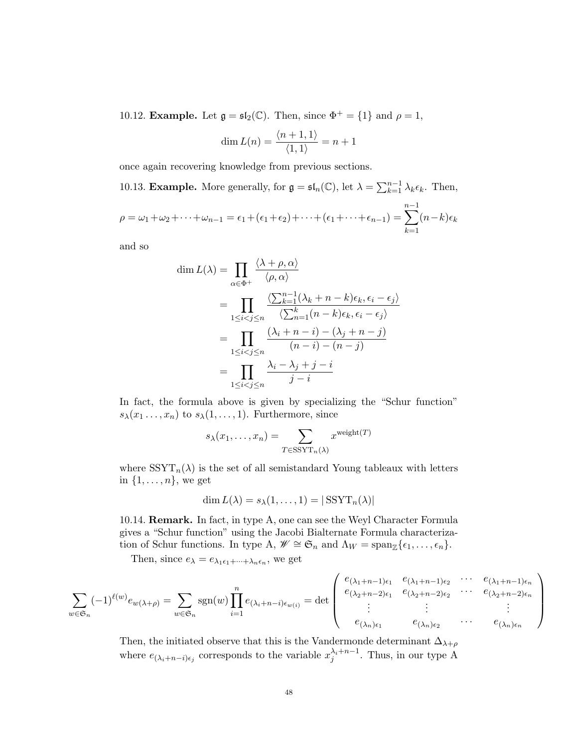10.12. **Example.** Let $\mathfrak{g} = \mathfrak{sl}_2(\mathbb{C})$. Then, since $\Phi^+ = \{1\}$ and $\rho = 1$,

$$\dim L(n) = \frac{\langle n+1, 1\rangle}{\langle 1, 1\rangle} = n + 1$$

once again recovering knowledge from previous sections.

10.13. **Example.** More generally, for $\mathfrak{g} = \mathfrak{sl}_n(\mathbb{C})$, let $\lambda = \sum_{k=1}^{n-1} \lambda_k \epsilon_k$. Then,

$$\rho = \omega_1 + \omega_2 + \cdots + \omega_{n-1} = \epsilon_1 + (\epsilon_1 + \epsilon_2) + \cdots + (\epsilon_1 + \cdots + \epsilon_{n-1}) = \sum_{k=1}^{n-1} (n-k)\epsilon_k$$

and so

$$\begin{aligned}
\dim L(\lambda) &= \prod_{\alpha \in \Phi^+} \frac{\langle \lambda + \rho, \alpha \rangle}{\langle \rho, \alpha \rangle} \\
&= \prod_{1 \le i < j \le n} \frac{\langle \sum_{k=1}^{n-1} (\lambda_k + n - k)\epsilon_k, \epsilon_i - \epsilon_j \rangle}{\langle \sum_{n=1}^{k} (n-k)\epsilon_k, \epsilon_i - \epsilon_j \rangle} \\
&= \prod_{1 \le i < j \le n} \frac{(\lambda_i + n - i) - (\lambda_j + n - j)}{(n-i) - (n-j)} \\
&= \prod_{1 \le i < j \le n} \frac{\lambda_i - \lambda_j + j - i}{j - i}
\end{aligned}$$

In fact, the formula above is given by specializing the "Schur function" $s_\lambda(x_1 \ldots, x_n)$ to $s_\lambda(1, \ldots, 1)$. Furthermore, since

$$s_\lambda(x_1, \ldots, x_n) = \sum_{T \in \mathrm{SSYT}_n(\lambda)} x^{\mathrm{weight}(T)}$$

where $\mathrm{SSYT}_n(\lambda)$ is the set of all semistandard Young tableaux with letters in $\{1, \ldots, n\}$, we get

$$\dim L(\lambda) = s_\lambda(1, \ldots, 1) = |\,\mathrm{SSYT}_n(\lambda)|$$

10.14. **Remark.** In fact, in type A, one can see the Weyl Character Formula gives a "Schur function" using the Jacobi Bialternate Formula characterization of Schur functions. In type A, $\mathscr{W} \cong \mathfrak{S}_n$ and $\Lambda_W = \mathrm{span}_{\mathbb{Z}}\{\epsilon_1, \ldots, \epsilon_n\}$.

Then, since $e_\lambda = e_{\lambda_1\epsilon_1 + \cdots + \lambda_n\epsilon_n}$, we get

$$\sum_{w \in \mathfrak{S}_n} (-1)^{\ell(w)} e_{w(\lambda+\rho)} = \sum_{w \in \mathfrak{S}_n} \mathrm{sgn}(w) \prod_{i=1}^{n} e_{(\lambda_i + n - i)\epsilon_{w(i)}} = \det \begin{pmatrix} e_{(\lambda_1+n-1)\epsilon_1} & e_{(\lambda_1+n-1)\epsilon_2} & \cdots & e_{(\lambda_1+n-1)\epsilon_n} \\ e_{(\lambda_2+n-2)\epsilon_1} & e_{(\lambda_2+n-2)\epsilon_2} & \cdots & e_{(\lambda_2+n-2)\epsilon_n} \\ \vdots & \vdots & & \vdots \\ e_{(\lambda_n)\epsilon_1} & e_{(\lambda_n)\epsilon_2} & \cdots & e_{(\lambda_n)\epsilon_n} \end{pmatrix}$$

Then, the initiated observe that this is the Vandermonde determinant $\Delta_{\lambda+\rho}$ where $e_{(\lambda_i+n-i)\epsilon_j}$ corresponds to the variable $x_j^{\lambda_i+n-1}$. Thus, in our type A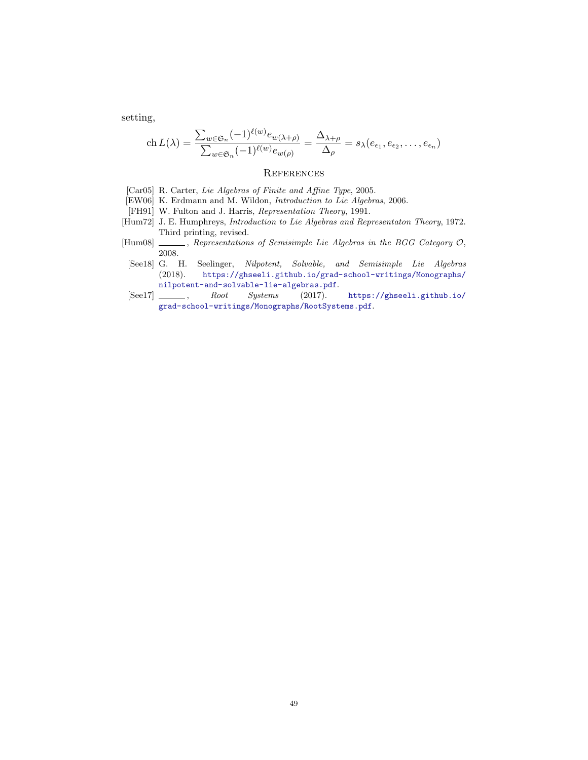setting,

$$\operatorname{ch} L(\lambda) = \frac{\sum_{w \in \mathfrak{S}_n} (-1)^{\ell(w)} e_{w(\lambda+\rho)}}{\sum_{w \in \mathfrak{S}_n} (-1)^{\ell(w)} e_{w(\rho)}} = \frac{\Delta_{\lambda+\rho}}{\Delta_\rho} = s_\lambda(e_{\epsilon_1}, e_{\epsilon_2}, \ldots, e_{\epsilon_n})$$

## References

- [Car05] R. Carter, *Lie Algebras of Finite and Affine Type*, 2005.
- [EW06] K. Erdmann and M. Wildon, *Introduction to Lie Algebras*, 2006.
- [FH91] W. Fulton and J. Harris, *Representation Theory*, 1991.
- [Hum72] J. E. Humphreys, *Introduction to Lie Algebras and Representaton Theory*, 1972. Third printing, revised.
- [Hum08] ______, *Representations of Semisimple Lie Algebras in the BGG Category $\mathcal{O}$*, 2008.
- [See18] G. H. Seelinger, *Nilpotent, Solvable, and Semisimple Lie Algebras* (2018). https://ghseeli.github.io/grad-school-writings/Monographs/nilpotent-and-solvable-lie-algebras.pdf.
- [See17] ______, *Root Systems* (2017). https://ghseeli.github.io/grad-school-writings/Monographs/RootSystems.pdf.